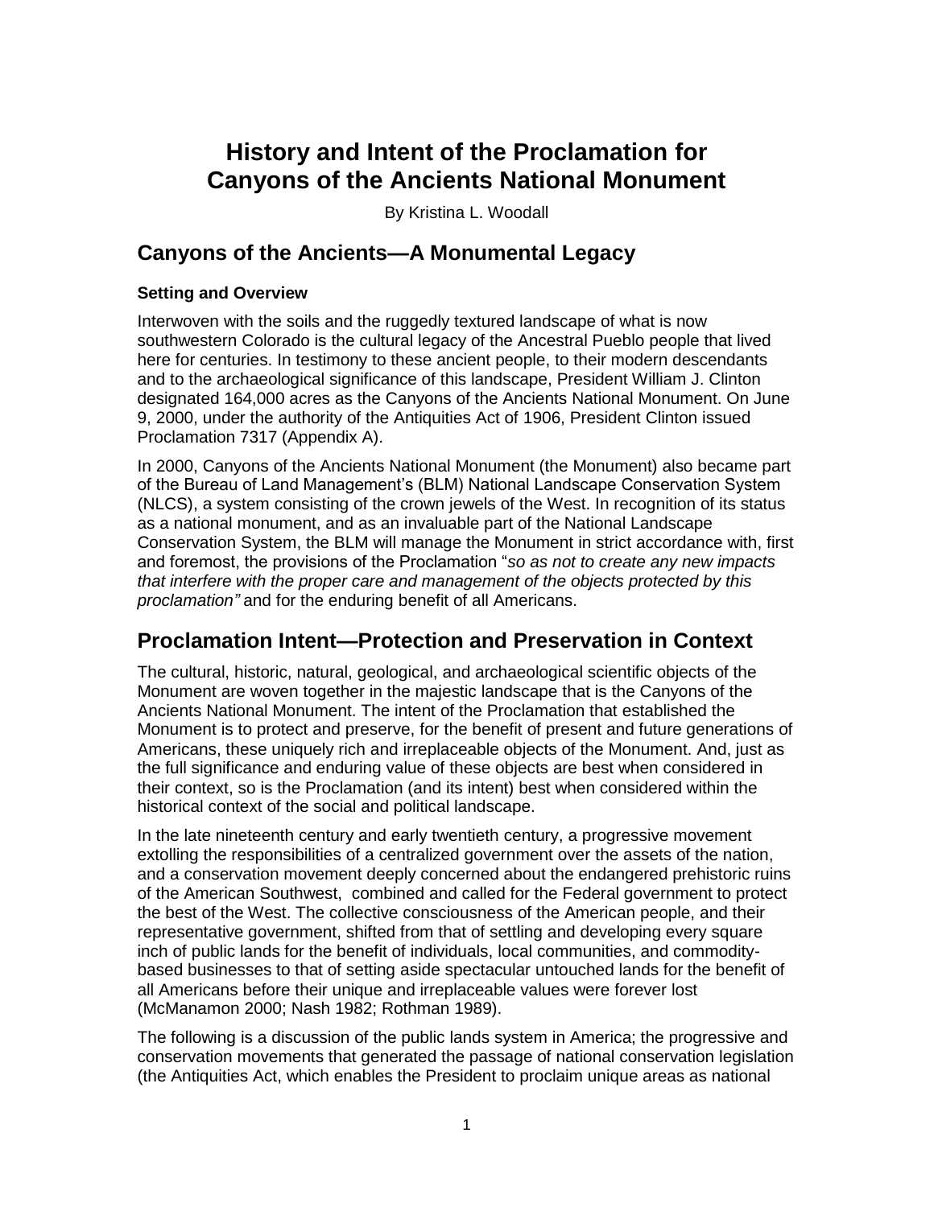# History and Intent of the Proclamation for Canyons of the Ancients National Monument

By Kristina L. Woodall

## Canyons of the Ancients—A Monumental Legacy

### Setting and Overview

Interwoven with the soils and the ruggedly textured landscape of what is now southwestern Colorado is the cultural legacy of the Ancestral Pueblo people that lived here for centuries. In testimony to these ancient people, to their modern descendants and to the archaeological significance of this landscape, President William J. Clinton designated 164,000 acres as the Canyons of the Ancients National Monument. On June 9, 2000, under the authority of the Antiquities Act of 1906, President Clinton issued Proclamation 7317 (Appendix A).

In 2000, Canyons of the Ancients National Monument (the Monument) also became part of the Bureau of Land Management's (BLM) National Landscape Conservation System (NLCS), a system consisting of the crown jewels of the West. In recognition of its status as a national monument, and as an invaluable part of the National Landscape Conservation System, the BLM will manage the Monument in strict accordance with, first and foremost, the provisions of the Proclamation "*so as not to create any new impacts that interfere with the proper care and management of the objects protected by this proclamation"* and for the enduring benefit of all Americans.

## Proclamation Intent—Protection and Preservation in Context

The cultural, historic, natural, geological, and archaeological scientific objects of the Monument are woven together in the majestic landscape that is the Canyons of the Ancients National Monument. The intent of the Proclamation that established the Monument is to protect and preserve, for the benefit of present and future generations of Americans, these uniquely rich and irreplaceable objects of the Monument. And, just as the full significance and enduring value of these objects are best when considered in their context, so is the Proclamation (and its intent) best when considered within the historical context of the social and political landscape.

In the late nineteenth century and early twentieth century, a progressive movement extolling the responsibilities of a centralized government over the assets of the nation, and a conservation movement deeply concerned about the endangered prehistoric ruins of the American Southwest, combined and called for the Federal government to protect the best of the West. The collective consciousness of the American people, and their representative government, shifted from that of settling and developing every square inch of public lands for the benefit of individuals, local communities, and commodity-based businesses to that of setting aside spectacular untouched lands for the benefit of all Americans before their unique and irreplaceable values were forever lost (McManamon 2000; Nash 1982; Rothman 1989).

The following is a discussion of the public lands system in America; the progressive and conservation movements that generated the passage of national conservation legislation (the Antiquities Act, which enables the President to proclaim unique areas as national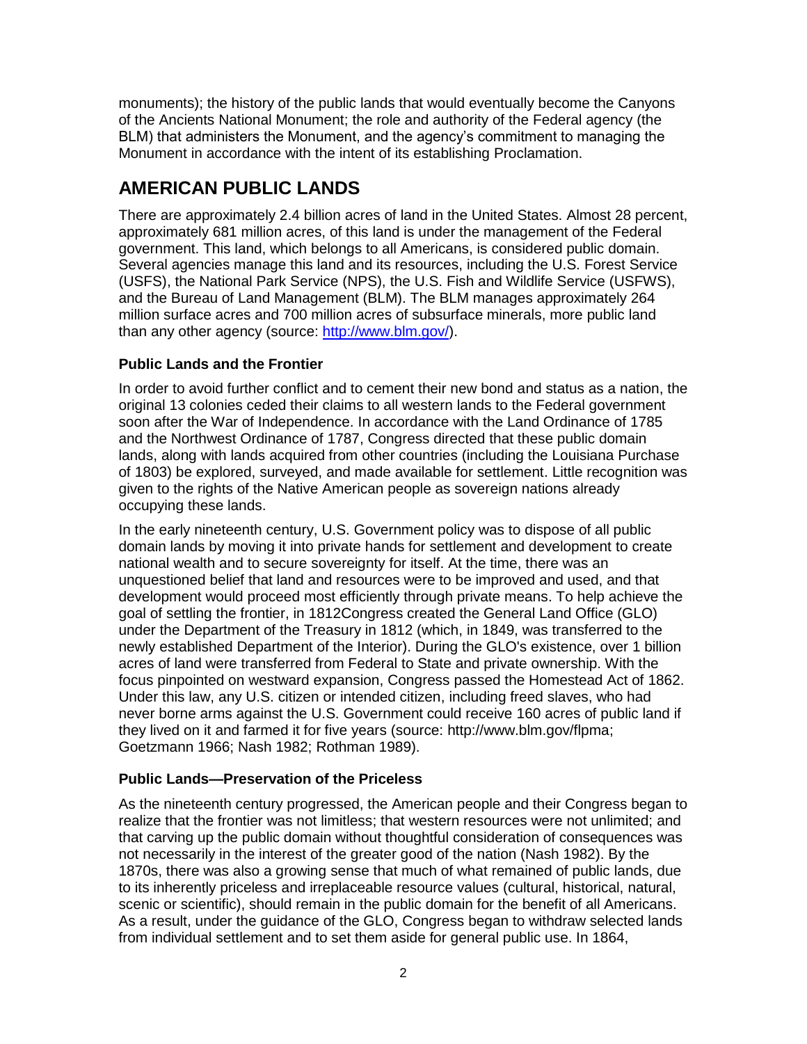monuments); the history of the public lands that would eventually become the Canyons of the Ancients National Monument; the role and authority of the Federal agency (the BLM) that administers the Monument, and the agency's commitment to managing the Monument in accordance with the intent of its establishing Proclamation.

## AMERICAN PUBLIC LANDS

There are approximately 2.4 billion acres of land in the United States. Almost 28 percent, approximately 681 million acres, of this land is under the management of the Federal government. This land, which belongs to all Americans, is considered public domain. Several agencies manage this land and its resources, including the U.S. Forest Service (USFS), the National Park Service (NPS), the U.S. Fish and Wildlife Service (USFWS), and the Bureau of Land Management (BLM). The BLM manages approximately 264 million surface acres and 700 million acres of subsurface minerals, more public land than any other agency (source: [http://www.blm.gov/](http://www.blm.gov/)).

### Public Lands and the Frontier

In order to avoid further conflict and to cement their new bond and status as a nation, the original 13 colonies ceded their claims to all western lands to the Federal government soon after the War of Independence. In accordance with the Land Ordinance of 1785 and the Northwest Ordinance of 1787, Congress directed that these public domain lands, along with lands acquired from other countries (including the Louisiana Purchase of 1803) be explored, surveyed, and made available for settlement. Little recognition was given to the rights of the Native American people as sovereign nations already occupying these lands.

In the early nineteenth century, U.S. Government policy was to dispose of all public domain lands by moving it into private hands for settlement and development to create national wealth and to secure sovereignty for itself. At the time, there was an unquestioned belief that land and resources were to be improved and used, and that development would proceed most efficiently through private means. To help achieve the goal of settling the frontier, in 1812Congress created the General Land Office (GLO) under the Department of the Treasury in 1812 (which, in 1849, was transferred to the newly established Department of the Interior). During the GLO's existence, over 1 billion acres of land were transferred from Federal to State and private ownership. With the focus pinpointed on westward expansion, Congress passed the Homestead Act of 1862. Under this law, any U.S. citizen or intended citizen, including freed slaves, who had never borne arms against the U.S. Government could receive 160 acres of public land if they lived on it and farmed it for five years (source: http://www.blm.gov/flpma; Goetzmann 1966; Nash 1982; Rothman 1989).

### Public Lands—Preservation of the Priceless

As the nineteenth century progressed, the American people and their Congress began to realize that the frontier was not limitless; that western resources were not unlimited; and that carving up the public domain without thoughtful consideration of consequences was not necessarily in the interest of the greater good of the nation (Nash 1982). By the 1870s, there was also a growing sense that much of what remained of public lands, due to its inherently priceless and irreplaceable resource values (cultural, historical, natural, scenic or scientific), should remain in the public domain for the benefit of all Americans. As a result, under the guidance of the GLO, Congress began to withdraw selected lands from individual settlement and to set them aside for general public use. In 1864,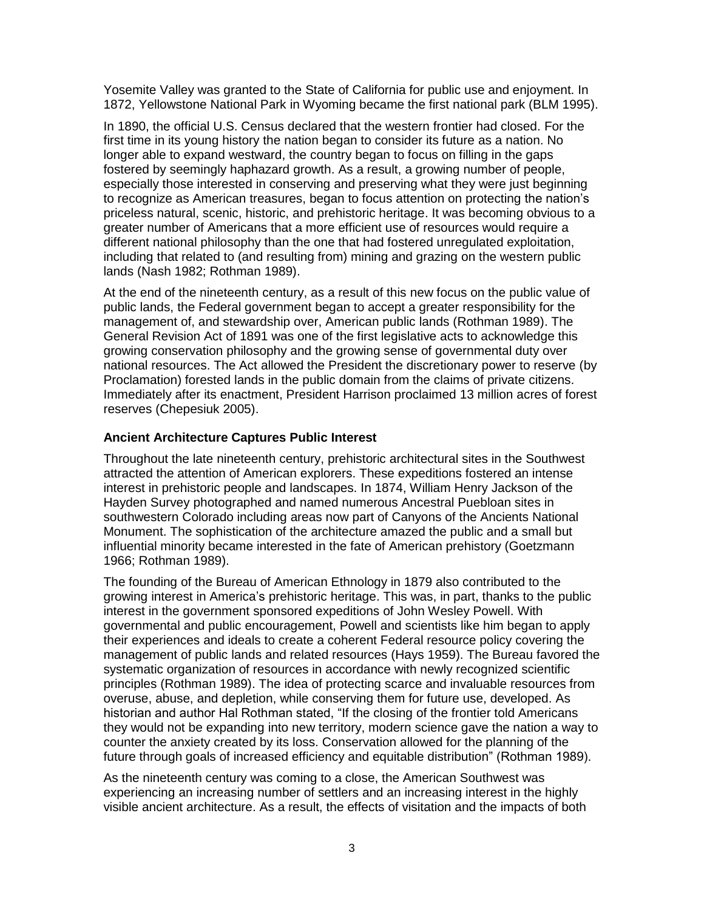Yosemite Valley was granted to the State of California for public use and enjoyment. In 1872, Yellowstone National Park in Wyoming became the first national park (BLM 1995).

In 1890, the official U.S. Census declared that the western frontier had closed. For the first time in its young history the nation began to consider its future as a nation. No longer able to expand westward, the country began to focus on filling in the gaps fostered by seemingly haphazard growth. As a result, a growing number of people, especially those interested in conserving and preserving what they were just beginning to recognize as American treasures, began to focus attention on protecting the nation's priceless natural, scenic, historic, and prehistoric heritage. It was becoming obvious to a greater number of Americans that a more efficient use of resources would require a different national philosophy than the one that had fostered unregulated exploitation, including that related to (and resulting from) mining and grazing on the western public lands (Nash 1982; Rothman 1989).

At the end of the nineteenth century, as a result of this new focus on the public value of public lands, the Federal government began to accept a greater responsibility for the management of, and stewardship over, American public lands (Rothman 1989). The General Revision Act of 1891 was one of the first legislative acts to acknowledge this growing conservation philosophy and the growing sense of governmental duty over national resources. The Act allowed the President the discretionary power to reserve (by Proclamation) forested lands in the public domain from the claims of private citizens. Immediately after its enactment, President Harrison proclaimed 13 million acres of forest reserves (Chepesiuk 2005).

### Ancient Architecture Captures Public Interest

Throughout the late nineteenth century, prehistoric architectural sites in the Southwest attracted the attention of American explorers. These expeditions fostered an intense interest in prehistoric people and landscapes. In 1874, William Henry Jackson of the Hayden Survey photographed and named numerous Ancestral Puebloan sites in southwestern Colorado including areas now part of Canyons of the Ancients National Monument. The sophistication of the architecture amazed the public and a small but influential minority became interested in the fate of American prehistory (Goetzmann 1966; Rothman 1989).

The founding of the Bureau of American Ethnology in 1879 also contributed to the growing interest in America's prehistoric heritage. This was, in part, thanks to the public interest in the government sponsored expeditions of John Wesley Powell. With governmental and public encouragement, Powell and scientists like him began to apply their experiences and ideals to create a coherent Federal resource policy covering the management of public lands and related resources (Hays 1959). The Bureau favored the systematic organization of resources in accordance with newly recognized scientific principles (Rothman 1989). The idea of protecting scarce and invaluable resources from overuse, abuse, and depletion, while conserving them for future use, developed. As historian and author Hal Rothman stated, "If the closing of the frontier told Americans they would not be expanding into new territory, modern science gave the nation a way to counter the anxiety created by its loss. Conservation allowed for the planning of the future through goals of increased efficiency and equitable distribution" (Rothman 1989).

As the nineteenth century was coming to a close, the American Southwest was experiencing an increasing number of settlers and an increasing interest in the highly visible ancient architecture. As a result, the effects of visitation and the impacts of both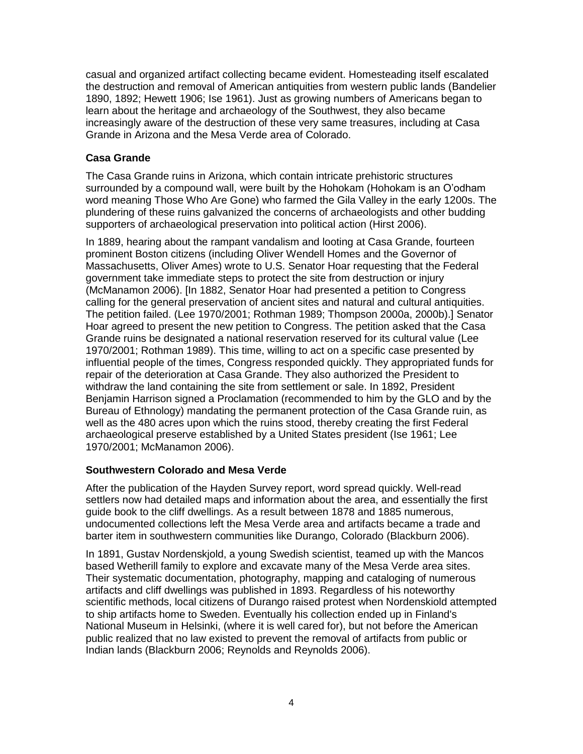casual and organized artifact collecting became evident. Homesteading itself escalated the destruction and removal of American antiquities from western public lands (Bandelier 1890, 1892; Hewett 1906; Ise 1961). Just as growing numbers of Americans began to learn about the heritage and archaeology of the Southwest, they also became increasingly aware of the destruction of these very same treasures, including at Casa Grande in Arizona and the Mesa Verde area of Colorado.

### Casa Grande

The Casa Grande ruins in Arizona, which contain intricate prehistoric structures surrounded by a compound wall, were built by the Hohokam (Hohokam is an O'odham word meaning Those Who Are Gone) who farmed the Gila Valley in the early 1200s. The plundering of these ruins galvanized the concerns of archaeologists and other budding supporters of archaeological preservation into political action (Hirst 2006).

In 1889, hearing about the rampant vandalism and looting at Casa Grande, fourteen prominent Boston citizens (including Oliver Wendell Homes and the Governor of Massachusetts, Oliver Ames) wrote to U.S. Senator Hoar requesting that the Federal government take immediate steps to protect the site from destruction or injury (McManamon 2006). [In 1882, Senator Hoar had presented a petition to Congress calling for the general preservation of ancient sites and natural and cultural antiquities. The petition failed. (Lee 1970/2001; Rothman 1989; Thompson 2000a, 2000b).] Senator Hoar agreed to present the new petition to Congress. The petition asked that the Casa Grande ruins be designated a national reservation reserved for its cultural value (Lee 1970/2001; Rothman 1989). This time, willing to act on a specific case presented by influential people of the times, Congress responded quickly. They appropriated funds for repair of the deterioration at Casa Grande. They also authorized the President to withdraw the land containing the site from settlement or sale. In 1892, President Benjamin Harrison signed a Proclamation (recommended to him by the GLO and by the Bureau of Ethnology) mandating the permanent protection of the Casa Grande ruin, as well as the 480 acres upon which the ruins stood, thereby creating the first Federal archaeological preserve established by a United States president (Ise 1961; Lee 1970/2001; McManamon 2006).

### Southwestern Colorado and Mesa Verde

After the publication of the Hayden Survey report, word spread quickly. Well-read settlers now had detailed maps and information about the area, and essentially the first guide book to the cliff dwellings. As a result between 1878 and 1885 numerous, undocumented collections left the Mesa Verde area and artifacts became a trade and barter item in southwestern communities like Durango, Colorado (Blackburn 2006).

In 1891, Gustav Nordenskjold, a young Swedish scientist, teamed up with the Mancos based Wetherill family to explore and excavate many of the Mesa Verde area sites. Their systematic documentation, photography, mapping and cataloging of numerous artifacts and cliff dwellings was published in 1893. Regardless of his noteworthy scientific methods, local citizens of Durango raised protest when Nordenskiold attempted to ship artifacts home to Sweden. Eventually his collection ended up in Finland's National Museum in Helsinki, (where it is well cared for), but not before the American public realized that no law existed to prevent the removal of artifacts from public or Indian lands (Blackburn 2006; Reynolds and Reynolds 2006).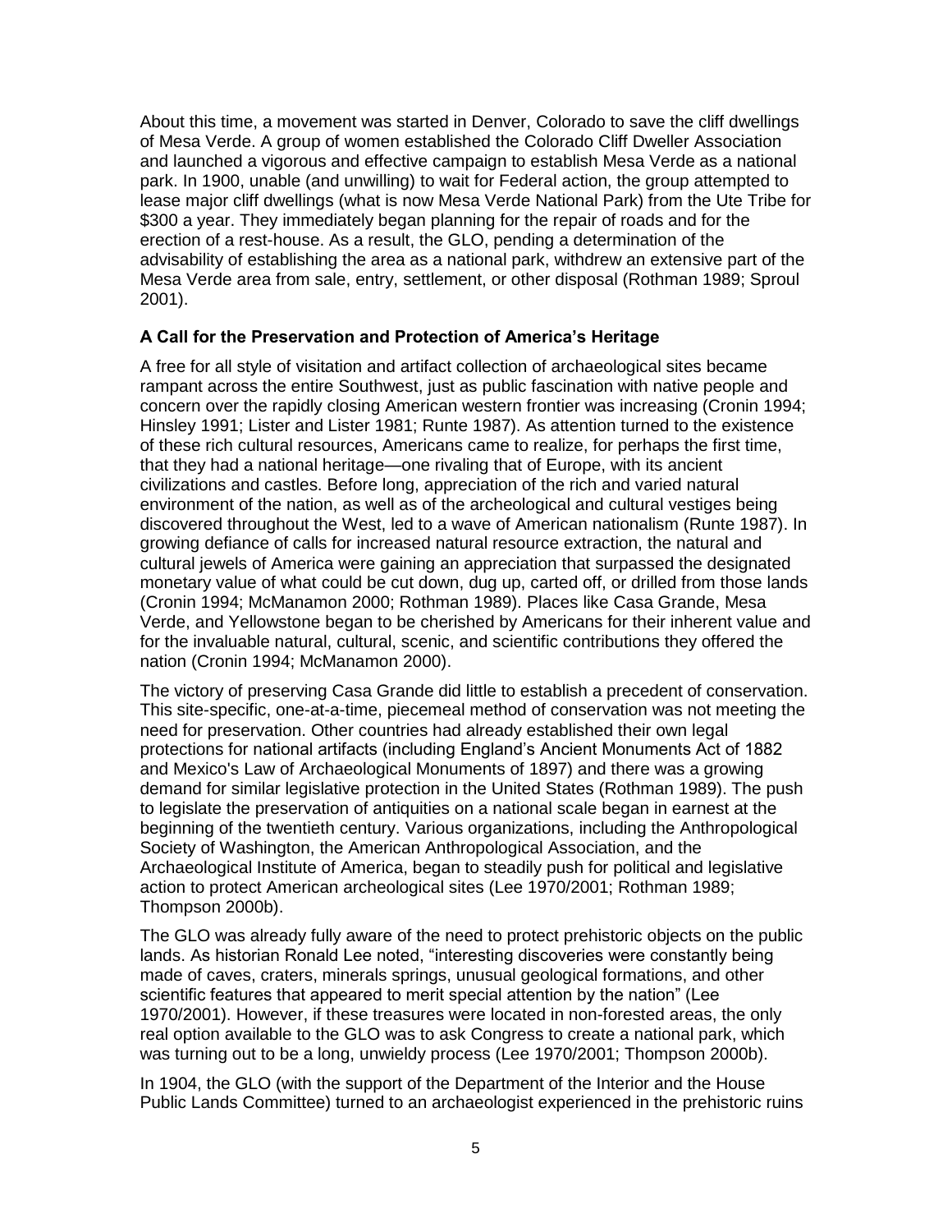About this time, a movement was started in Denver, Colorado to save the cliff dwellings of Mesa Verde. A group of women established the Colorado Cliff Dweller Association and launched a vigorous and effective campaign to establish Mesa Verde as a national park. In 1900, unable (and unwilling) to wait for Federal action, the group attempted to lease major cliff dwellings (what is now Mesa Verde National Park) from the Ute Tribe for $300 a year. They immediately began planning for the repair of roads and for the erection of a rest-house. As a result, the GLO, pending a determination of the advisability of establishing the area as a national park, withdrew an extensive part of the Mesa Verde area from sale, entry, settlement, or other disposal (Rothman 1989; Sproul 2001).

### A Call for the Preservation and Protection of America's Heritage

A free for all style of visitation and artifact collection of archaeological sites became rampant across the entire Southwest, just as public fascination with native people and concern over the rapidly closing American western frontier was increasing (Cronin 1994; Hinsley 1991; Lister and Lister 1981; Runte 1987). As attention turned to the existence of these rich cultural resources, Americans came to realize, for perhaps the first time, that they had a national heritage—one rivaling that of Europe, with its ancient civilizations and castles. Before long, appreciation of the rich and varied natural environment of the nation, as well as of the archeological and cultural vestiges being discovered throughout the West, led to a wave of American nationalism (Runte 1987). In growing defiance of calls for increased natural resource extraction, the natural and cultural jewels of America were gaining an appreciation that surpassed the designated monetary value of what could be cut down, dug up, carted off, or drilled from those lands (Cronin 1994; McManamon 2000; Rothman 1989). Places like Casa Grande, Mesa Verde, and Yellowstone began to be cherished by Americans for their inherent value and for the invaluable natural, cultural, scenic, and scientific contributions they offered the nation (Cronin 1994; McManamon 2000).

The victory of preserving Casa Grande did little to establish a precedent of conservation. This site-specific, one-at-a-time, piecemeal method of conservation was not meeting the need for preservation. Other countries had already established their own legal protections for national artifacts (including England's Ancient Monuments Act of 1882 and Mexico's Law of Archaeological Monuments of 1897) and there was a growing demand for similar legislative protection in the United States (Rothman 1989). The push to legislate the preservation of antiquities on a national scale began in earnest at the beginning of the twentieth century. Various organizations, including the Anthropological Society of Washington, the American Anthropological Association, and the Archaeological Institute of America, began to steadily push for political and legislative action to protect American archeological sites (Lee 1970/2001; Rothman 1989; Thompson 2000b).

The GLO was already fully aware of the need to protect prehistoric objects on the public lands. As historian Ronald Lee noted, "interesting discoveries were constantly being made of caves, craters, minerals springs, unusual geological formations, and other scientific features that appeared to merit special attention by the nation" (Lee 1970/2001). However, if these treasures were located in non-forested areas, the only real option available to the GLO was to ask Congress to create a national park, which was turning out to be a long, unwieldy process (Lee 1970/2001; Thompson 2000b).

In 1904, the GLO (with the support of the Department of the Interior and the House Public Lands Committee) turned to an archaeologist experienced in the prehistoric ruins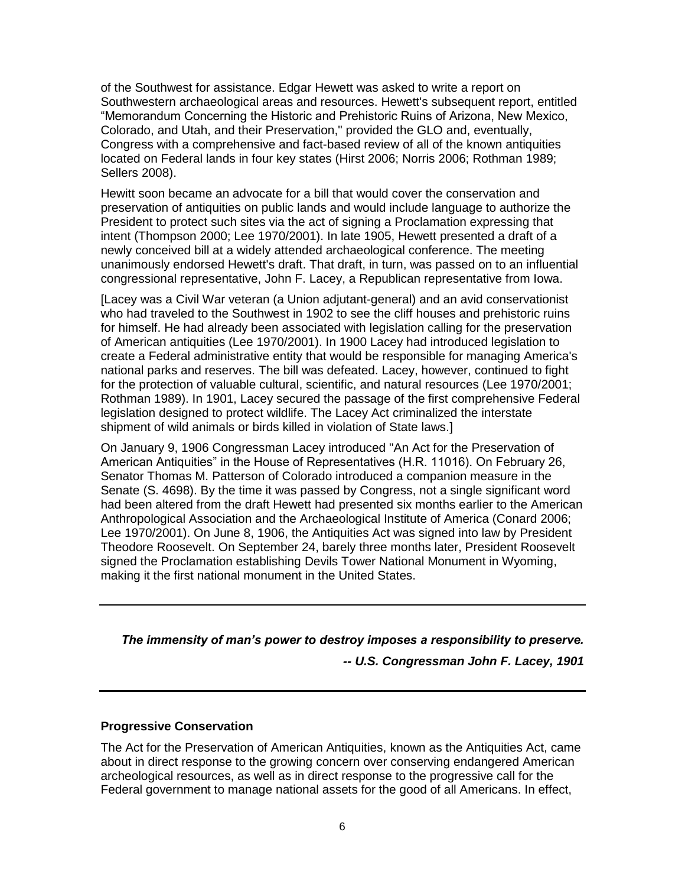of the Southwest for assistance. Edgar Hewett was asked to write a report on Southwestern archaeological areas and resources. Hewett's subsequent report, entitled "Memorandum Concerning the Historic and Prehistoric Ruins of Arizona, New Mexico, Colorado, and Utah, and their Preservation," provided the GLO and, eventually, Congress with a comprehensive and fact-based review of all of the known antiquities located on Federal lands in four key states (Hirst 2006; Norris 2006; Rothman 1989; Sellers 2008).

Hewitt soon became an advocate for a bill that would cover the conservation and preservation of antiquities on public lands and would include language to authorize the President to protect such sites via the act of signing a Proclamation expressing that intent (Thompson 2000; Lee 1970/2001). In late 1905, Hewett presented a draft of a newly conceived bill at a widely attended archaeological conference. The meeting unanimously endorsed Hewett's draft. That draft, in turn, was passed on to an influential congressional representative, John F. Lacey, a Republican representative from Iowa.

[Lacey was a Civil War veteran (a Union adjutant-general) and an avid conservationist who had traveled to the Southwest in 1902 to see the cliff houses and prehistoric ruins for himself. He had already been associated with legislation calling for the preservation of American antiquities (Lee 1970/2001). In 1900 Lacey had introduced legislation to create a Federal administrative entity that would be responsible for managing America's national parks and reserves. The bill was defeated. Lacey, however, continued to fight for the protection of valuable cultural, scientific, and natural resources (Lee 1970/2001; Rothman 1989). In 1901, Lacey secured the passage of the first comprehensive Federal legislation designed to protect wildlife. The Lacey Act criminalized the interstate shipment of wild animals or birds killed in violation of State laws.]

On January 9, 1906 Congressman Lacey introduced "An Act for the Preservation of American Antiquities" in the House of Representatives (H.R. 11016). On February 26, Senator Thomas M. Patterson of Colorado introduced a companion measure in the Senate (S. 4698). By the time it was passed by Congress, not a single significant word had been altered from the draft Hewett had presented six months earlier to the American Anthropological Association and the Archaeological Institute of America (Conard 2006; Lee 1970/2001). On June 8, 1906, the Antiquities Act was signed into law by President Theodore Roosevelt. On September 24, barely three months later, President Roosevelt signed the Proclamation establishing Devils Tower National Monument in Wyoming, making it the first national monument in the United States.

---

***The immensity of man's power to destroy imposes a responsibility to preserve.***

***-- U.S. Congressman John F. Lacey, 1901***

---

**Progressive Conservation**

The Act for the Preservation of American Antiquities, known as the Antiquities Act, came about in direct response to the growing concern over conserving endangered American archeological resources, as well as in direct response to the progressive call for the Federal government to manage national assets for the good of all Americans. In effect,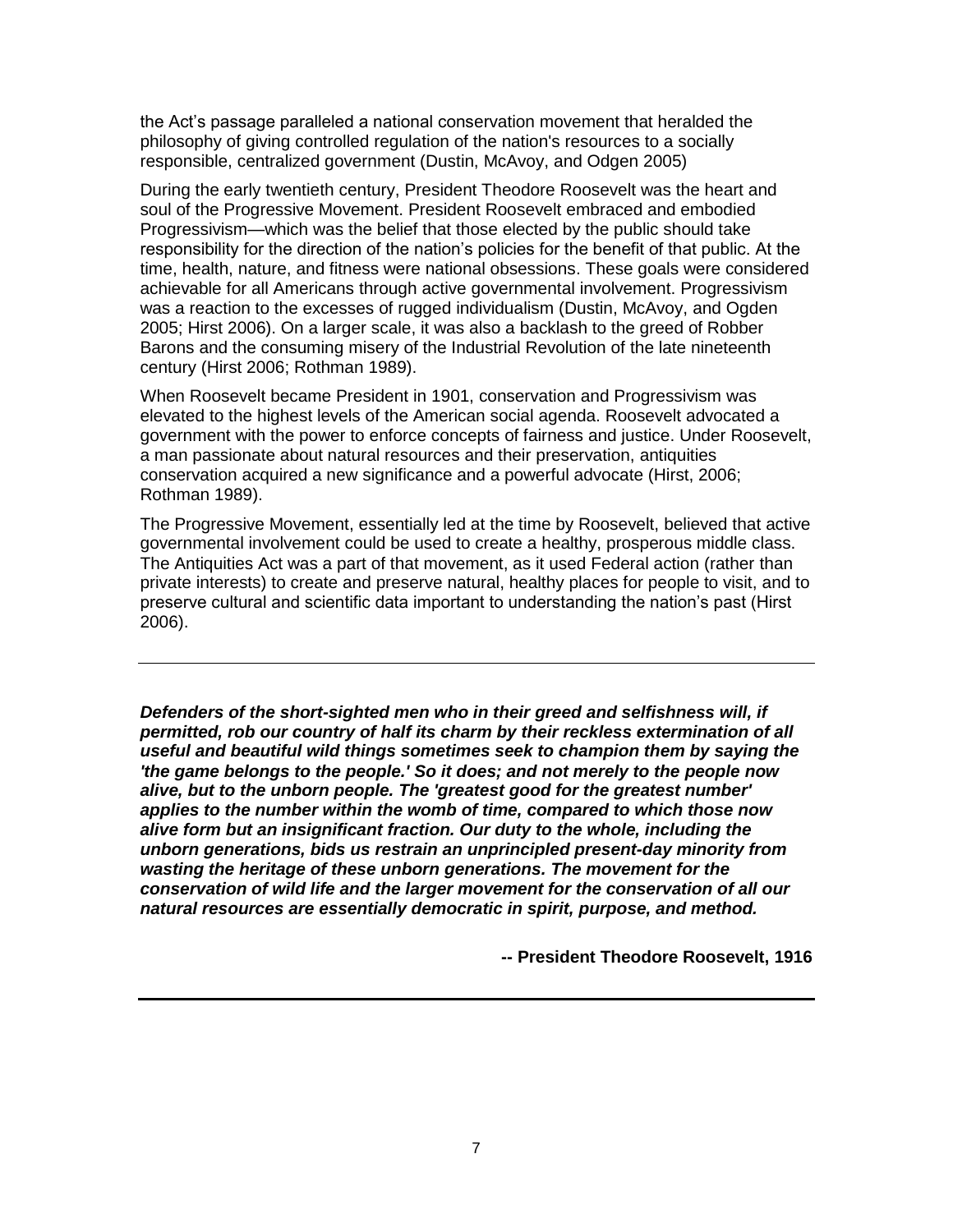the Act's passage paralleled a national conservation movement that heralded the philosophy of giving controlled regulation of the nation's resources to a socially responsible, centralized government (Dustin, McAvoy, and Odgen 2005)

During the early twentieth century, President Theodore Roosevelt was the heart and soul of the Progressive Movement. President Roosevelt embraced and embodied Progressivism—which was the belief that those elected by the public should take responsibility for the direction of the nation's policies for the benefit of that public. At the time, health, nature, and fitness were national obsessions. These goals were considered achievable for all Americans through active governmental involvement. Progressivism was a reaction to the excesses of rugged individualism (Dustin, McAvoy, and Ogden 2005; Hirst 2006). On a larger scale, it was also a backlash to the greed of Robber Barons and the consuming misery of the Industrial Revolution of the late nineteenth century (Hirst 2006; Rothman 1989).

When Roosevelt became President in 1901, conservation and Progressivism was elevated to the highest levels of the American social agenda. Roosevelt advocated a government with the power to enforce concepts of fairness and justice. Under Roosevelt, a man passionate about natural resources and their preservation, antiquities conservation acquired a new significance and a powerful advocate (Hirst, 2006; Rothman 1989).

The Progressive Movement, essentially led at the time by Roosevelt, believed that active governmental involvement could be used to create a healthy, prosperous middle class. The Antiquities Act was a part of that movement, as it used Federal action (rather than private interests) to create and preserve natural, healthy places for people to visit, and to preserve cultural and scientific data important to understanding the nation's past (Hirst 2006).

---

***Defenders of the short-sighted men who in their greed and selfishness will, if permitted, rob our country of half its charm by their reckless extermination of all useful and beautiful wild things sometimes seek to champion them by saying the 'the game belongs to the people.' So it does; and not merely to the people now alive, but to the unborn people. The 'greatest good for the greatest number' applies to the number within the womb of time, compared to which those now alive form but an insignificant fraction. Our duty to the whole, including the unborn generations, bids us restrain an unprincipled present-day minority from wasting the heritage of these unborn generations. The movement for the conservation of wild life and the larger movement for the conservation of all our natural resources are essentially democratic in spirit, purpose, and method.***

**-- President Theodore Roosevelt, 1916**

---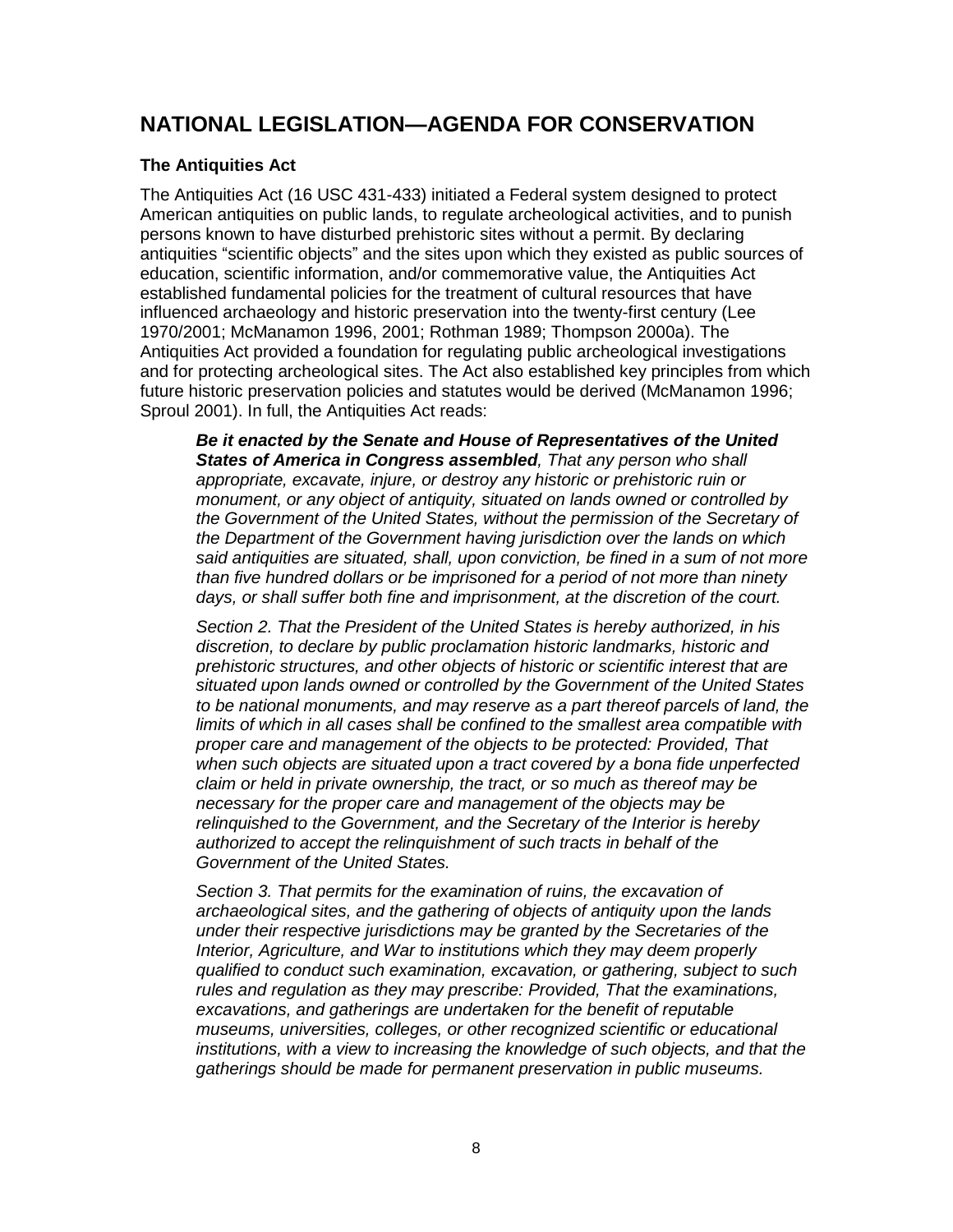## NATIONAL LEGISLATION—AGENDA FOR CONSERVATION

### The Antiquities Act

The Antiquities Act (16 USC 431-433) initiated a Federal system designed to protect American antiquities on public lands, to regulate archeological activities, and to punish persons known to have disturbed prehistoric sites without a permit. By declaring antiquities "scientific objects" and the sites upon which they existed as public sources of education, scientific information, and/or commemorative value, the Antiquities Act established fundamental policies for the treatment of cultural resources that have influenced archaeology and historic preservation into the twenty-first century (Lee 1970/2001; McManamon 1996, 2001; Rothman 1989; Thompson 2000a). The Antiquities Act provided a foundation for regulating public archeological investigations and for protecting archeological sites. The Act also established key principles from which future historic preservation policies and statutes would be derived (McManamon 1996; Sproul 2001). In full, the Antiquities Act reads:

> ***Be it enacted by the Senate and House of Representatives of the United States of America in Congress assembled****, That any person who shall appropriate, excavate, injure, or destroy any historic or prehistoric ruin or monument, or any object of antiquity, situated on lands owned or controlled by the Government of the United States, without the permission of the Secretary of the Department of the Government having jurisdiction over the lands on which said antiquities are situated, shall, upon conviction, be fined in a sum of not more than five hundred dollars or be imprisoned for a period of not more than ninety days, or shall suffer both fine and imprisonment, at the discretion of the court.*
>
> *Section 2. That the President of the United States is hereby authorized, in his discretion, to declare by public proclamation historic landmarks, historic and prehistoric structures, and other objects of historic or scientific interest that are situated upon lands owned or controlled by the Government of the United States to be national monuments, and may reserve as a part thereof parcels of land, the limits of which in all cases shall be confined to the smallest area compatible with proper care and management of the objects to be protected: Provided, That when such objects are situated upon a tract covered by a bona fide unperfected claim or held in private ownership, the tract, or so much as thereof may be necessary for the proper care and management of the objects may be relinquished to the Government, and the Secretary of the Interior is hereby authorized to accept the relinquishment of such tracts in behalf of the Government of the United States.*
>
> *Section 3. That permits for the examination of ruins, the excavation of archaeological sites, and the gathering of objects of antiquity upon the lands under their respective jurisdictions may be granted by the Secretaries of the Interior, Agriculture, and War to institutions which they may deem properly qualified to conduct such examination, excavation, or gathering, subject to such rules and regulation as they may prescribe: Provided, That the examinations, excavations, and gatherings are undertaken for the benefit of reputable museums, universities, colleges, or other recognized scientific or educational institutions, with a view to increasing the knowledge of such objects, and that the gatherings should be made for permanent preservation in public museums.*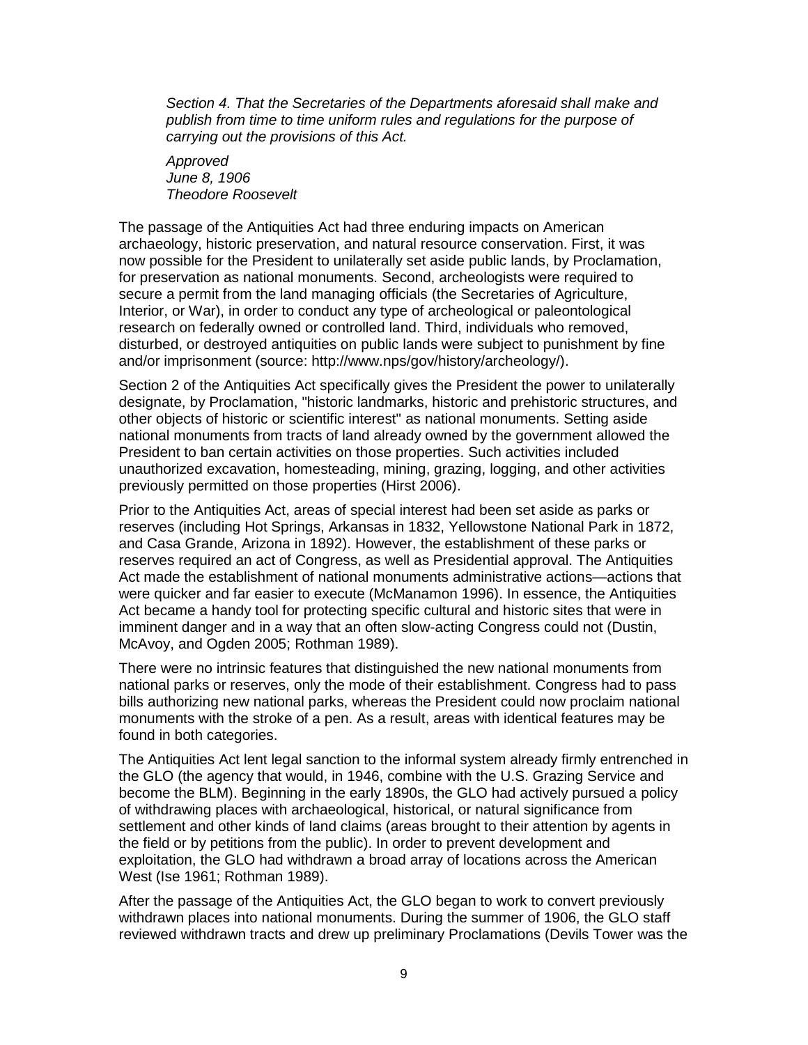*Section 4. That the Secretaries of the Departments aforesaid shall make and publish from time to time uniform rules and regulations for the purpose of carrying out the provisions of this Act.*

*Approved*
*June 8, 1906*
*Theodore Roosevelt*

The passage of the Antiquities Act had three enduring impacts on American archaeology, historic preservation, and natural resource conservation. First, it was now possible for the President to unilaterally set aside public lands, by Proclamation, for preservation as national monuments. Second, archeologists were required to secure a permit from the land managing officials (the Secretaries of Agriculture, Interior, or War), in order to conduct any type of archeological or paleontological research on federally owned or controlled land. Third, individuals who removed, disturbed, or destroyed antiquities on public lands were subject to punishment by fine and/or imprisonment (source: http://www.nps/gov/history/archeology/).

Section 2 of the Antiquities Act specifically gives the President the power to unilaterally designate, by Proclamation, "historic landmarks, historic and prehistoric structures, and other objects of historic or scientific interest" as national monuments. Setting aside national monuments from tracts of land already owned by the government allowed the President to ban certain activities on those properties. Such activities included unauthorized excavation, homesteading, mining, grazing, logging, and other activities previously permitted on those properties (Hirst 2006).

Prior to the Antiquities Act, areas of special interest had been set aside as parks or reserves (including Hot Springs, Arkansas in 1832, Yellowstone National Park in 1872, and Casa Grande, Arizona in 1892). However, the establishment of these parks or reserves required an act of Congress, as well as Presidential approval. The Antiquities Act made the establishment of national monuments administrative actions—actions that were quicker and far easier to execute (McManamon 1996). In essence, the Antiquities Act became a handy tool for protecting specific cultural and historic sites that were in imminent danger and in a way that an often slow-acting Congress could not (Dustin, McAvoy, and Ogden 2005; Rothman 1989).

There were no intrinsic features that distinguished the new national monuments from national parks or reserves, only the mode of their establishment. Congress had to pass bills authorizing new national parks, whereas the President could now proclaim national monuments with the stroke of a pen. As a result, areas with identical features may be found in both categories.

The Antiquities Act lent legal sanction to the informal system already firmly entrenched in the GLO (the agency that would, in 1946, combine with the U.S. Grazing Service and become the BLM). Beginning in the early 1890s, the GLO had actively pursued a policy of withdrawing places with archaeological, historical, or natural significance from settlement and other kinds of land claims (areas brought to their attention by agents in the field or by petitions from the public). In order to prevent development and exploitation, the GLO had withdrawn a broad array of locations across the American West (Ise 1961; Rothman 1989).

After the passage of the Antiquities Act, the GLO began to work to convert previously withdrawn places into national monuments. During the summer of 1906, the GLO staff reviewed withdrawn tracts and drew up preliminary Proclamations (Devils Tower was the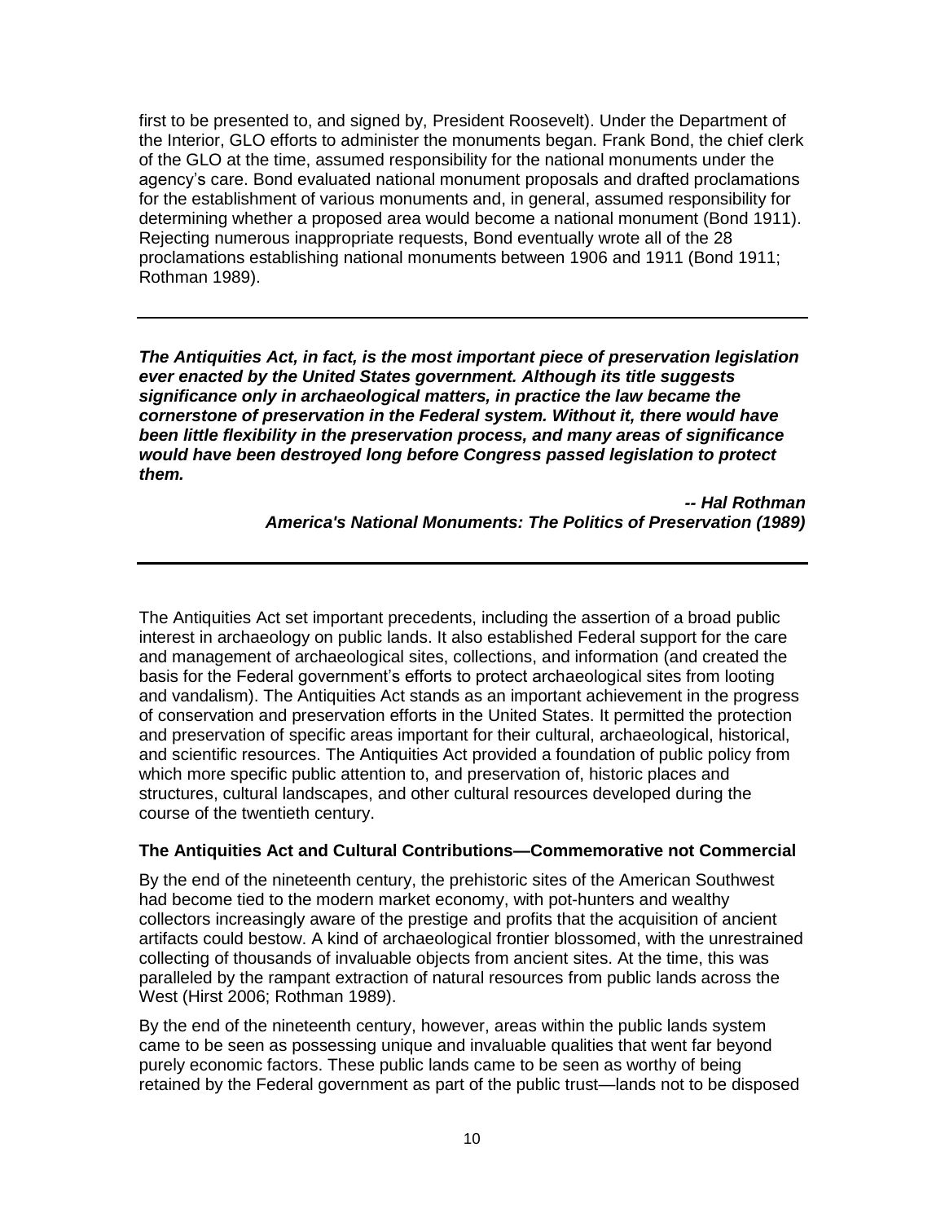first to be presented to, and signed by, President Roosevelt). Under the Department of the Interior, GLO efforts to administer the monuments began. Frank Bond, the chief clerk of the GLO at the time, assumed responsibility for the national monuments under the agency's care. Bond evaluated national monument proposals and drafted proclamations for the establishment of various monuments and, in general, assumed responsibility for determining whether a proposed area would become a national monument (Bond 1911). Rejecting numerous inappropriate requests, Bond eventually wrote all of the 28 proclamations establishing national monuments between 1906 and 1911 (Bond 1911; Rothman 1989).

---

***The Antiquities Act, in fact, is the most important piece of preservation legislation ever enacted by the United States government. Although its title suggests significance only in archaeological matters, in practice the law became the cornerstone of preservation in the Federal system. Without it, there would have been little flexibility in the preservation process, and many areas of significance would have been destroyed long before Congress passed legislation to protect them.***

***-- Hal Rothman***
***America's National Monuments: The Politics of Preservation (1989)***

---

The Antiquities Act set important precedents, including the assertion of a broad public interest in archaeology on public lands. It also established Federal support for the care and management of archaeological sites, collections, and information (and created the basis for the Federal government's efforts to protect archaeological sites from looting and vandalism). The Antiquities Act stands as an important achievement in the progress of conservation and preservation efforts in the United States. It permitted the protection and preservation of specific areas important for their cultural, archaeological, historical, and scientific resources. The Antiquities Act provided a foundation of public policy from which more specific public attention to, and preservation of, historic places and structures, cultural landscapes, and other cultural resources developed during the course of the twentieth century.

**The Antiquities Act and Cultural Contributions—Commemorative not Commercial**

By the end of the nineteenth century, the prehistoric sites of the American Southwest had become tied to the modern market economy, with pot-hunters and wealthy collectors increasingly aware of the prestige and profits that the acquisition of ancient artifacts could bestow. A kind of archaeological frontier blossomed, with the unrestrained collecting of thousands of invaluable objects from ancient sites. At the time, this was paralleled by the rampant extraction of natural resources from public lands across the West (Hirst 2006; Rothman 1989).

By the end of the nineteenth century, however, areas within the public lands system came to be seen as possessing unique and invaluable qualities that went far beyond purely economic factors. These public lands came to be seen as worthy of being retained by the Federal government as part of the public trust—lands not to be disposed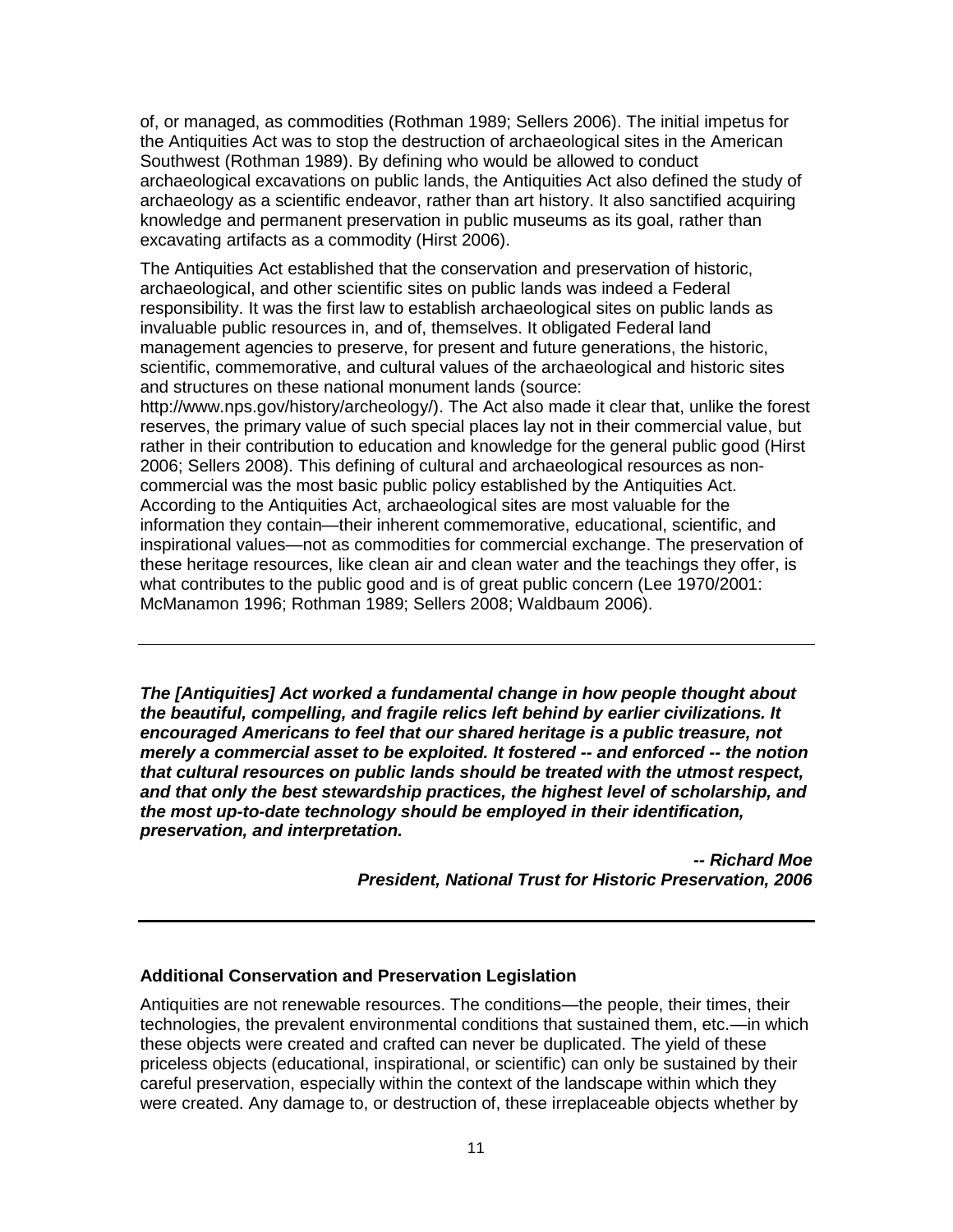of, or managed, as commodities (Rothman 1989; Sellers 2006). The initial impetus for the Antiquities Act was to stop the destruction of archaeological sites in the American Southwest (Rothman 1989). By defining who would be allowed to conduct archaeological excavations on public lands, the Antiquities Act also defined the study of archaeology as a scientific endeavor, rather than art history. It also sanctified acquiring knowledge and permanent preservation in public museums as its goal, rather than excavating artifacts as a commodity (Hirst 2006).

The Antiquities Act established that the conservation and preservation of historic, archaeological, and other scientific sites on public lands was indeed a Federal responsibility. It was the first law to establish archaeological sites on public lands as invaluable public resources in, and of, themselves. It obligated Federal land management agencies to preserve, for present and future generations, the historic, scientific, commemorative, and cultural values of the archaeological and historic sites and structures on these national monument lands (source: http://www.nps.gov/history/archeology/). The Act also made it clear that, unlike the forest reserves, the primary value of such special places lay not in their commercial value, but rather in their contribution to education and knowledge for the general public good (Hirst 2006; Sellers 2008). This defining of cultural and archaeological resources as non-commercial was the most basic public policy established by the Antiquities Act. According to the Antiquities Act, archaeological sites are most valuable for the information they contain—their inherent commemorative, educational, scientific, and inspirational values—not as commodities for commercial exchange. The preservation of these heritage resources, like clean air and clean water and the teachings they offer, is what contributes to the public good and is of great public concern (Lee 1970/2001: McManamon 1996; Rothman 1989; Sellers 2008; Waldbaum 2006).

---

***The [Antiquities] Act worked a fundamental change in how people thought about the beautiful, compelling, and fragile relics left behind by earlier civilizations. It encouraged Americans to feel that our shared heritage is a public treasure, not merely a commercial asset to be exploited. It fostered -- and enforced -- the notion that cultural resources on public lands should be treated with the utmost respect, and that only the best stewardship practices, the highest level of scholarship, and the most up-to-date technology should be employed in their identification, preservation, and interpretation.***

***-- Richard Moe***
***President, National Trust for Historic Preservation, 2006***

---

**Additional Conservation and Preservation Legislation**

Antiquities are not renewable resources. The conditions—the people, their times, their technologies, the prevalent environmental conditions that sustained them, etc.—in which these objects were created and crafted can never be duplicated. The yield of these priceless objects (educational, inspirational, or scientific) can only be sustained by their careful preservation, especially within the context of the landscape within which they were created. Any damage to, or destruction of, these irreplaceable objects whether by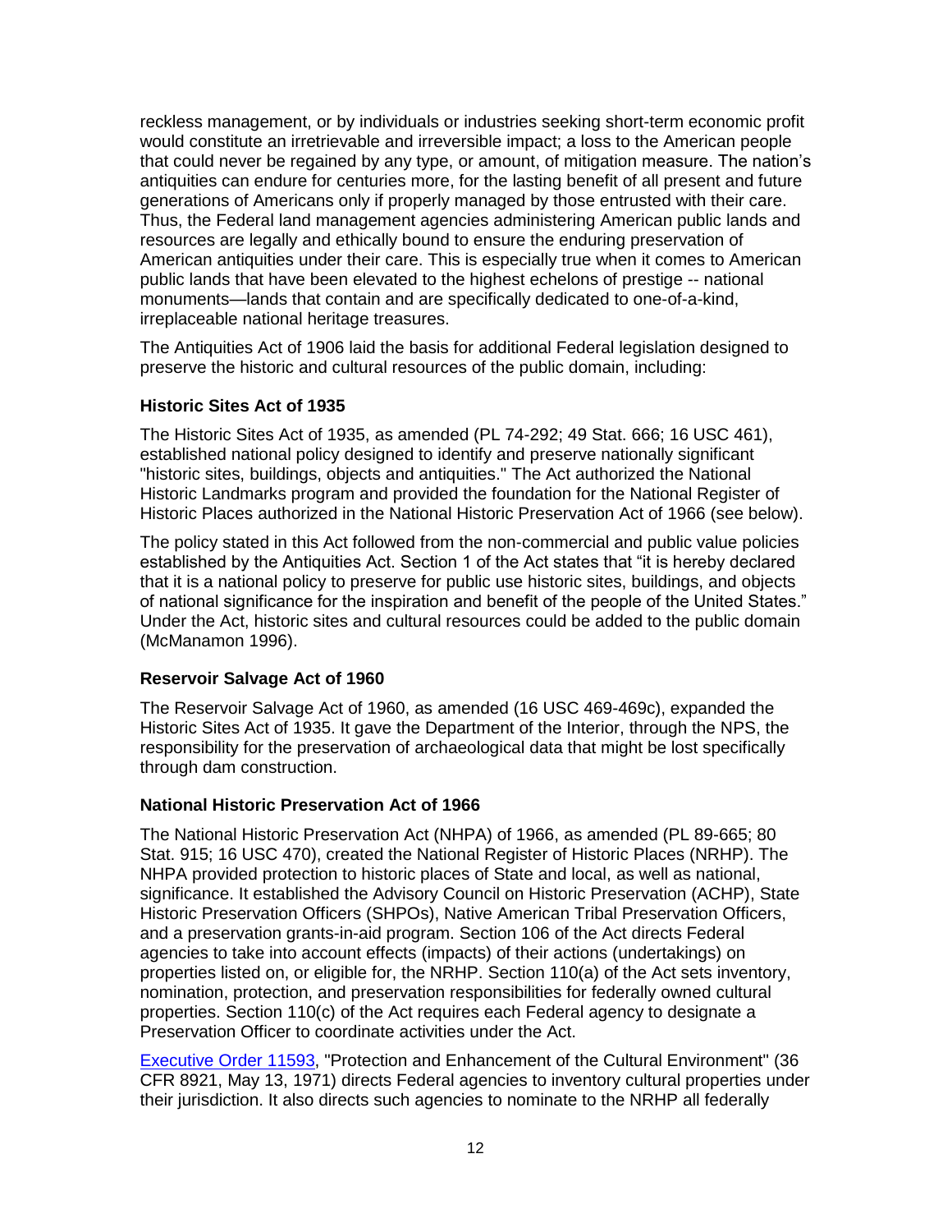reckless management, or by individuals or industries seeking short-term economic profit would constitute an irretrievable and irreversible impact; a loss to the American people that could never be regained by any type, or amount, of mitigation measure. The nation's antiquities can endure for centuries more, for the lasting benefit of all present and future generations of Americans only if properly managed by those entrusted with their care. Thus, the Federal land management agencies administering American public lands and resources are legally and ethically bound to ensure the enduring preservation of American antiquities under their care. This is especially true when it comes to American public lands that have been elevated to the highest echelons of prestige -- national monuments—lands that contain and are specifically dedicated to one-of-a-kind, irreplaceable national heritage treasures.

The Antiquities Act of 1906 laid the basis for additional Federal legislation designed to preserve the historic and cultural resources of the public domain, including:

### Historic Sites Act of 1935

The Historic Sites Act of 1935, as amended (PL 74-292; 49 Stat. 666; 16 USC 461), established national policy designed to identify and preserve nationally significant "historic sites, buildings, objects and antiquities." The Act authorized the National Historic Landmarks program and provided the foundation for the National Register of Historic Places authorized in the National Historic Preservation Act of 1966 (see below).

The policy stated in this Act followed from the non-commercial and public value policies established by the Antiquities Act. Section 1 of the Act states that "it is hereby declared that it is a national policy to preserve for public use historic sites, buildings, and objects of national significance for the inspiration and benefit of the people of the United States." Under the Act, historic sites and cultural resources could be added to the public domain (McManamon 1996).

### Reservoir Salvage Act of 1960

The Reservoir Salvage Act of 1960, as amended (16 USC 469-469c), expanded the Historic Sites Act of 1935. It gave the Department of the Interior, through the NPS, the responsibility for the preservation of archaeological data that might be lost specifically through dam construction.

### National Historic Preservation Act of 1966

The National Historic Preservation Act (NHPA) of 1966, as amended (PL 89-665; 80 Stat. 915; 16 USC 470), created the National Register of Historic Places (NRHP). The NHPA provided protection to historic places of State and local, as well as national, significance. It established the Advisory Council on Historic Preservation (ACHP), State Historic Preservation Officers (SHPOs), Native American Tribal Preservation Officers, and a preservation grants-in-aid program. Section 106 of the Act directs Federal agencies to take into account effects (impacts) of their actions (undertakings) on properties listed on, or eligible for, the NRHP. Section 110(a) of the Act sets inventory, nomination, protection, and preservation responsibilities for federally owned cultural properties. Section 110(c) of the Act requires each Federal agency to designate a Preservation Officer to coordinate activities under the Act.

Executive Order 11593, "Protection and Enhancement of the Cultural Environment" (36 CFR 8921, May 13, 1971) directs Federal agencies to inventory cultural properties under their jurisdiction. It also directs such agencies to nominate to the NRHP all federally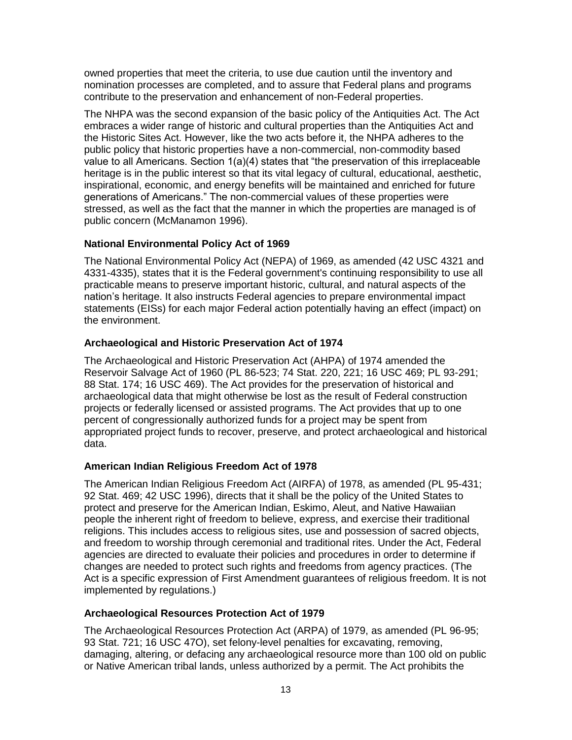owned properties that meet the criteria, to use due caution until the inventory and nomination processes are completed, and to assure that Federal plans and programs contribute to the preservation and enhancement of non-Federal properties.

The NHPA was the second expansion of the basic policy of the Antiquities Act. The Act embraces a wider range of historic and cultural properties than the Antiquities Act and the Historic Sites Act. However, like the two acts before it, the NHPA adheres to the public policy that historic properties have a non-commercial, non-commodity based value to all Americans. Section 1(a)(4) states that "the preservation of this irreplaceable heritage is in the public interest so that its vital legacy of cultural, educational, aesthetic, inspirational, economic, and energy benefits will be maintained and enriched for future generations of Americans." The non-commercial values of these properties were stressed, as well as the fact that the manner in which the properties are managed is of public concern (McManamon 1996).

### National Environmental Policy Act of 1969

The National Environmental Policy Act (NEPA) of 1969, as amended (42 USC 4321 and 4331-4335), states that it is the Federal government's continuing responsibility to use all practicable means to preserve important historic, cultural, and natural aspects of the nation's heritage. It also instructs Federal agencies to prepare environmental impact statements (EISs) for each major Federal action potentially having an effect (impact) on the environment.

### Archaeological and Historic Preservation Act of 1974

The Archaeological and Historic Preservation Act (AHPA) of 1974 amended the Reservoir Salvage Act of 1960 (PL 86-523; 74 Stat. 220, 221; 16 USC 469; PL 93-291; 88 Stat. 174; 16 USC 469). The Act provides for the preservation of historical and archaeological data that might otherwise be lost as the result of Federal construction projects or federally licensed or assisted programs. The Act provides that up to one percent of congressionally authorized funds for a project may be spent from appropriated project funds to recover, preserve, and protect archaeological and historical data.

### American Indian Religious Freedom Act of 1978

The American Indian Religious Freedom Act (AIRFA) of 1978, as amended (PL 95-431; 92 Stat. 469; 42 USC 1996), directs that it shall be the policy of the United States to protect and preserve for the American Indian, Eskimo, Aleut, and Native Hawaiian people the inherent right of freedom to believe, express, and exercise their traditional religions. This includes access to religious sites, use and possession of sacred objects, and freedom to worship through ceremonial and traditional rites. Under the Act, Federal agencies are directed to evaluate their policies and procedures in order to determine if changes are needed to protect such rights and freedoms from agency practices. (The Act is a specific expression of First Amendment guarantees of religious freedom. It is not implemented by regulations.)

### Archaeological Resources Protection Act of 1979

The Archaeological Resources Protection Act (ARPA) of 1979, as amended (PL 96-95; 93 Stat. 721; 16 USC 47O), set felony-level penalties for excavating, removing, damaging, altering, or defacing any archaeological resource more than 100 old on public or Native American tribal lands, unless authorized by a permit. The Act prohibits the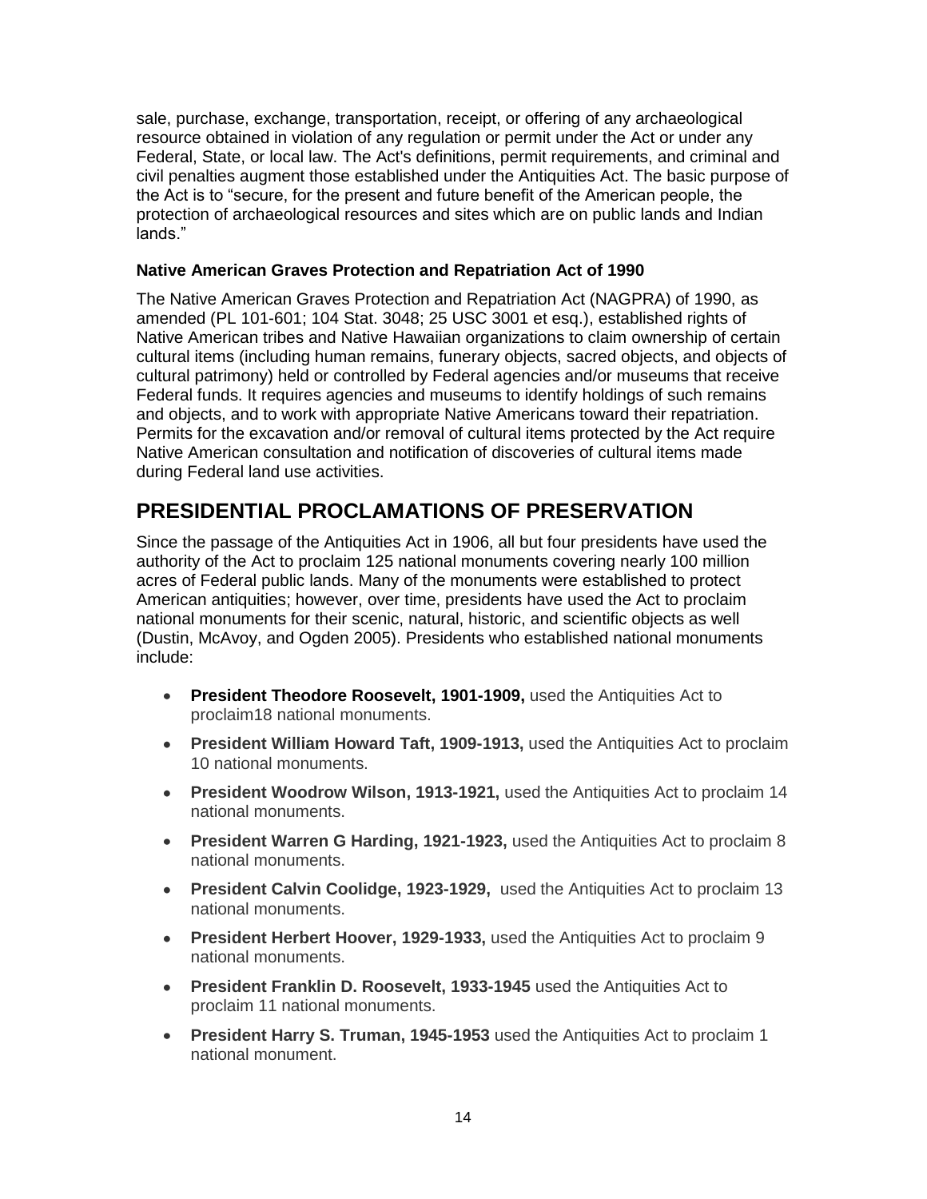sale, purchase, exchange, transportation, receipt, or offering of any archaeological resource obtained in violation of any regulation or permit under the Act or under any Federal, State, or local law. The Act's definitions, permit requirements, and criminal and civil penalties augment those established under the Antiquities Act. The basic purpose of the Act is to "secure, for the present and future benefit of the American people, the protection of archaeological resources and sites which are on public lands and Indian lands."

### Native American Graves Protection and Repatriation Act of 1990

The Native American Graves Protection and Repatriation Act (NAGPRA) of 1990, as amended (PL 101-601; 104 Stat. 3048; 25 USC 3001 et esq.), established rights of Native American tribes and Native Hawaiian organizations to claim ownership of certain cultural items (including human remains, funerary objects, sacred objects, and objects of cultural patrimony) held or controlled by Federal agencies and/or museums that receive Federal funds. It requires agencies and museums to identify holdings of such remains and objects, and to work with appropriate Native Americans toward their repatriation. Permits for the excavation and/or removal of cultural items protected by the Act require Native American consultation and notification of discoveries of cultural items made during Federal land use activities.

## PRESIDENTIAL PROCLAMATIONS OF PRESERVATION

Since the passage of the Antiquities Act in 1906, all but four presidents have used the authority of the Act to proclaim 125 national monuments covering nearly 100 million acres of Federal public lands. Many of the monuments were established to protect American antiquities; however, over time, presidents have used the Act to proclaim national monuments for their scenic, natural, historic, and scientific objects as well (Dustin, McAvoy, and Ogden 2005). Presidents who established national monuments include:

- **President Theodore Roosevelt, 1901-1909,** used the Antiquities Act to proclaim18 national monuments.
- **President William Howard Taft, 1909-1913,** used the Antiquities Act to proclaim 10 national monuments.
- **President Woodrow Wilson, 1913-1921,** used the Antiquities Act to proclaim 14 national monuments.
- **President Warren G Harding, 1921-1923,** used the Antiquities Act to proclaim 8 national monuments.
- **President Calvin Coolidge, 1923-1929,** used the Antiquities Act to proclaim 13 national monuments.
- **President Herbert Hoover, 1929-1933,** used the Antiquities Act to proclaim 9 national monuments.
- **President Franklin D. Roosevelt, 1933-1945** used the Antiquities Act to proclaim 11 national monuments.
- **President Harry S. Truman, 1945-1953** used the Antiquities Act to proclaim 1 national monument.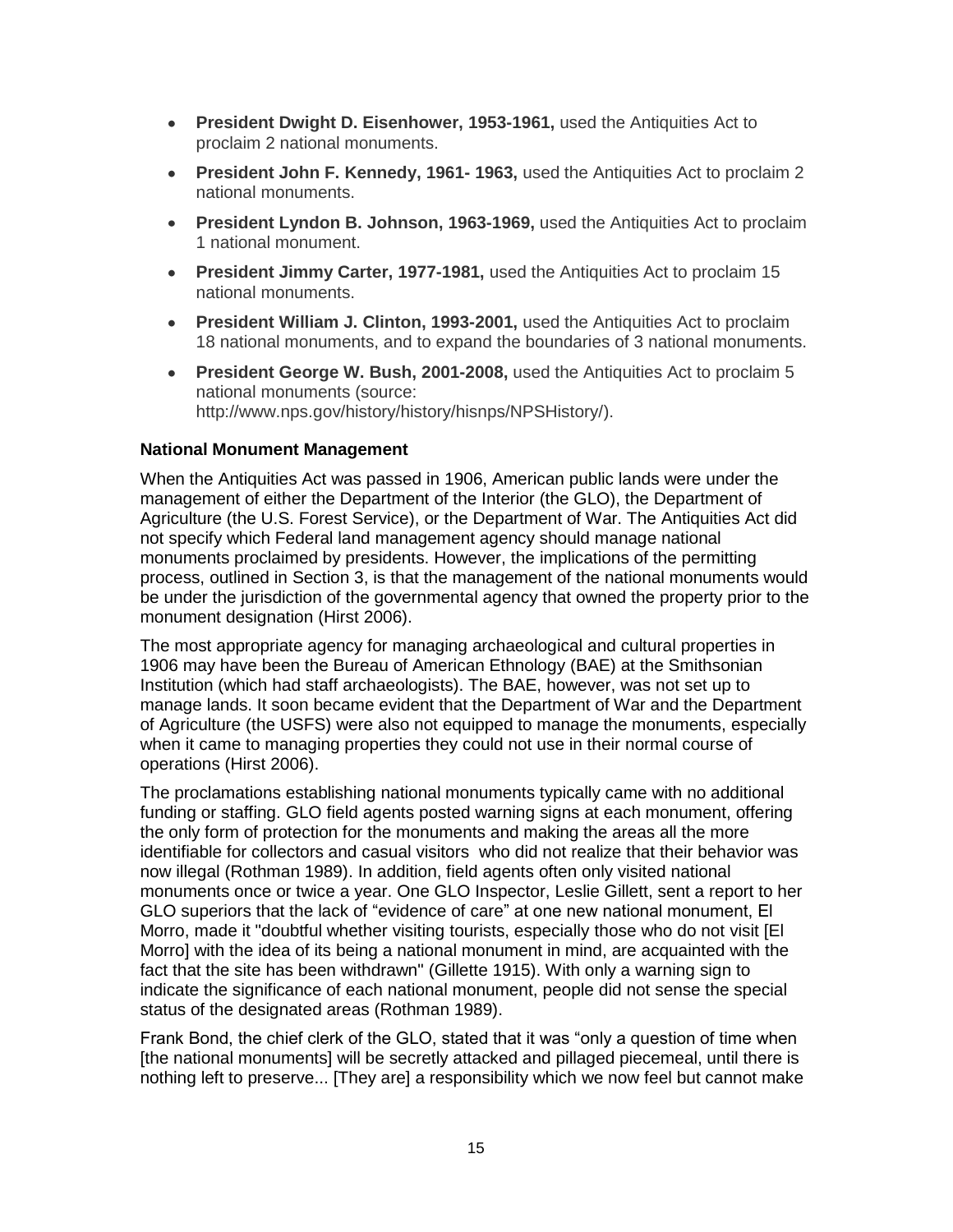- **President Dwight D. Eisenhower, 1953-1961,** used the Antiquities Act to proclaim 2 national monuments.
- **President John F. Kennedy, 1961- 1963,** used the Antiquities Act to proclaim 2 national monuments.
- **President Lyndon B. Johnson, 1963-1969,** used the Antiquities Act to proclaim 1 national monument.
- **President Jimmy Carter, 1977-1981,** used the Antiquities Act to proclaim 15 national monuments.
- **President William J. Clinton, 1993-2001,** used the Antiquities Act to proclaim 18 national monuments, and to expand the boundaries of 3 national monuments.
- **President George W. Bush, 2001-2008,** used the Antiquities Act to proclaim 5 national monuments (source: http://www.nps.gov/history/history/hisnps/NPSHistory/).

**National Monument Management**

When the Antiquities Act was passed in 1906, American public lands were under the management of either the Department of the Interior (the GLO), the Department of Agriculture (the U.S. Forest Service), or the Department of War. The Antiquities Act did not specify which Federal land management agency should manage national monuments proclaimed by presidents. However, the implications of the permitting process, outlined in Section 3, is that the management of the national monuments would be under the jurisdiction of the governmental agency that owned the property prior to the monument designation (Hirst 2006).

The most appropriate agency for managing archaeological and cultural properties in 1906 may have been the Bureau of American Ethnology (BAE) at the Smithsonian Institution (which had staff archaeologists). The BAE, however, was not set up to manage lands. It soon became evident that the Department of War and the Department of Agriculture (the USFS) were also not equipped to manage the monuments, especially when it came to managing properties they could not use in their normal course of operations (Hirst 2006).

The proclamations establishing national monuments typically came with no additional funding or staffing. GLO field agents posted warning signs at each monument, offering the only form of protection for the monuments and making the areas all the more identifiable for collectors and casual visitors who did not realize that their behavior was now illegal (Rothman 1989). In addition, field agents often only visited national monuments once or twice a year. One GLO Inspector, Leslie Gillett, sent a report to her GLO superiors that the lack of "evidence of care" at one new national monument, El Morro, made it "doubtful whether visiting tourists, especially those who do not visit [El Morro] with the idea of its being a national monument in mind, are acquainted with the fact that the site has been withdrawn" (Gillette 1915). With only a warning sign to indicate the significance of each national monument, people did not sense the special status of the designated areas (Rothman 1989).

Frank Bond, the chief clerk of the GLO, stated that it was "only a question of time when [the national monuments] will be secretly attacked and pillaged piecemeal, until there is nothing left to preserve... [They are] a responsibility which we now feel but cannot make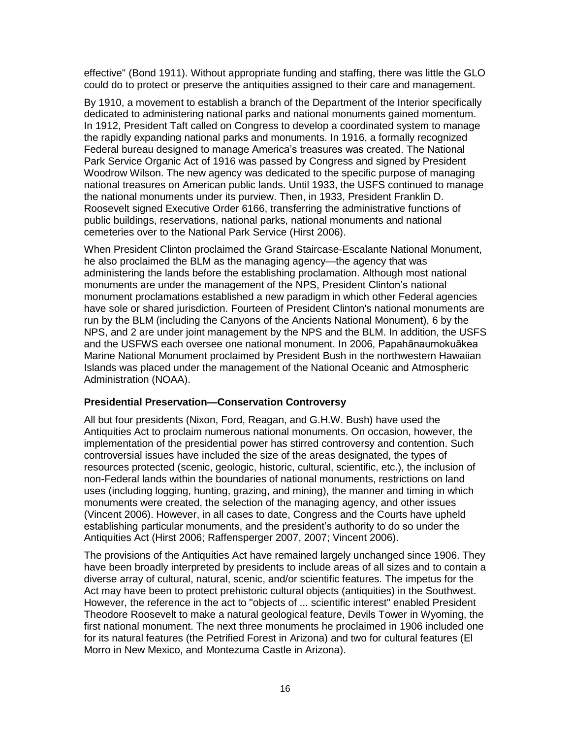effective" (Bond 1911). Without appropriate funding and staffing, there was little the GLO could do to protect or preserve the antiquities assigned to their care and management.

By 1910, a movement to establish a branch of the Department of the Interior specifically dedicated to administering national parks and national monuments gained momentum. In 1912, President Taft called on Congress to develop a coordinated system to manage the rapidly expanding national parks and monuments. In 1916, a formally recognized Federal bureau designed to manage America's treasures was created. The National Park Service Organic Act of 1916 was passed by Congress and signed by President Woodrow Wilson. The new agency was dedicated to the specific purpose of managing national treasures on American public lands. Until 1933, the USFS continued to manage the national monuments under its purview. Then, in 1933, President Franklin D. Roosevelt signed Executive Order 6166, transferring the administrative functions of public buildings, reservations, national parks, national monuments and national cemeteries over to the National Park Service (Hirst 2006).

When President Clinton proclaimed the Grand Staircase-Escalante National Monument, he also proclaimed the BLM as the managing agency—the agency that was administering the lands before the establishing proclamation. Although most national monuments are under the management of the NPS, President Clinton's national monument proclamations established a new paradigm in which other Federal agencies have sole or shared jurisdiction. Fourteen of President Clinton's national monuments are run by the BLM (including the Canyons of the Ancients National Monument), 6 by the NPS, and 2 are under joint management by the NPS and the BLM. In addition, the USFS and the USFWS each oversee one national monument. In 2006, Papahānaumokuākea Marine National Monument proclaimed by President Bush in the northwestern Hawaiian Islands was placed under the management of the National Oceanic and Atmospheric Administration (NOAA).

### Presidential Preservation—Conservation Controversy

All but four presidents (Nixon, Ford, Reagan, and G.H.W. Bush) have used the Antiquities Act to proclaim numerous national monuments. On occasion, however, the implementation of the presidential power has stirred controversy and contention. Such controversial issues have included the size of the areas designated, the types of resources protected (scenic, geologic, historic, cultural, scientific, etc.), the inclusion of non-Federal lands within the boundaries of national monuments, restrictions on land uses (including logging, hunting, grazing, and mining), the manner and timing in which monuments were created, the selection of the managing agency, and other issues (Vincent 2006). However, in all cases to date, Congress and the Courts have upheld establishing particular monuments, and the president's authority to do so under the Antiquities Act (Hirst 2006; Raffensperger 2007, 2007; Vincent 2006).

The provisions of the Antiquities Act have remained largely unchanged since 1906. They have been broadly interpreted by presidents to include areas of all sizes and to contain a diverse array of cultural, natural, scenic, and/or scientific features. The impetus for the Act may have been to protect prehistoric cultural objects (antiquities) in the Southwest. However, the reference in the act to "objects of ... scientific interest" enabled President Theodore Roosevelt to make a natural geological feature, Devils Tower in Wyoming, the first national monument. The next three monuments he proclaimed in 1906 included one for its natural features (the Petrified Forest in Arizona) and two for cultural features (El Morro in New Mexico, and Montezuma Castle in Arizona).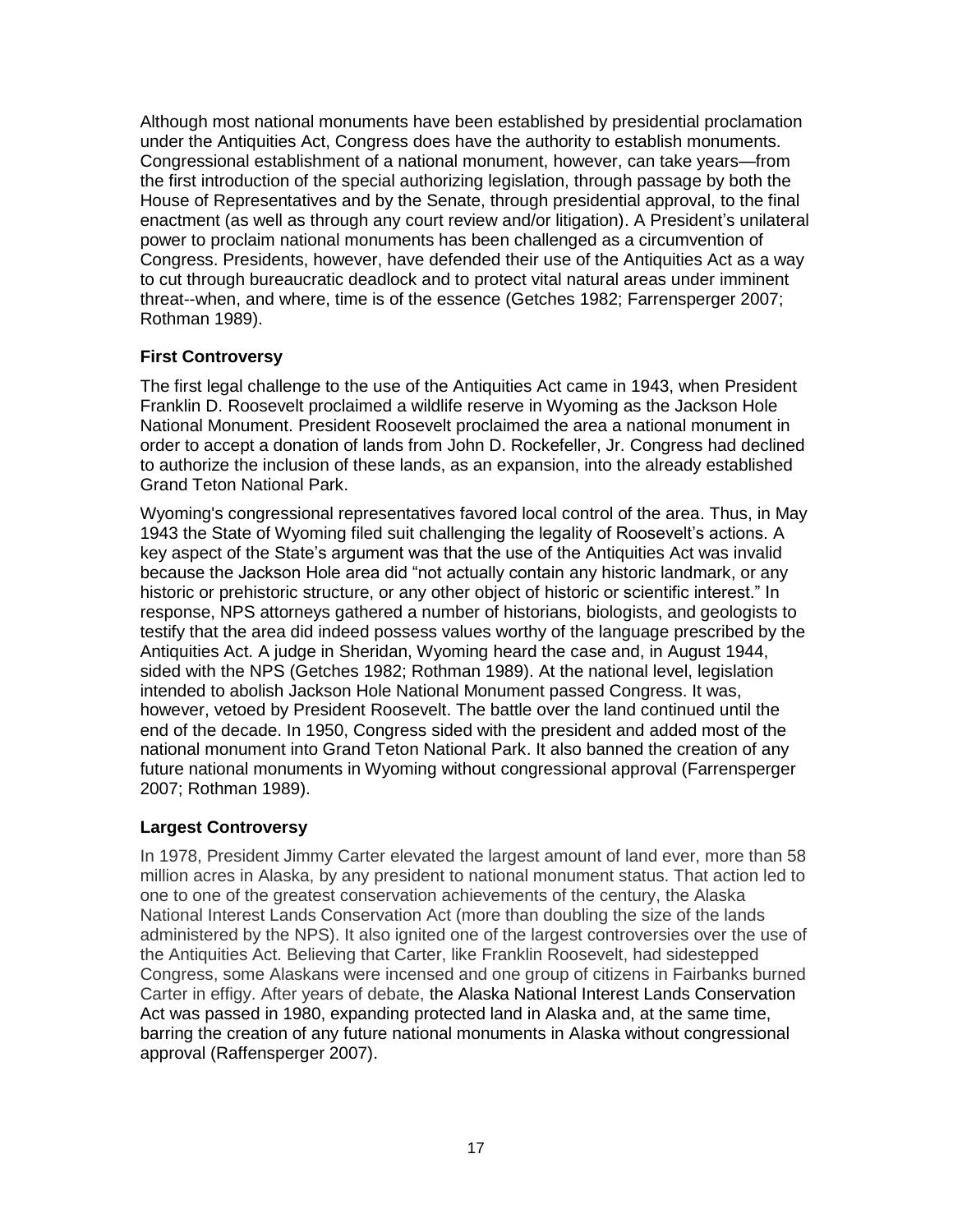Although most national monuments have been established by presidential proclamation under the Antiquities Act, Congress does have the authority to establish monuments. Congressional establishment of a national monument, however, can take years—from the first introduction of the special authorizing legislation, through passage by both the House of Representatives and by the Senate, through presidential approval, to the final enactment (as well as through any court review and/or litigation). A President's unilateral power to proclaim national monuments has been challenged as a circumvention of Congress. Presidents, however, have defended their use of the Antiquities Act as a way to cut through bureaucratic deadlock and to protect vital natural areas under imminent threat--when, and where, time is of the essence (Getches 1982; Farrensperger 2007; Rothman 1989).

### First Controversy

The first legal challenge to the use of the Antiquities Act came in 1943, when President Franklin D. Roosevelt proclaimed a wildlife reserve in Wyoming as the Jackson Hole National Monument. President Roosevelt proclaimed the area a national monument in order to accept a donation of lands from John D. Rockefeller, Jr. Congress had declined to authorize the inclusion of these lands, as an expansion, into the already established Grand Teton National Park.

Wyoming's congressional representatives favored local control of the area. Thus, in May 1943 the State of Wyoming filed suit challenging the legality of Roosevelt's actions. A key aspect of the State's argument was that the use of the Antiquities Act was invalid because the Jackson Hole area did "not actually contain any historic landmark, or any historic or prehistoric structure, or any other object of historic or scientific interest." In response, NPS attorneys gathered a number of historians, biologists, and geologists to testify that the area did indeed possess values worthy of the language prescribed by the Antiquities Act. A judge in Sheridan, Wyoming heard the case and, in August 1944, sided with the NPS (Getches 1982; Rothman 1989). At the national level, legislation intended to abolish Jackson Hole National Monument passed Congress. It was, however, vetoed by President Roosevelt. The battle over the land continued until the end of the decade. In 1950, Congress sided with the president and added most of the national monument into Grand Teton National Park. It also banned the creation of any future national monuments in Wyoming without congressional approval (Farrensperger 2007; Rothman 1989).

### Largest Controversy

In 1978, President Jimmy Carter elevated the largest amount of land ever, more than 58 million acres in Alaska, by any president to national monument status. That action led to one to one of the greatest conservation achievements of the century, the Alaska National Interest Lands Conservation Act (more than doubling the size of the lands administered by the NPS). It also ignited one of the largest controversies over the use of the Antiquities Act. Believing that Carter, like Franklin Roosevelt, had sidestepped Congress, some Alaskans were incensed and one group of citizens in Fairbanks burned Carter in effigy. After years of debate, the Alaska National Interest Lands Conservation Act was passed in 1980, expanding protected land in Alaska and, at the same time, barring the creation of any future national monuments in Alaska without congressional approval (Raffensperger 2007).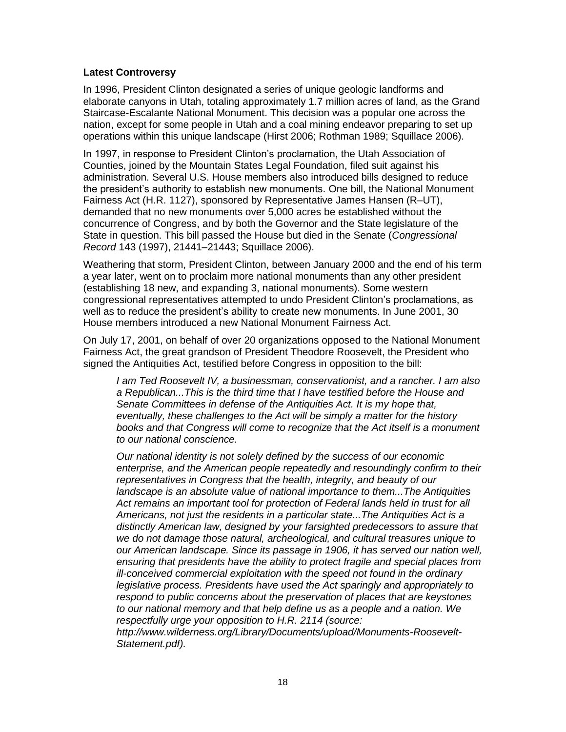### Latest Controversy

In 1996, President Clinton designated a series of unique geologic landforms and elaborate canyons in Utah, totaling approximately 1.7 million acres of land, as the Grand Staircase-Escalante National Monument. This decision was a popular one across the nation, except for some people in Utah and a coal mining endeavor preparing to set up operations within this unique landscape (Hirst 2006; Rothman 1989; Squillace 2006).

In 1997, in response to President Clinton's proclamation, the Utah Association of Counties, joined by the Mountain States Legal Foundation, filed suit against his administration. Several U.S. House members also introduced bills designed to reduce the president's authority to establish new monuments. One bill, the National Monument Fairness Act (H.R. 1127), sponsored by Representative James Hansen (R–UT), demanded that no new monuments over 5,000 acres be established without the concurrence of Congress, and by both the Governor and the State legislature of the State in question. This bill passed the House but died in the Senate (*Congressional Record* 143 (1997), 21441–21443; Squillace 2006).

Weathering that storm, President Clinton, between January 2000 and the end of his term a year later, went on to proclaim more national monuments than any other president (establishing 18 new, and expanding 3, national monuments). Some western congressional representatives attempted to undo President Clinton's proclamations, as well as to reduce the president's ability to create new monuments. In June 2001, 30 House members introduced a new National Monument Fairness Act.

On July 17, 2001, on behalf of over 20 organizations opposed to the National Monument Fairness Act, the great grandson of President Theodore Roosevelt, the President who signed the Antiquities Act, testified before Congress in opposition to the bill:

> *I am Ted Roosevelt IV, a businessman, conservationist, and a rancher. I am also a Republican...This is the third time that I have testified before the House and Senate Committees in defense of the Antiquities Act. It is my hope that, eventually, these challenges to the Act will be simply a matter for the history books and that Congress will come to recognize that the Act itself is a monument to our national conscience.*
>
> *Our national identity is not solely defined by the success of our economic enterprise, and the American people repeatedly and resoundingly confirm to their representatives in Congress that the health, integrity, and beauty of our landscape is an absolute value of national importance to them...The Antiquities Act remains an important tool for protection of Federal lands held in trust for all Americans, not just the residents in a particular state...The Antiquities Act is a distinctly American law, designed by your farsighted predecessors to assure that we do not damage those natural, archeological, and cultural treasures unique to our American landscape. Since its passage in 1906, it has served our nation well, ensuring that presidents have the ability to protect fragile and special places from ill-conceived commercial exploitation with the speed not found in the ordinary legislative process. Presidents have used the Act sparingly and appropriately to respond to public concerns about the preservation of places that are keystones to our national memory and that help define us as a people and a nation. We respectfully urge your opposition to H.R. 2114 (source: http://www.wilderness.org/Library/Documents/upload/Monuments-Roosevelt-Statement.pdf).*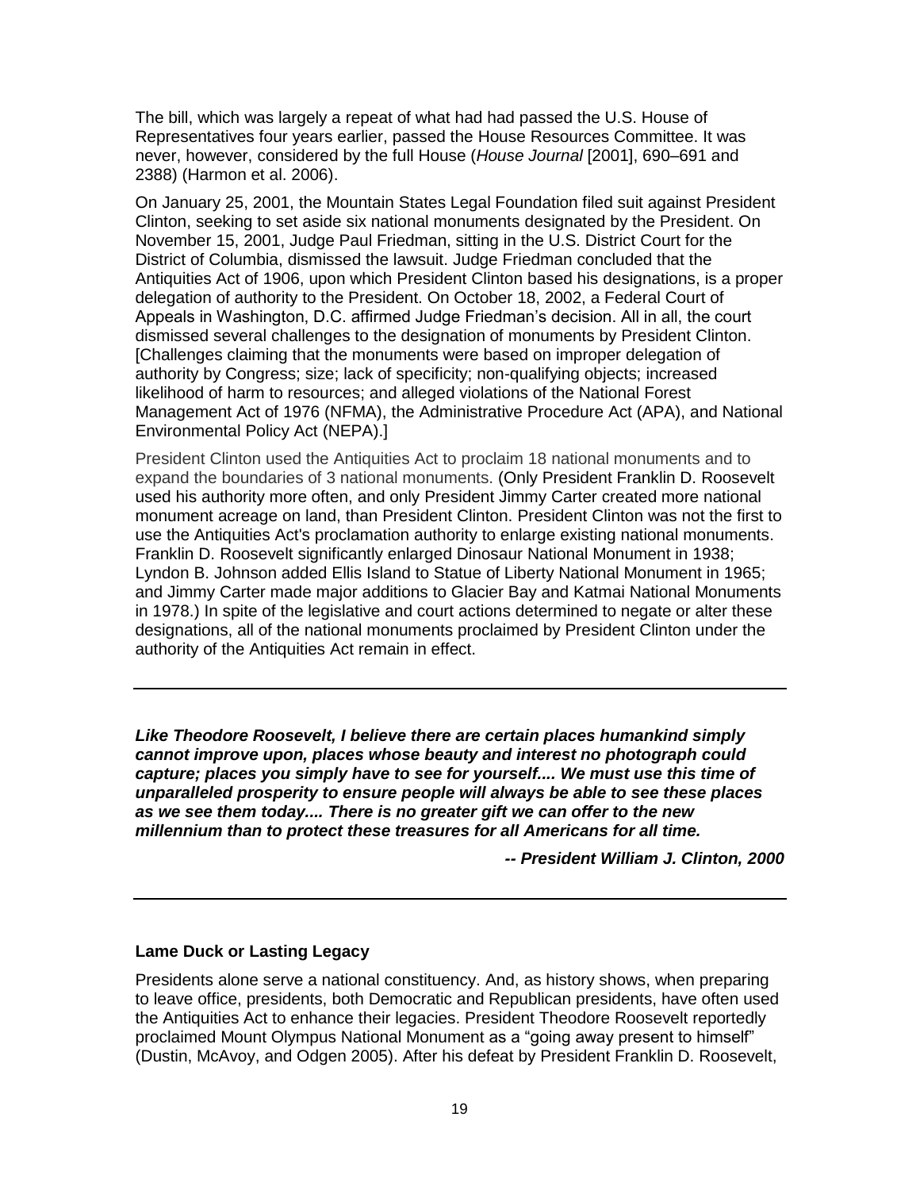The bill, which was largely a repeat of what had had passed the U.S. House of Representatives four years earlier, passed the House Resources Committee. It was never, however, considered by the full House (*House Journal* [2001], 690–691 and 2388) (Harmon et al. 2006).

On January 25, 2001, the Mountain States Legal Foundation filed suit against President Clinton, seeking to set aside six national monuments designated by the President. On November 15, 2001, Judge Paul Friedman, sitting in the U.S. District Court for the District of Columbia, dismissed the lawsuit. Judge Friedman concluded that the Antiquities Act of 1906, upon which President Clinton based his designations, is a proper delegation of authority to the President. On October 18, 2002, a Federal Court of Appeals in Washington, D.C. affirmed Judge Friedman's decision. All in all, the court dismissed several challenges to the designation of monuments by President Clinton. [Challenges claiming that the monuments were based on improper delegation of authority by Congress; size; lack of specificity; non-qualifying objects; increased likelihood of harm to resources; and alleged violations of the National Forest Management Act of 1976 (NFMA), the Administrative Procedure Act (APA), and National Environmental Policy Act (NEPA).]

President Clinton used the Antiquities Act to proclaim 18 national monuments and to expand the boundaries of 3 national monuments. (Only President Franklin D. Roosevelt used his authority more often, and only President Jimmy Carter created more national monument acreage on land, than President Clinton. President Clinton was not the first to use the Antiquities Act's proclamation authority to enlarge existing national monuments. Franklin D. Roosevelt significantly enlarged Dinosaur National Monument in 1938; Lyndon B. Johnson added Ellis Island to Statue of Liberty National Monument in 1965; and Jimmy Carter made major additions to Glacier Bay and Katmai National Monuments in 1978.) In spite of the legislative and court actions determined to negate or alter these designations, all of the national monuments proclaimed by President Clinton under the authority of the Antiquities Act remain in effect.

---

***Like Theodore Roosevelt, I believe there are certain places humankind simply cannot improve upon, places whose beauty and interest no photograph could capture; places you simply have to see for yourself.... We must use this time of unparalleled prosperity to ensure people will always be able to see these places as we see them today.... There is no greater gift we can offer to the new millennium than to protect these treasures for all Americans for all time.***

***-- President William J. Clinton, 2000***

---

**Lame Duck or Lasting Legacy**

Presidents alone serve a national constituency. And, as history shows, when preparing to leave office, presidents, both Democratic and Republican presidents, have often used the Antiquities Act to enhance their legacies. President Theodore Roosevelt reportedly proclaimed Mount Olympus National Monument as a "going away present to himself" (Dustin, McAvoy, and Odgen 2005). After his defeat by President Franklin D. Roosevelt,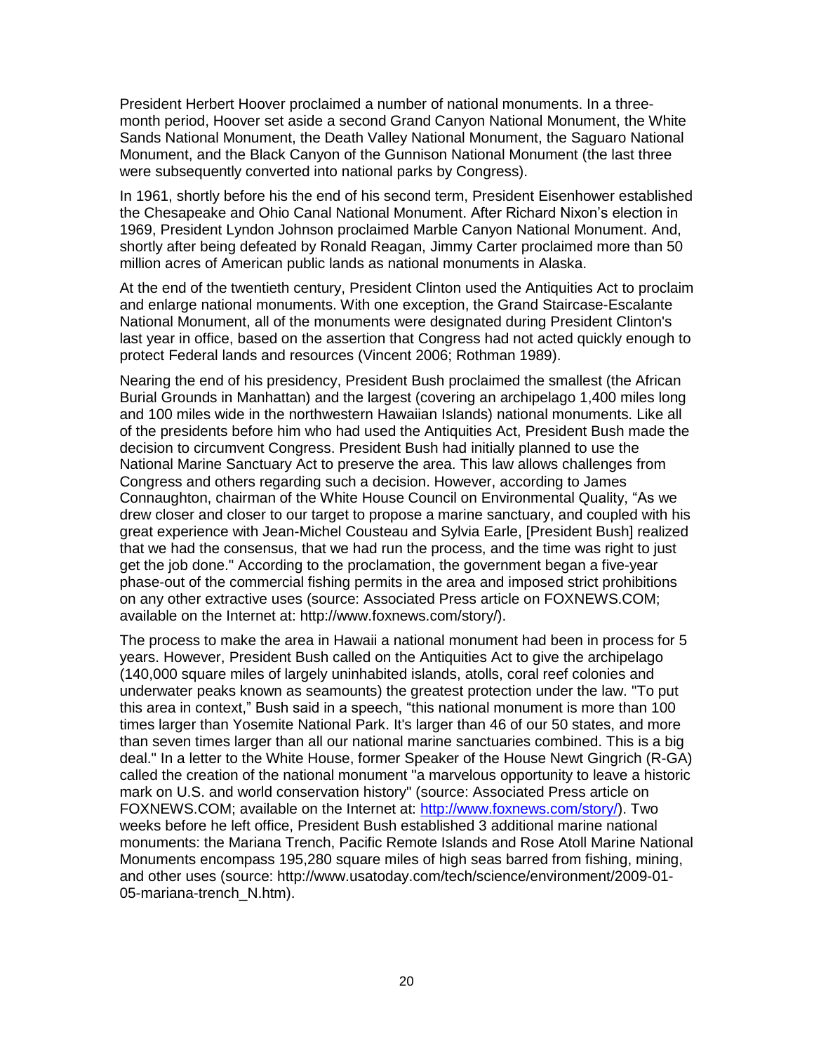President Herbert Hoover proclaimed a number of national monuments. In a three-month period, Hoover set aside a second Grand Canyon National Monument, the White Sands National Monument, the Death Valley National Monument, the Saguaro National Monument, and the Black Canyon of the Gunnison National Monument (the last three were subsequently converted into national parks by Congress).

In 1961, shortly before his the end of his second term, President Eisenhower established the Chesapeake and Ohio Canal National Monument. After Richard Nixon's election in 1969, President Lyndon Johnson proclaimed Marble Canyon National Monument. And, shortly after being defeated by Ronald Reagan, Jimmy Carter proclaimed more than 50 million acres of American public lands as national monuments in Alaska.

At the end of the twentieth century, President Clinton used the Antiquities Act to proclaim and enlarge national monuments. With one exception, the Grand Staircase-Escalante National Monument, all of the monuments were designated during President Clinton's last year in office, based on the assertion that Congress had not acted quickly enough to protect Federal lands and resources (Vincent 2006; Rothman 1989).

Nearing the end of his presidency, President Bush proclaimed the smallest (the African Burial Grounds in Manhattan) and the largest (covering an archipelago 1,400 miles long and 100 miles wide in the northwestern Hawaiian Islands) national monuments. Like all of the presidents before him who had used the Antiquities Act, President Bush made the decision to circumvent Congress. President Bush had initially planned to use the National Marine Sanctuary Act to preserve the area. This law allows challenges from Congress and others regarding such a decision. However, according to James Connaughton, chairman of the White House Council on Environmental Quality, "As we drew closer and closer to our target to propose a marine sanctuary, and coupled with his great experience with Jean-Michel Cousteau and Sylvia Earle, [President Bush] realized that we had the consensus, that we had run the process, and the time was right to just get the job done." According to the proclamation, the government began a five-year phase-out of the commercial fishing permits in the area and imposed strict prohibitions on any other extractive uses (source: Associated Press article on FOXNEWS.COM; available on the Internet at: http://www.foxnews.com/story/).

The process to make the area in Hawaii a national monument had been in process for 5 years. However, President Bush called on the Antiquities Act to give the archipelago (140,000 square miles of largely uninhabited islands, atolls, coral reef colonies and underwater peaks known as seamounts) the greatest protection under the law. "To put this area in context," Bush said in a speech, "this national monument is more than 100 times larger than Yosemite National Park. It's larger than 46 of our 50 states, and more than seven times larger than all our national marine sanctuaries combined. This is a big deal." In a letter to the White House, former Speaker of the House Newt Gingrich (R-GA) called the creation of the national monument "a marvelous opportunity to leave a historic mark on U.S. and world conservation history" (source: Associated Press article on FOXNEWS.COM; available on the Internet at: [http://www.foxnews.com/story/](http://www.foxnews.com/story/)). Two weeks before he left office, President Bush established 3 additional marine national monuments: the Mariana Trench, Pacific Remote Islands and Rose Atoll Marine National Monuments encompass 195,280 square miles of high seas barred from fishing, mining, and other uses (source: http://www.usatoday.com/tech/science/environment/2009-01-05-mariana-trench_N.htm).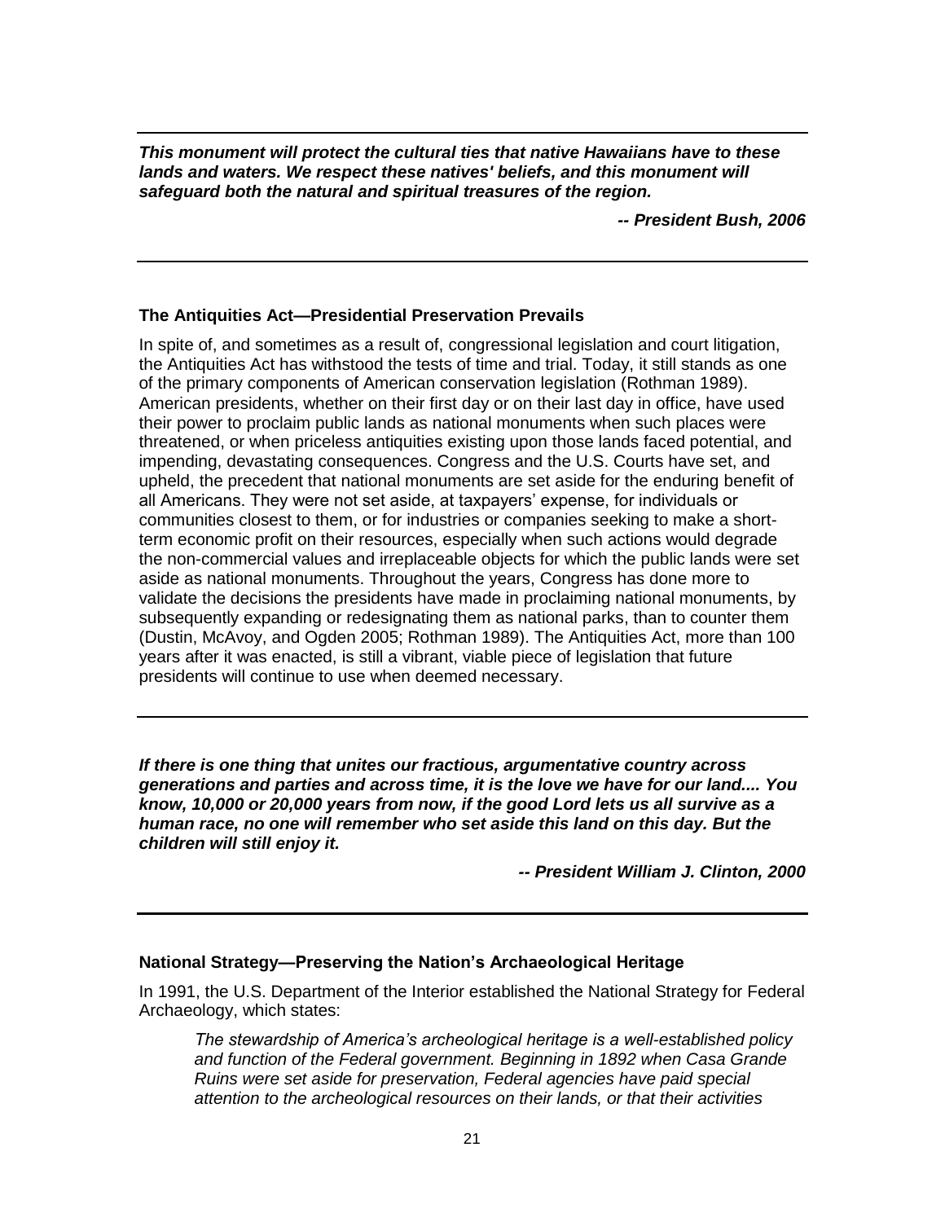---

***This monument will protect the cultural ties that native Hawaiians have to these lands and waters. We respect these natives' beliefs, and this monument will safeguard both the natural and spiritual treasures of the region.***

***-- President Bush, 2006***

---

### The Antiquities Act—Presidential Preservation Prevails

In spite of, and sometimes as a result of, congressional legislation and court litigation, the Antiquities Act has withstood the tests of time and trial. Today, it still stands as one of the primary components of American conservation legislation (Rothman 1989). American presidents, whether on their first day or on their last day in office, have used their power to proclaim public lands as national monuments when such places were threatened, or when priceless antiquities existing upon those lands faced potential, and impending, devastating consequences. Congress and the U.S. Courts have set, and upheld, the precedent that national monuments are set aside for the enduring benefit of all Americans. They were not set aside, at taxpayers' expense, for individuals or communities closest to them, or for industries or companies seeking to make a short-term economic profit on their resources, especially when such actions would degrade the non-commercial values and irreplaceable objects for which the public lands were set aside as national monuments. Throughout the years, Congress has done more to validate the decisions the presidents have made in proclaiming national monuments, by subsequently expanding or redesignating them as national parks, than to counter them (Dustin, McAvoy, and Ogden 2005; Rothman 1989). The Antiquities Act, more than 100 years after it was enacted, is still a vibrant, viable piece of legislation that future presidents will continue to use when deemed necessary.

---

***If there is one thing that unites our fractious, argumentative country across generations and parties and across time, it is the love we have for our land.... You know, 10,000 or 20,000 years from now, if the good Lord lets us all survive as a human race, no one will remember who set aside this land on this day. But the children will still enjoy it.***

***-- President William J. Clinton, 2000***

---

### National Strategy—Preserving the Nation's Archaeological Heritage

In 1991, the U.S. Department of the Interior established the National Strategy for Federal Archaeology, which states:

> *The stewardship of America's archeological heritage is a well-established policy and function of the Federal government. Beginning in 1892 when Casa Grande Ruins were set aside for preservation, Federal agencies have paid special attention to the archeological resources on their lands, or that their activities*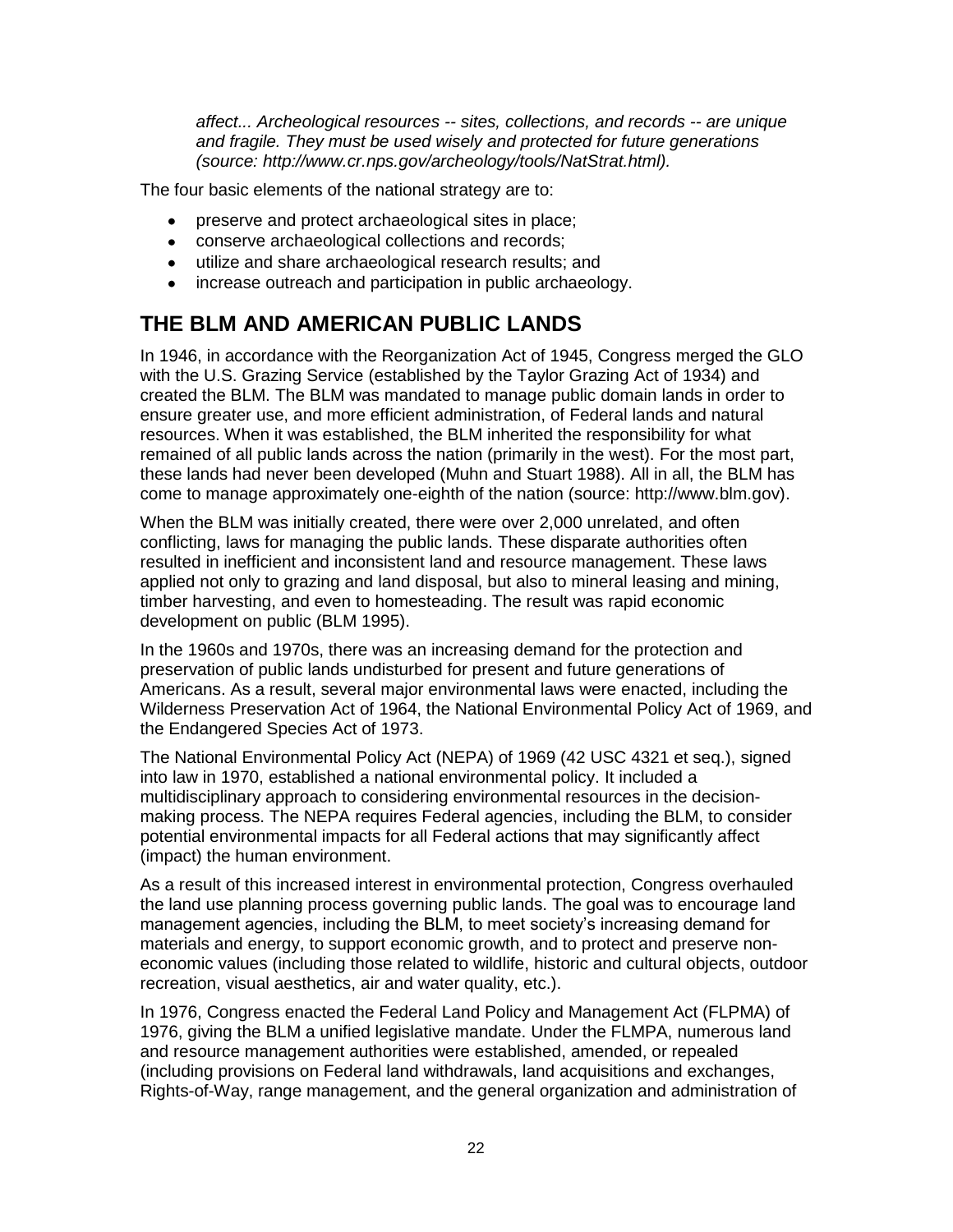*affect... Archeological resources -- sites, collections, and records -- are unique and fragile. They must be used wisely and protected for future generations (source: http://www.cr.nps.gov/archeology/tools/NatStrat.html).*

The four basic elements of the national strategy are to:

- preserve and protect archaeological sites in place;
- conserve archaeological collections and records;
- utilize and share archaeological research results; and
- increase outreach and participation in public archaeology.

## THE BLM AND AMERICAN PUBLIC LANDS

In 1946, in accordance with the Reorganization Act of 1945, Congress merged the GLO with the U.S. Grazing Service (established by the Taylor Grazing Act of 1934) and created the BLM. The BLM was mandated to manage public domain lands in order to ensure greater use, and more efficient administration, of Federal lands and natural resources. When it was established, the BLM inherited the responsibility for what remained of all public lands across the nation (primarily in the west). For the most part, these lands had never been developed (Muhn and Stuart 1988). All in all, the BLM has come to manage approximately one-eighth of the nation (source: http://www.blm.gov).

When the BLM was initially created, there were over 2,000 unrelated, and often conflicting, laws for managing the public lands. These disparate authorities often resulted in inefficient and inconsistent land and resource management. These laws applied not only to grazing and land disposal, but also to mineral leasing and mining, timber harvesting, and even to homesteading. The result was rapid economic development on public (BLM 1995).

In the 1960s and 1970s, there was an increasing demand for the protection and preservation of public lands undisturbed for present and future generations of Americans. As a result, several major environmental laws were enacted, including the Wilderness Preservation Act of 1964, the National Environmental Policy Act of 1969, and the Endangered Species Act of 1973.

The National Environmental Policy Act (NEPA) of 1969 (42 USC 4321 et seq.), signed into law in 1970, established a national environmental policy. It included a multidisciplinary approach to considering environmental resources in the decision-making process. The NEPA requires Federal agencies, including the BLM, to consider potential environmental impacts for all Federal actions that may significantly affect (impact) the human environment.

As a result of this increased interest in environmental protection, Congress overhauled the land use planning process governing public lands. The goal was to encourage land management agencies, including the BLM, to meet society's increasing demand for materials and energy, to support economic growth, and to protect and preserve non-economic values (including those related to wildlife, historic and cultural objects, outdoor recreation, visual aesthetics, air and water quality, etc.).

In 1976, Congress enacted the Federal Land Policy and Management Act (FLPMA) of 1976, giving the BLM a unified legislative mandate. Under the FLMPA, numerous land and resource management authorities were established, amended, or repealed (including provisions on Federal land withdrawals, land acquisitions and exchanges, Rights-of-Way, range management, and the general organization and administration of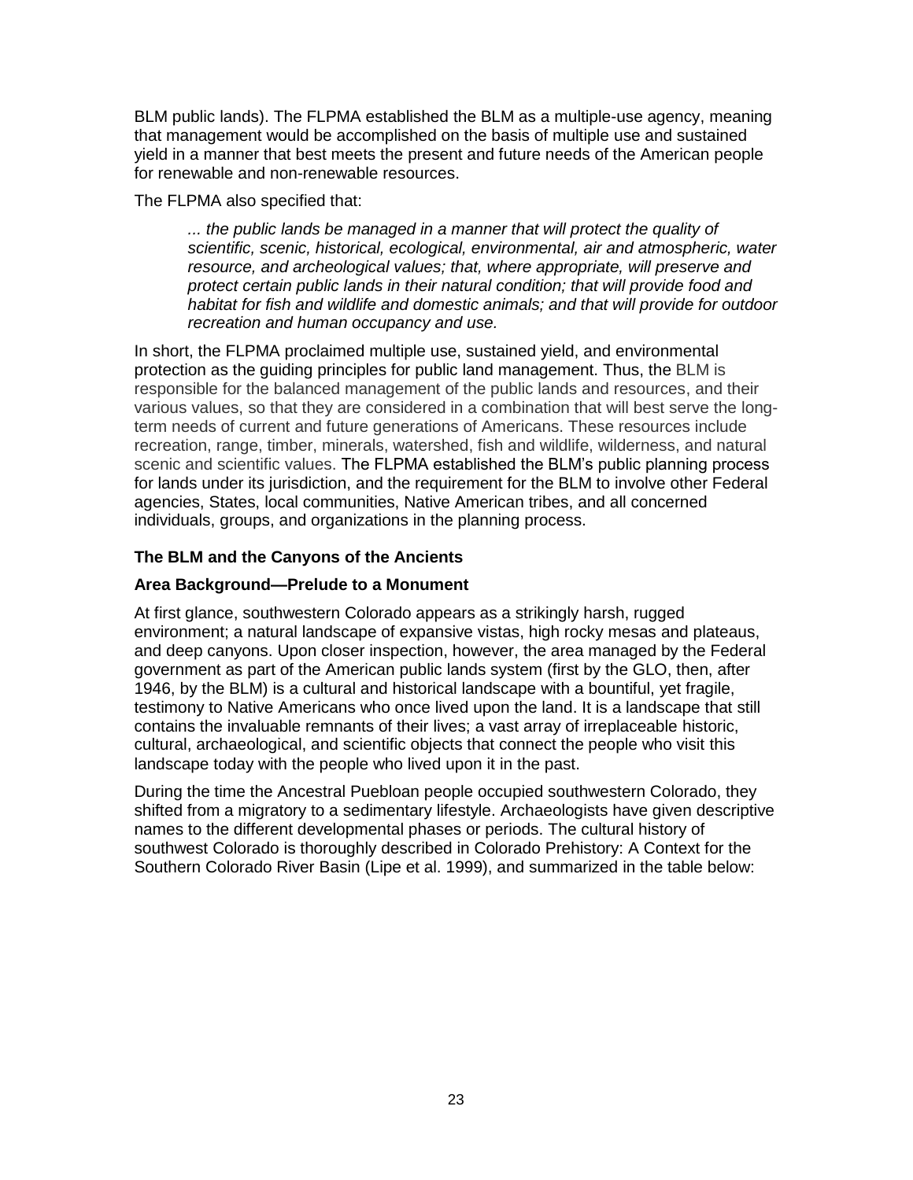BLM public lands). The FLPMA established the BLM as a multiple-use agency, meaning that management would be accomplished on the basis of multiple use and sustained yield in a manner that best meets the present and future needs of the American people for renewable and non-renewable resources.

The FLPMA also specified that:

> *... the public lands be managed in a manner that will protect the quality of scientific, scenic, historical, ecological, environmental, air and atmospheric, water resource, and archeological values; that, where appropriate, will preserve and protect certain public lands in their natural condition; that will provide food and habitat for fish and wildlife and domestic animals; and that will provide for outdoor recreation and human occupancy and use.*

In short, the FLPMA proclaimed multiple use, sustained yield, and environmental protection as the guiding principles for public land management. Thus, the BLM is responsible for the balanced management of the public lands and resources, and their various values, so that they are considered in a combination that will best serve the long-term needs of current and future generations of Americans. These resources include recreation, range, timber, minerals, watershed, fish and wildlife, wilderness, and natural scenic and scientific values. The FLPMA established the BLM's public planning process for lands under its jurisdiction, and the requirement for the BLM to involve other Federal agencies, States, local communities, Native American tribes, and all concerned individuals, groups, and organizations in the planning process.

### The BLM and the Canyons of the Ancients

#### Area Background—Prelude to a Monument

At first glance, southwestern Colorado appears as a strikingly harsh, rugged environment; a natural landscape of expansive vistas, high rocky mesas and plateaus, and deep canyons. Upon closer inspection, however, the area managed by the Federal government as part of the American public lands system (first by the GLO, then, after 1946, by the BLM) is a cultural and historical landscape with a bountiful, yet fragile, testimony to Native Americans who once lived upon the land. It is a landscape that still contains the invaluable remnants of their lives; a vast array of irreplaceable historic, cultural, archaeological, and scientific objects that connect the people who visit this landscape today with the people who lived upon it in the past.

During the time the Ancestral Puebloan people occupied southwestern Colorado, they shifted from a migratory to a sedimentary lifestyle. Archaeologists have given descriptive names to the different developmental phases or periods. The cultural history of southwest Colorado is thoroughly described in Colorado Prehistory: A Context for the Southern Colorado River Basin (Lipe et al. 1999), and summarized in the table below: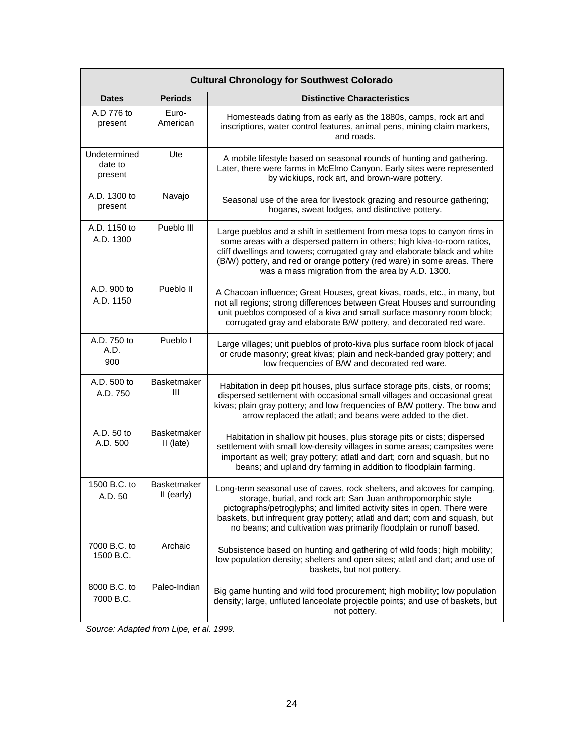| Cultural Chronology for Southwest Colorado | | |
|---|---|---|
| **Dates** | **Periods** | **Distinctive Characteristics** |
| A.D 776 to present | Euro-American | Homesteads dating from as early as the 1880s, camps, rock art and inscriptions, water control features, animal pens, mining claim markers, and roads. |
| Undetermined date to present | Ute | A mobile lifestyle based on seasonal rounds of hunting and gathering. Later, there were farms in McElmo Canyon. Early sites were represented by wickiups, rock art, and brown-ware pottery. |
| A.D. 1300 to present | Navajo | Seasonal use of the area for livestock grazing and resource gathering; hogans, sweat lodges, and distinctive pottery. |
| A.D. 1150 to A.D. 1300 | Pueblo III | Large pueblos and a shift in settlement from mesa tops to canyon rims in some areas with a dispersed pattern in others; high kiva-to-room ratios, cliff dwellings and towers; corrugated gray and elaborate black and white (B/W) pottery, and red or orange pottery (red ware) in some areas. There was a mass migration from the area by A.D. 1300. |
| A.D. 900 to A.D. 1150 | Pueblo II | A Chacoan influence; Great Houses, great kivas, roads, etc., in many, but not all regions; strong differences between Great Houses and surrounding unit pueblos composed of a kiva and small surface masonry room block; corrugated gray and elaborate B/W pottery, and decorated red ware. |
| A.D. 750 to A.D. 900 | Pueblo I | Large villages; unit pueblos of proto-kiva plus surface room block of jacal or crude masonry; great kivas; plain and neck-banded gray pottery; and low frequencies of B/W and decorated red ware. |
| A.D. 500 to A.D. 750 | Basketmaker III | Habitation in deep pit houses, plus surface storage pits, cists, or rooms; dispersed settlement with occasional small villages and occasional great kivas; plain gray pottery; and low frequencies of B/W pottery. The bow and arrow replaced the atlatl; and beans were added to the diet. |
| A.D. 50 to A.D. 500 | Basketmaker II (late) | Habitation in shallow pit houses, plus storage pits or cists; dispersed settlement with small low-density villages in some areas; campsites were important as well; gray pottery; atlatl and dart; corn and squash, but no beans; and upland dry farming in addition to floodplain farming. |
| 1500 B.C. to A.D. 50 | Basketmaker II (early) | Long-term seasonal use of caves, rock shelters, and alcoves for camping, storage, burial, and rock art; San Juan anthropomorphic style pictographs/petroglyphs; and limited activity sites in open. There were baskets, but infrequent gray pottery; atlatl and dart; corn and squash, but no beans; and cultivation was primarily floodplain or runoff based. |
| 7000 B.C. to 1500 B.C. | Archaic | Subsistence based on hunting and gathering of wild foods; high mobility; low population density; shelters and open sites; atlatl and dart; and use of baskets, but not pottery. |
| 8000 B.C. to 7000 B.C. | Paleo-Indian | Big game hunting and wild food procurement; high mobility; low population density; large, unfluted lanceolate projectile points; and use of baskets, but not pottery. |

*Source: Adapted from Lipe, et al. 1999.*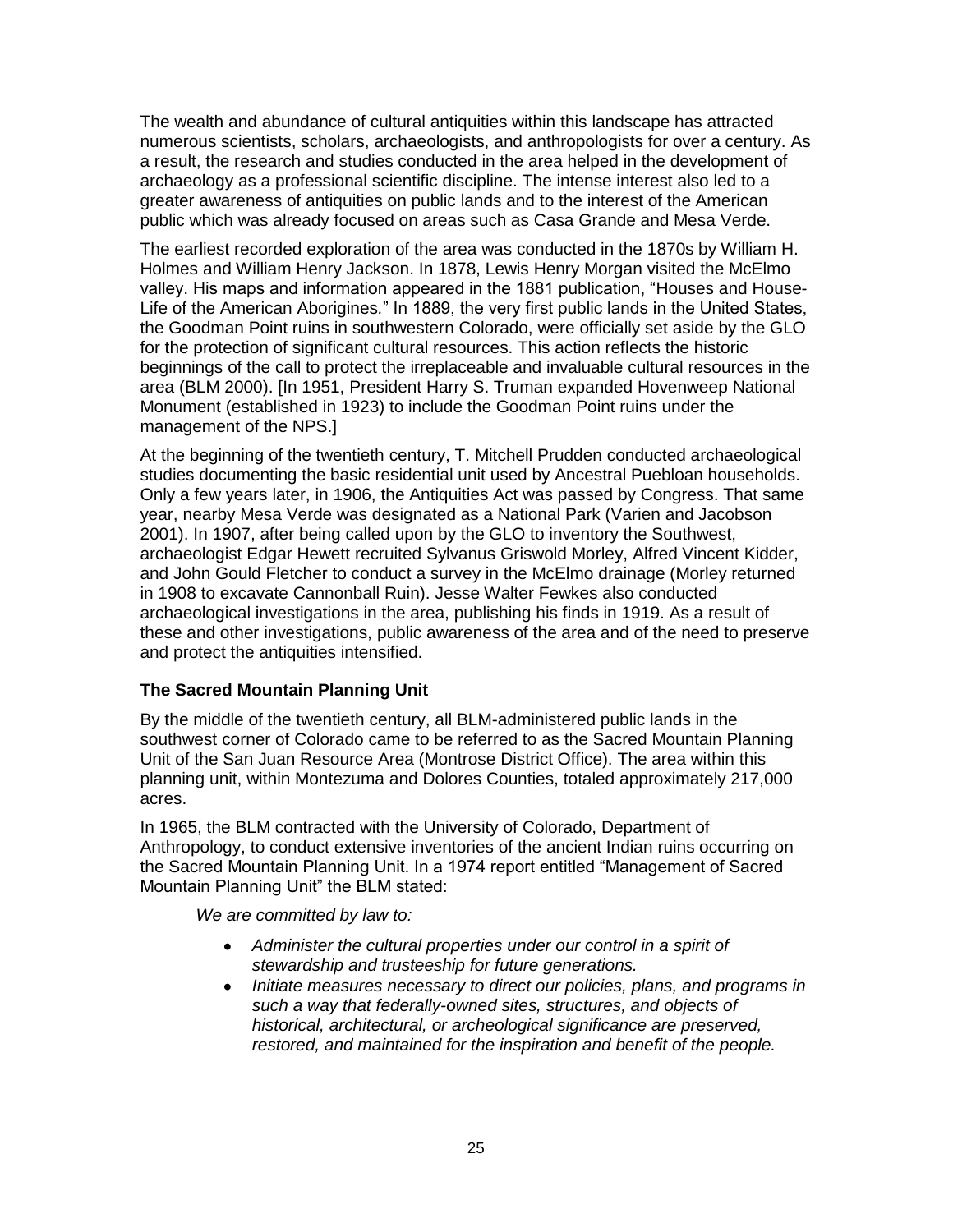The wealth and abundance of cultural antiquities within this landscape has attracted numerous scientists, scholars, archaeologists, and anthropologists for over a century. As a result, the research and studies conducted in the area helped in the development of archaeology as a professional scientific discipline. The intense interest also led to a greater awareness of antiquities on public lands and to the interest of the American public which was already focused on areas such as Casa Grande and Mesa Verde.

The earliest recorded exploration of the area was conducted in the 1870s by William H. Holmes and William Henry Jackson. In 1878, Lewis Henry Morgan visited the McElmo valley. His maps and information appeared in the 1881 publication, "Houses and House-Life of the American Aborigines." In 1889, the very first public lands in the United States, the Goodman Point ruins in southwestern Colorado, were officially set aside by the GLO for the protection of significant cultural resources. This action reflects the historic beginnings of the call to protect the irreplaceable and invaluable cultural resources in the area (BLM 2000). [In 1951, President Harry S. Truman expanded Hovenweep National Monument (established in 1923) to include the Goodman Point ruins under the management of the NPS.]

At the beginning of the twentieth century, T. Mitchell Prudden conducted archaeological studies documenting the basic residential unit used by Ancestral Puebloan households. Only a few years later, in 1906, the Antiquities Act was passed by Congress. That same year, nearby Mesa Verde was designated as a National Park (Varien and Jacobson 2001). In 1907, after being called upon by the GLO to inventory the Southwest, archaeologist Edgar Hewett recruited Sylvanus Griswold Morley, Alfred Vincent Kidder, and John Gould Fletcher to conduct a survey in the McElmo drainage (Morley returned in 1908 to excavate Cannonball Ruin). Jesse Walter Fewkes also conducted archaeological investigations in the area, publishing his finds in 1919. As a result of these and other investigations, public awareness of the area and of the need to preserve and protect the antiquities intensified.

### The Sacred Mountain Planning Unit

By the middle of the twentieth century, all BLM-administered public lands in the southwest corner of Colorado came to be referred to as the Sacred Mountain Planning Unit of the San Juan Resource Area (Montrose District Office). The area within this planning unit, within Montezuma and Dolores Counties, totaled approximately 217,000 acres.

In 1965, the BLM contracted with the University of Colorado, Department of Anthropology, to conduct extensive inventories of the ancient Indian ruins occurring on the Sacred Mountain Planning Unit. In a 1974 report entitled "Management of Sacred Mountain Planning Unit" the BLM stated:

> *We are committed by law to:*
>
> - *Administer the cultural properties under our control in a spirit of stewardship and trusteeship for future generations.*
> - *Initiate measures necessary to direct our policies, plans, and programs in such a way that federally-owned sites, structures, and objects of historical, architectural, or archeological significance are preserved, restored, and maintained for the inspiration and benefit of the people.*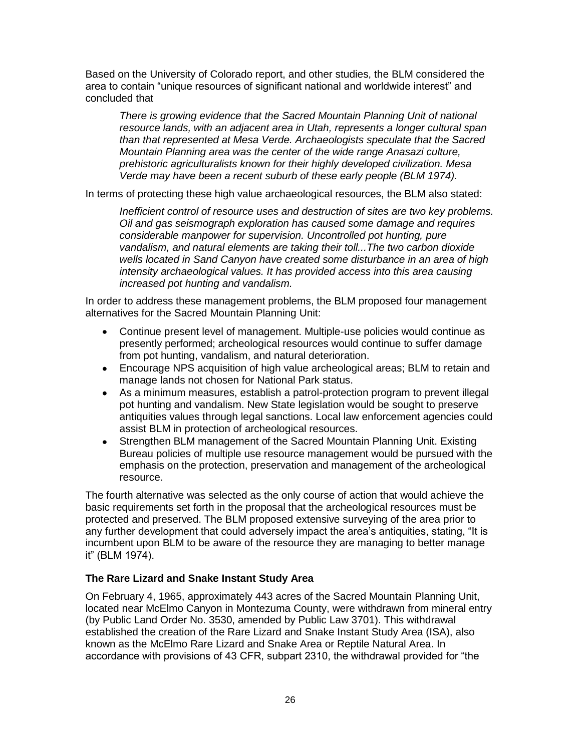Based on the University of Colorado report, and other studies, the BLM considered the area to contain "unique resources of significant national and worldwide interest" and concluded that

> *There is growing evidence that the Sacred Mountain Planning Unit of national resource lands, with an adjacent area in Utah, represents a longer cultural span than that represented at Mesa Verde. Archaeologists speculate that the Sacred Mountain Planning area was the center of the wide range Anasazi culture, prehistoric agriculturalists known for their highly developed civilization. Mesa Verde may have been a recent suburb of these early people (BLM 1974).*

In terms of protecting these high value archaeological resources, the BLM also stated:

> *Inefficient control of resource uses and destruction of sites are two key problems. Oil and gas seismograph exploration has caused some damage and requires considerable manpower for supervision. Uncontrolled pot hunting, pure vandalism, and natural elements are taking their toll...The two carbon dioxide wells located in Sand Canyon have created some disturbance in an area of high intensity archaeological values. It has provided access into this area causing increased pot hunting and vandalism.*

In order to address these management problems, the BLM proposed four management alternatives for the Sacred Mountain Planning Unit:

- Continue present level of management. Multiple-use policies would continue as presently performed; archeological resources would continue to suffer damage from pot hunting, vandalism, and natural deterioration.
- Encourage NPS acquisition of high value archeological areas; BLM to retain and manage lands not chosen for National Park status.
- As a minimum measures, establish a patrol-protection program to prevent illegal pot hunting and vandalism. New State legislation would be sought to preserve antiquities values through legal sanctions. Local law enforcement agencies could assist BLM in protection of archeological resources.
- Strengthen BLM management of the Sacred Mountain Planning Unit. Existing Bureau policies of multiple use resource management would be pursued with the emphasis on the protection, preservation and management of the archeological resource.

The fourth alternative was selected as the only course of action that would achieve the basic requirements set forth in the proposal that the archeological resources must be protected and preserved. The BLM proposed extensive surveying of the area prior to any further development that could adversely impact the area's antiquities, stating, "It is incumbent upon BLM to be aware of the resource they are managing to better manage it" (BLM 1974).

### The Rare Lizard and Snake Instant Study Area

On February 4, 1965, approximately 443 acres of the Sacred Mountain Planning Unit, located near McElmo Canyon in Montezuma County, were withdrawn from mineral entry (by Public Land Order No. 3530, amended by Public Law 3701). This withdrawal established the creation of the Rare Lizard and Snake Instant Study Area (ISA), also known as the McElmo Rare Lizard and Snake Area or Reptile Natural Area. In accordance with provisions of 43 CFR, subpart 2310, the withdrawal provided for "the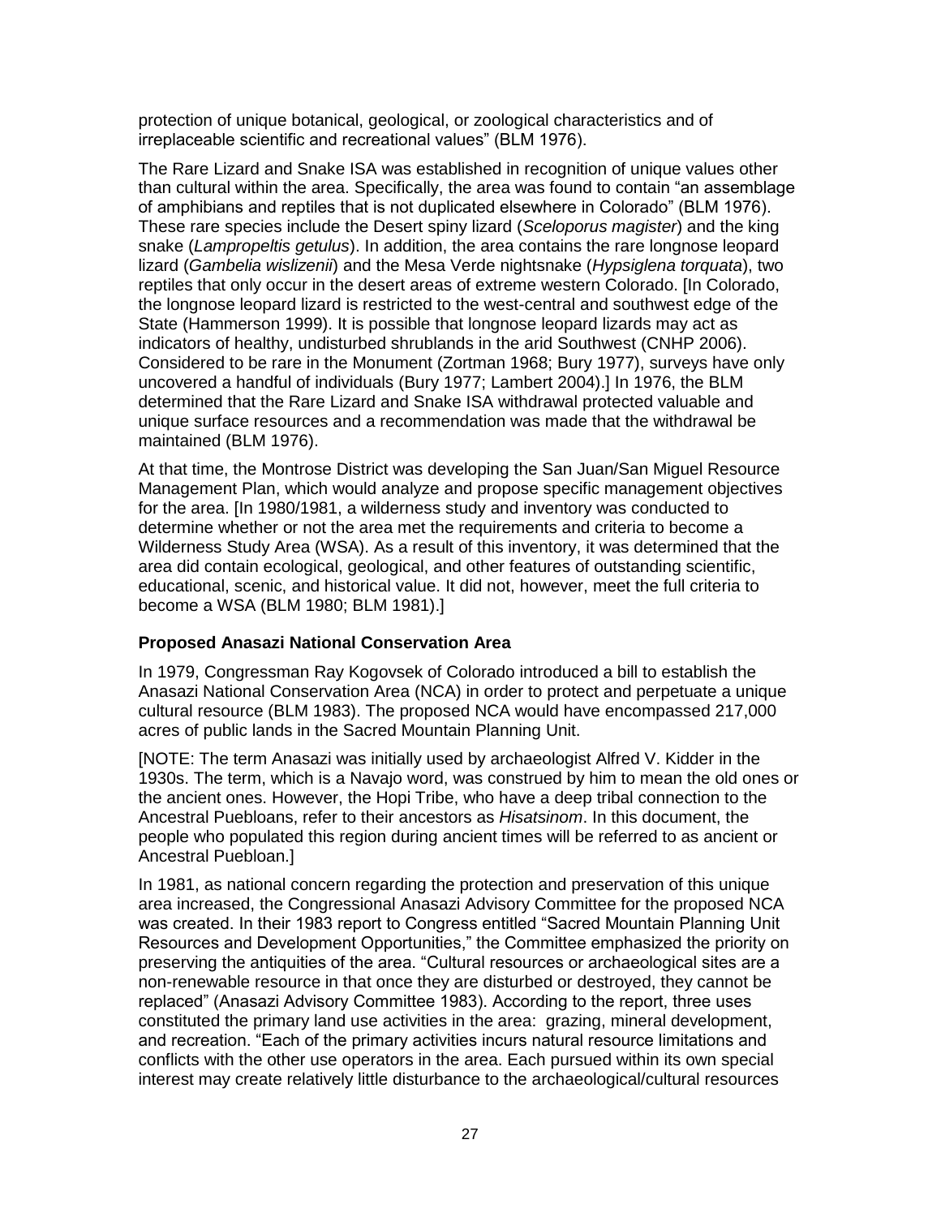protection of unique botanical, geological, or zoological characteristics and of irreplaceable scientific and recreational values" (BLM 1976).

The Rare Lizard and Snake ISA was established in recognition of unique values other than cultural within the area. Specifically, the area was found to contain "an assemblage of amphibians and reptiles that is not duplicated elsewhere in Colorado" (BLM 1976). These rare species include the Desert spiny lizard (*Sceloporus magister*) and the king snake (*Lampropeltis getulus*). In addition, the area contains the rare longnose leopard lizard (*Gambelia wislizenii*) and the Mesa Verde nightsnake (*Hypsiglena torquata*), two reptiles that only occur in the desert areas of extreme western Colorado. [In Colorado, the longnose leopard lizard is restricted to the west-central and southwest edge of the State (Hammerson 1999). It is possible that longnose leopard lizards may act as indicators of healthy, undisturbed shrublands in the arid Southwest (CNHP 2006). Considered to be rare in the Monument (Zortman 1968; Bury 1977), surveys have only uncovered a handful of individuals (Bury 1977; Lambert 2004).] In 1976, the BLM determined that the Rare Lizard and Snake ISA withdrawal protected valuable and unique surface resources and a recommendation was made that the withdrawal be maintained (BLM 1976).

At that time, the Montrose District was developing the San Juan/San Miguel Resource Management Plan, which would analyze and propose specific management objectives for the area. [In 1980/1981, a wilderness study and inventory was conducted to determine whether or not the area met the requirements and criteria to become a Wilderness Study Area (WSA). As a result of this inventory, it was determined that the area did contain ecological, geological, and other features of outstanding scientific, educational, scenic, and historical value. It did not, however, meet the full criteria to become a WSA (BLM 1980; BLM 1981).]

### Proposed Anasazi National Conservation Area

In 1979, Congressman Ray Kogovsek of Colorado introduced a bill to establish the Anasazi National Conservation Area (NCA) in order to protect and perpetuate a unique cultural resource (BLM 1983). The proposed NCA would have encompassed 217,000 acres of public lands in the Sacred Mountain Planning Unit.

[NOTE: The term Anasazi was initially used by archaeologist Alfred V. Kidder in the 1930s. The term, which is a Navajo word, was construed by him to mean the old ones or the ancient ones. However, the Hopi Tribe, who have a deep tribal connection to the Ancestral Puebloans, refer to their ancestors as *Hisatsinom*. In this document, the people who populated this region during ancient times will be referred to as ancient or Ancestral Puebloan.]

In 1981, as national concern regarding the protection and preservation of this unique area increased, the Congressional Anasazi Advisory Committee for the proposed NCA was created. In their 1983 report to Congress entitled "Sacred Mountain Planning Unit Resources and Development Opportunities," the Committee emphasized the priority on preserving the antiquities of the area. "Cultural resources or archaeological sites are a non-renewable resource in that once they are disturbed or destroyed, they cannot be replaced" (Anasazi Advisory Committee 1983). According to the report, three uses constituted the primary land use activities in the area: grazing, mineral development, and recreation. "Each of the primary activities incurs natural resource limitations and conflicts with the other use operators in the area. Each pursued within its own special interest may create relatively little disturbance to the archaeological/cultural resources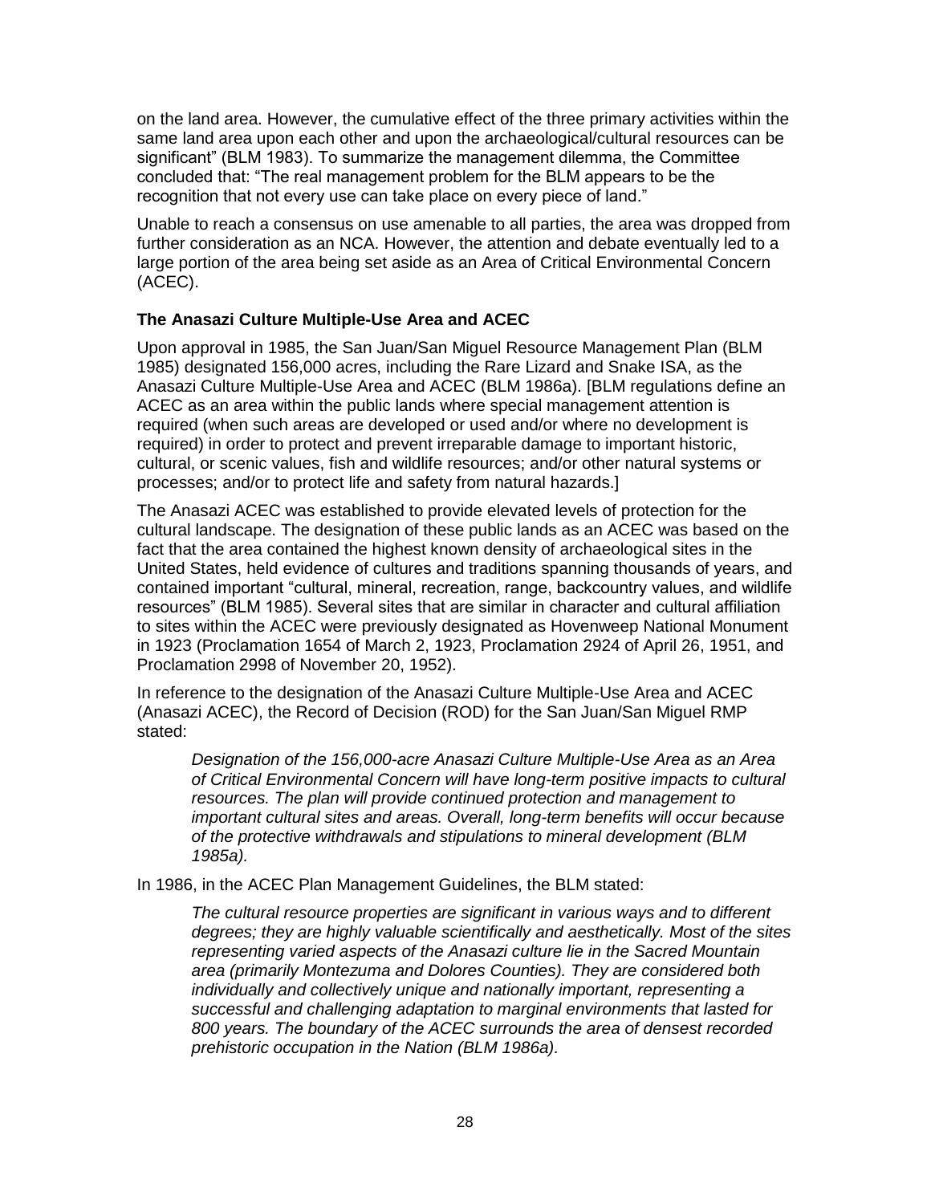on the land area. However, the cumulative effect of the three primary activities within the same land area upon each other and upon the archaeological/cultural resources can be significant" (BLM 1983). To summarize the management dilemma, the Committee concluded that: "The real management problem for the BLM appears to be the recognition that not every use can take place on every piece of land."

Unable to reach a consensus on use amenable to all parties, the area was dropped from further consideration as an NCA. However, the attention and debate eventually led to a large portion of the area being set aside as an Area of Critical Environmental Concern (ACEC).

### The Anasazi Culture Multiple-Use Area and ACEC

Upon approval in 1985, the San Juan/San Miguel Resource Management Plan (BLM 1985) designated 156,000 acres, including the Rare Lizard and Snake ISA, as the Anasazi Culture Multiple-Use Area and ACEC (BLM 1986a). [BLM regulations define an ACEC as an area within the public lands where special management attention is required (when such areas are developed or used and/or where no development is required) in order to protect and prevent irreparable damage to important historic, cultural, or scenic values, fish and wildlife resources; and/or other natural systems or processes; and/or to protect life and safety from natural hazards.]

The Anasazi ACEC was established to provide elevated levels of protection for the cultural landscape. The designation of these public lands as an ACEC was based on the fact that the area contained the highest known density of archaeological sites in the United States, held evidence of cultures and traditions spanning thousands of years, and contained important "cultural, mineral, recreation, range, backcountry values, and wildlife resources" (BLM 1985). Several sites that are similar in character and cultural affiliation to sites within the ACEC were previously designated as Hovenweep National Monument in 1923 (Proclamation 1654 of March 2, 1923, Proclamation 2924 of April 26, 1951, and Proclamation 2998 of November 20, 1952).

In reference to the designation of the Anasazi Culture Multiple-Use Area and ACEC (Anasazi ACEC), the Record of Decision (ROD) for the San Juan/San Miguel RMP stated:

> *Designation of the 156,000-acre Anasazi Culture Multiple-Use Area as an Area of Critical Environmental Concern will have long-term positive impacts to cultural resources. The plan will provide continued protection and management to important cultural sites and areas. Overall, long-term benefits will occur because of the protective withdrawals and stipulations to mineral development (BLM 1985a).*

In 1986, in the ACEC Plan Management Guidelines, the BLM stated:

> *The cultural resource properties are significant in various ways and to different degrees; they are highly valuable scientifically and aesthetically. Most of the sites representing varied aspects of the Anasazi culture lie in the Sacred Mountain area (primarily Montezuma and Dolores Counties). They are considered both individually and collectively unique and nationally important, representing a successful and challenging adaptation to marginal environments that lasted for 800 years. The boundary of the ACEC surrounds the area of densest recorded prehistoric occupation in the Nation (BLM 1986a).*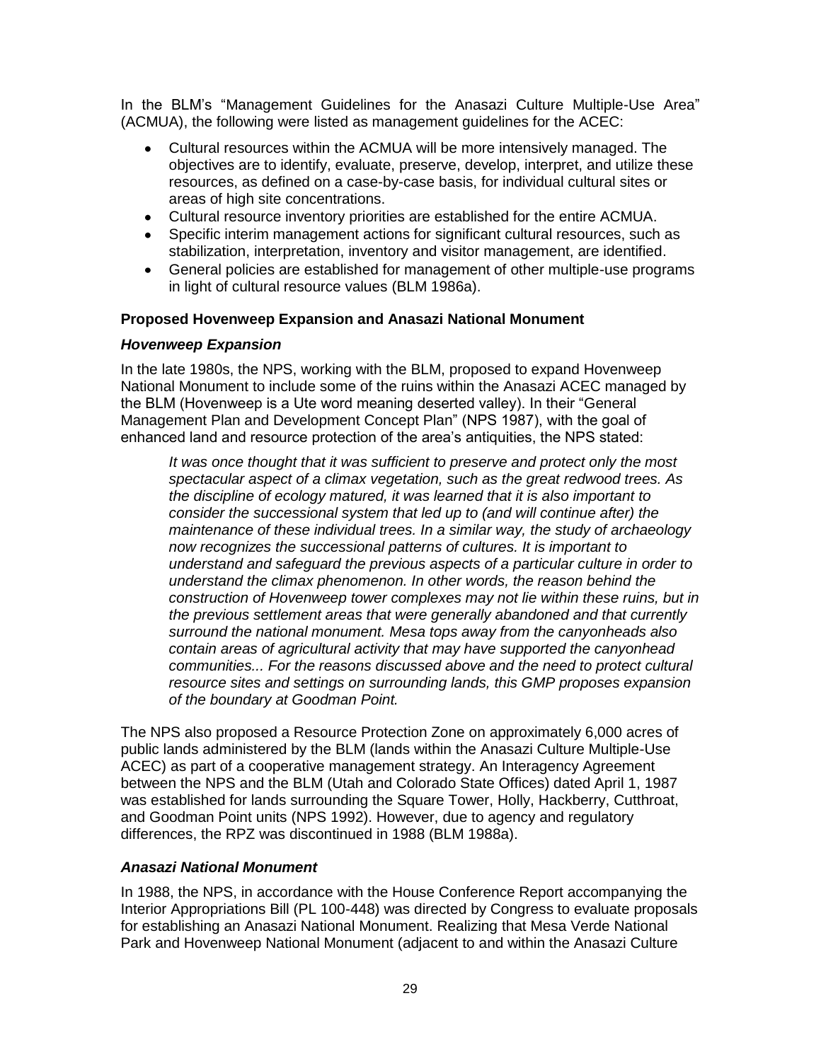In the BLM's "Management Guidelines for the Anasazi Culture Multiple-Use Area" (ACMUA), the following were listed as management guidelines for the ACEC:

- Cultural resources within the ACMUA will be more intensively managed. The objectives are to identify, evaluate, preserve, develop, interpret, and utilize these resources, as defined on a case-by-case basis, for individual cultural sites or areas of high site concentrations.
- Cultural resource inventory priorities are established for the entire ACMUA.
- Specific interim management actions for significant cultural resources, such as stabilization, interpretation, inventory and visitor management, are identified.
- General policies are established for management of other multiple-use programs in light of cultural resource values (BLM 1986a).

**Proposed Hovenweep Expansion and Anasazi National Monument**

***Hovenweep Expansion***

In the late 1980s, the NPS, working with the BLM, proposed to expand Hovenweep National Monument to include some of the ruins within the Anasazi ACEC managed by the BLM (Hovenweep is a Ute word meaning deserted valley). In their "General Management Plan and Development Concept Plan" (NPS 1987), with the goal of enhanced land and resource protection of the area's antiquities, the NPS stated:

> *It was once thought that it was sufficient to preserve and protect only the most spectacular aspect of a climax vegetation, such as the great redwood trees. As the discipline of ecology matured, it was learned that it is also important to consider the successional system that led up to (and will continue after) the maintenance of these individual trees. In a similar way, the study of archaeology now recognizes the successional patterns of cultures. It is important to understand and safeguard the previous aspects of a particular culture in order to understand the climax phenomenon. In other words, the reason behind the construction of Hovenweep tower complexes may not lie within these ruins, but in the previous settlement areas that were generally abandoned and that currently surround the national monument. Mesa tops away from the canyonheads also contain areas of agricultural activity that may have supported the canyonhead communities... For the reasons discussed above and the need to protect cultural resource sites and settings on surrounding lands, this GMP proposes expansion of the boundary at Goodman Point.*

The NPS also proposed a Resource Protection Zone on approximately 6,000 acres of public lands administered by the BLM (lands within the Anasazi Culture Multiple-Use ACEC) as part of a cooperative management strategy. An Interagency Agreement between the NPS and the BLM (Utah and Colorado State Offices) dated April 1, 1987 was established for lands surrounding the Square Tower, Holly, Hackberry, Cutthroat, and Goodman Point units (NPS 1992). However, due to agency and regulatory differences, the RPZ was discontinued in 1988 (BLM 1988a).

***Anasazi National Monument***

In 1988, the NPS, in accordance with the House Conference Report accompanying the Interior Appropriations Bill (PL 100-448) was directed by Congress to evaluate proposals for establishing an Anasazi National Monument. Realizing that Mesa Verde National Park and Hovenweep National Monument (adjacent to and within the Anasazi Culture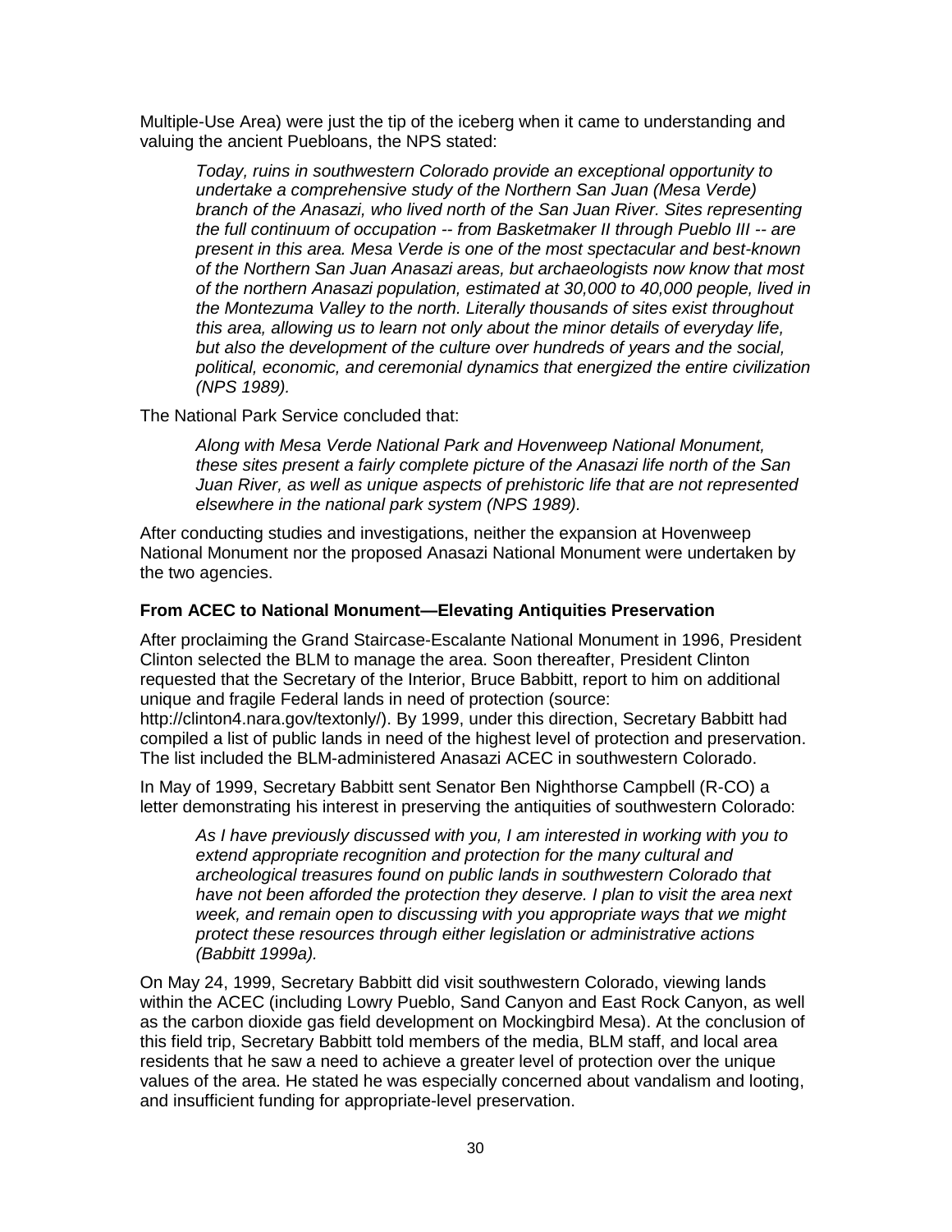Multiple-Use Area) were just the tip of the iceberg when it came to understanding and valuing the ancient Puebloans, the NPS stated:

> *Today, ruins in southwestern Colorado provide an exceptional opportunity to undertake a comprehensive study of the Northern San Juan (Mesa Verde) branch of the Anasazi, who lived north of the San Juan River. Sites representing the full continuum of occupation -- from Basketmaker II through Pueblo III -- are present in this area. Mesa Verde is one of the most spectacular and best-known of the Northern San Juan Anasazi areas, but archaeologists now know that most of the northern Anasazi population, estimated at 30,000 to 40,000 people, lived in the Montezuma Valley to the north. Literally thousands of sites exist throughout this area, allowing us to learn not only about the minor details of everyday life, but also the development of the culture over hundreds of years and the social, political, economic, and ceremonial dynamics that energized the entire civilization (NPS 1989).*

The National Park Service concluded that:

> *Along with Mesa Verde National Park and Hovenweep National Monument, these sites present a fairly complete picture of the Anasazi life north of the San Juan River, as well as unique aspects of prehistoric life that are not represented elsewhere in the national park system (NPS 1989).*

After conducting studies and investigations, neither the expansion at Hovenweep National Monument nor the proposed Anasazi National Monument were undertaken by the two agencies.

### From ACEC to National Monument—Elevating Antiquities Preservation

After proclaiming the Grand Staircase-Escalante National Monument in 1996, President Clinton selected the BLM to manage the area. Soon thereafter, President Clinton requested that the Secretary of the Interior, Bruce Babbitt, report to him on additional unique and fragile Federal lands in need of protection (source: http://clinton4.nara.gov/textonly/). By 1999, under this direction, Secretary Babbitt had compiled a list of public lands in need of the highest level of protection and preservation. The list included the BLM-administered Anasazi ACEC in southwestern Colorado.

In May of 1999, Secretary Babbitt sent Senator Ben Nighthorse Campbell (R-CO) a letter demonstrating his interest in preserving the antiquities of southwestern Colorado:

> *As I have previously discussed with you, I am interested in working with you to extend appropriate recognition and protection for the many cultural and archeological treasures found on public lands in southwestern Colorado that have not been afforded the protection they deserve. I plan to visit the area next week, and remain open to discussing with you appropriate ways that we might protect these resources through either legislation or administrative actions (Babbitt 1999a).*

On May 24, 1999, Secretary Babbitt did visit southwestern Colorado, viewing lands within the ACEC (including Lowry Pueblo, Sand Canyon and East Rock Canyon, as well as the carbon dioxide gas field development on Mockingbird Mesa). At the conclusion of this field trip, Secretary Babbitt told members of the media, BLM staff, and local area residents that he saw a need to achieve a greater level of protection over the unique values of the area. He stated he was especially concerned about vandalism and looting, and insufficient funding for appropriate-level preservation.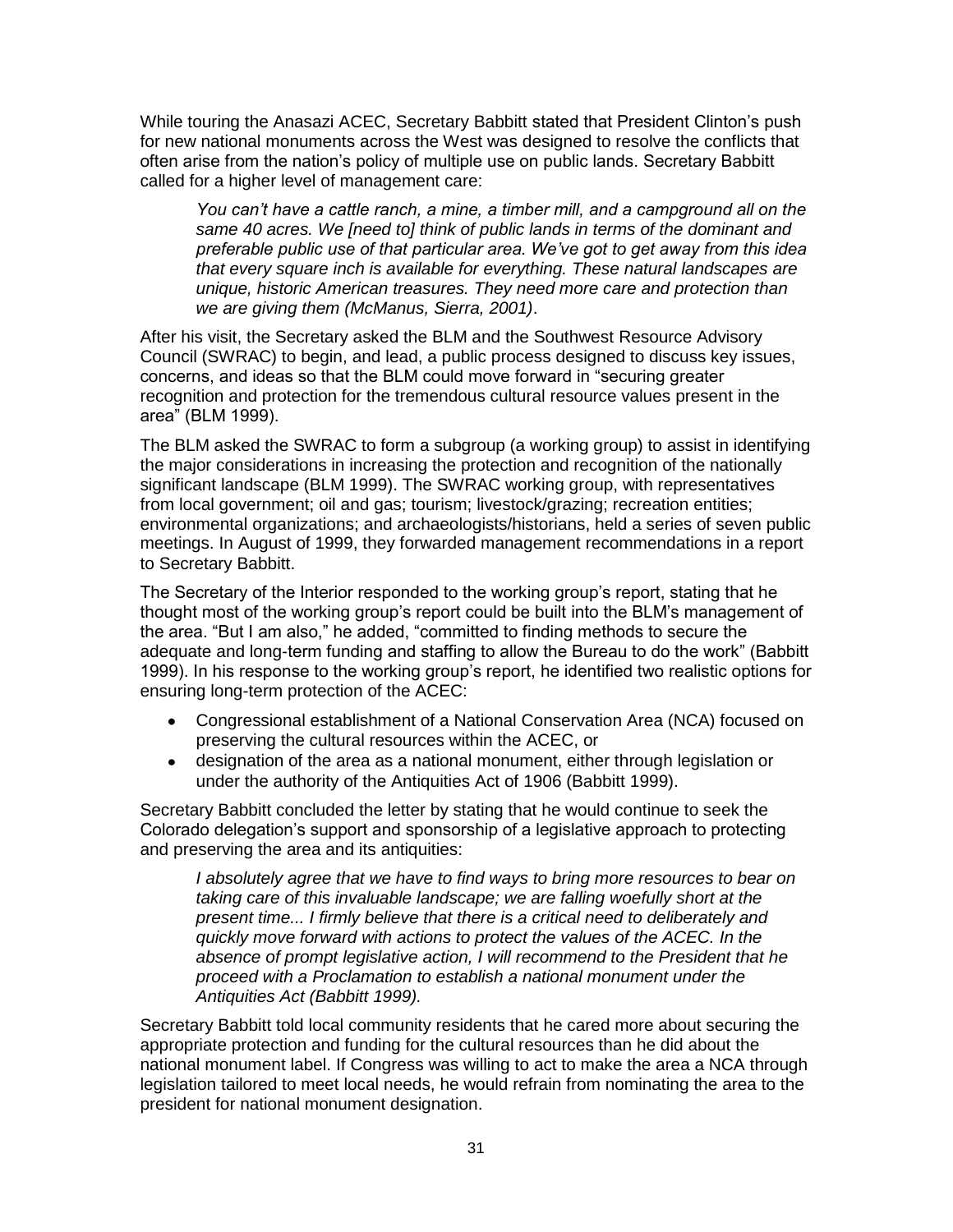While touring the Anasazi ACEC, Secretary Babbitt stated that President Clinton's push for new national monuments across the West was designed to resolve the conflicts that often arise from the nation's policy of multiple use on public lands. Secretary Babbitt called for a higher level of management care:

> *You can't have a cattle ranch, a mine, a timber mill, and a campground all on the same 40 acres. We [need to] think of public lands in terms of the dominant and preferable public use of that particular area. We've got to get away from this idea that every square inch is available for everything. These natural landscapes are unique, historic American treasures. They need more care and protection than we are giving them (McManus, Sierra, 2001)*.

After his visit, the Secretary asked the BLM and the Southwest Resource Advisory Council (SWRAC) to begin, and lead, a public process designed to discuss key issues, concerns, and ideas so that the BLM could move forward in "securing greater recognition and protection for the tremendous cultural resource values present in the area" (BLM 1999).

The BLM asked the SWRAC to form a subgroup (a working group) to assist in identifying the major considerations in increasing the protection and recognition of the nationally significant landscape (BLM 1999). The SWRAC working group, with representatives from local government; oil and gas; tourism; livestock/grazing; recreation entities; environmental organizations; and archaeologists/historians, held a series of seven public meetings. In August of 1999, they forwarded management recommendations in a report to Secretary Babbitt.

The Secretary of the Interior responded to the working group's report, stating that he thought most of the working group's report could be built into the BLM's management of the area. "But I am also," he added, "committed to finding methods to secure the adequate and long-term funding and staffing to allow the Bureau to do the work" (Babbitt 1999). In his response to the working group's report, he identified two realistic options for ensuring long-term protection of the ACEC:

- Congressional establishment of a National Conservation Area (NCA) focused on preserving the cultural resources within the ACEC, or
- designation of the area as a national monument, either through legislation or under the authority of the Antiquities Act of 1906 (Babbitt 1999).

Secretary Babbitt concluded the letter by stating that he would continue to seek the Colorado delegation's support and sponsorship of a legislative approach to protecting and preserving the area and its antiquities:

> *I absolutely agree that we have to find ways to bring more resources to bear on taking care of this invaluable landscape; we are falling woefully short at the present time... I firmly believe that there is a critical need to deliberately and quickly move forward with actions to protect the values of the ACEC. In the absence of prompt legislative action, I will recommend to the President that he proceed with a Proclamation to establish a national monument under the Antiquities Act (Babbitt 1999).*

Secretary Babbitt told local community residents that he cared more about securing the appropriate protection and funding for the cultural resources than he did about the national monument label. If Congress was willing to act to make the area a NCA through legislation tailored to meet local needs, he would refrain from nominating the area to the president for national monument designation.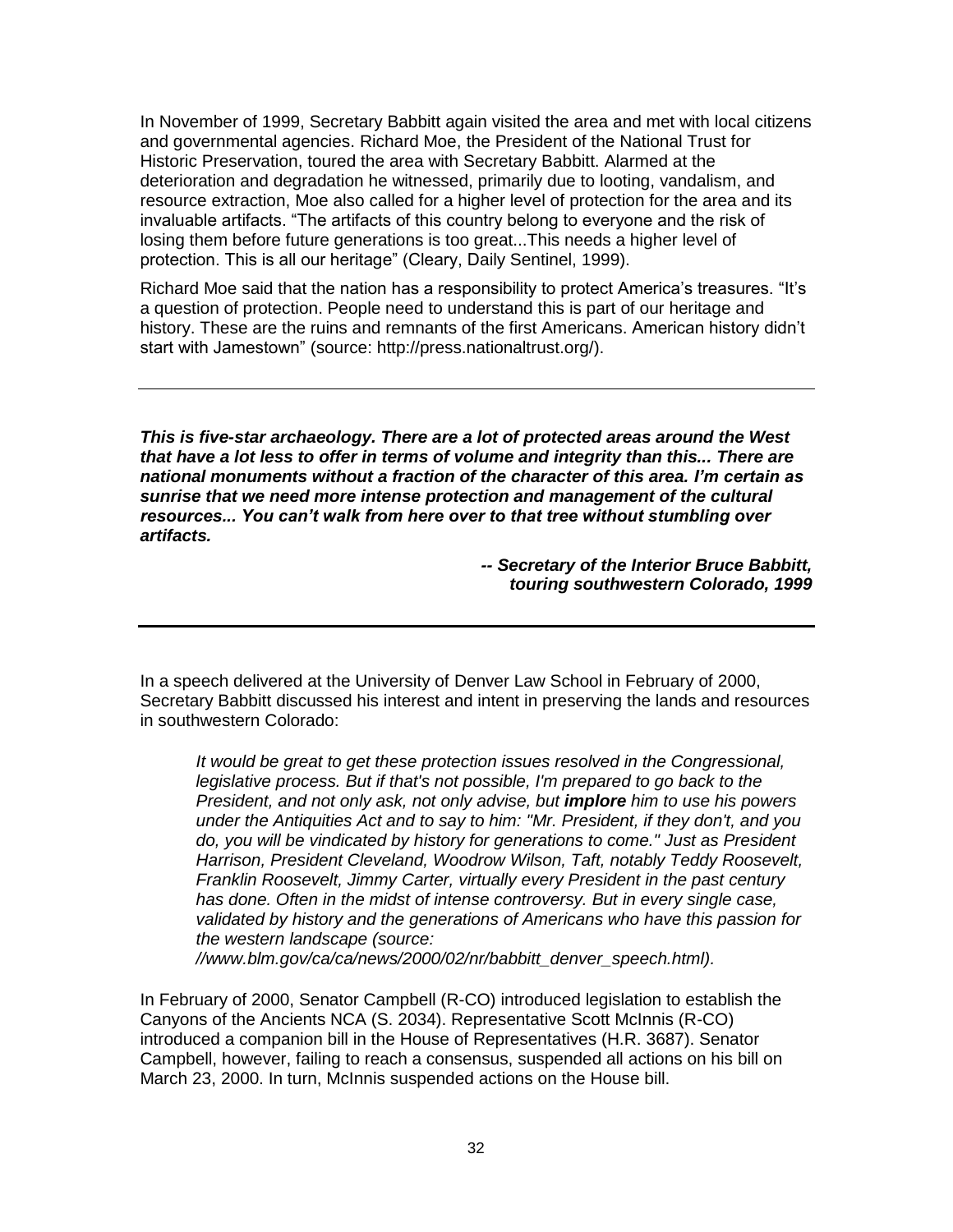In November of 1999, Secretary Babbitt again visited the area and met with local citizens and governmental agencies. Richard Moe, the President of the National Trust for Historic Preservation, toured the area with Secretary Babbitt. Alarmed at the deterioration and degradation he witnessed, primarily due to looting, vandalism, and resource extraction, Moe also called for a higher level of protection for the area and its invaluable artifacts. "The artifacts of this country belong to everyone and the risk of losing them before future generations is too great...This needs a higher level of protection. This is all our heritage" (Cleary, Daily Sentinel, 1999).

Richard Moe said that the nation has a responsibility to protect America's treasures. "It's a question of protection. People need to understand this is part of our heritage and history. These are the ruins and remnants of the first Americans. American history didn't start with Jamestown" (source: http://press.nationaltrust.org/).

---

***This is five-star archaeology. There are a lot of protected areas around the West that have a lot less to offer in terms of volume and integrity than this... There are national monuments without a fraction of the character of this area. I'm certain as sunrise that we need more intense protection and management of the cultural resources... You can't walk from here over to that tree without stumbling over artifacts.***

***-- Secretary of the Interior Bruce Babbitt, touring southwestern Colorado, 1999***

---

In a speech delivered at the University of Denver Law School in February of 2000, Secretary Babbitt discussed his interest and intent in preserving the lands and resources in southwestern Colorado:

> *It would be great to get these protection issues resolved in the Congressional, legislative process. But if that's not possible, I'm prepared to go back to the President, and not only ask, not only advise, but* ***implore*** *him to use his powers under the Antiquities Act and to say to him: "Mr. President, if they don't, and you do, you will be vindicated by history for generations to come." Just as President Harrison, President Cleveland, Woodrow Wilson, Taft, notably Teddy Roosevelt, Franklin Roosevelt, Jimmy Carter, virtually every President in the past century has done. Often in the midst of intense controversy. But in every single case, validated by history and the generations of Americans who have this passion for the western landscape (source: //www.blm.gov/ca/ca/news/2000/02/nr/babbitt_denver_speech.html).*

In February of 2000, Senator Campbell (R-CO) introduced legislation to establish the Canyons of the Ancients NCA (S. 2034). Representative Scott McInnis (R-CO) introduced a companion bill in the House of Representatives (H.R. 3687). Senator Campbell, however, failing to reach a consensus, suspended all actions on his bill on March 23, 2000. In turn, McInnis suspended actions on the House bill.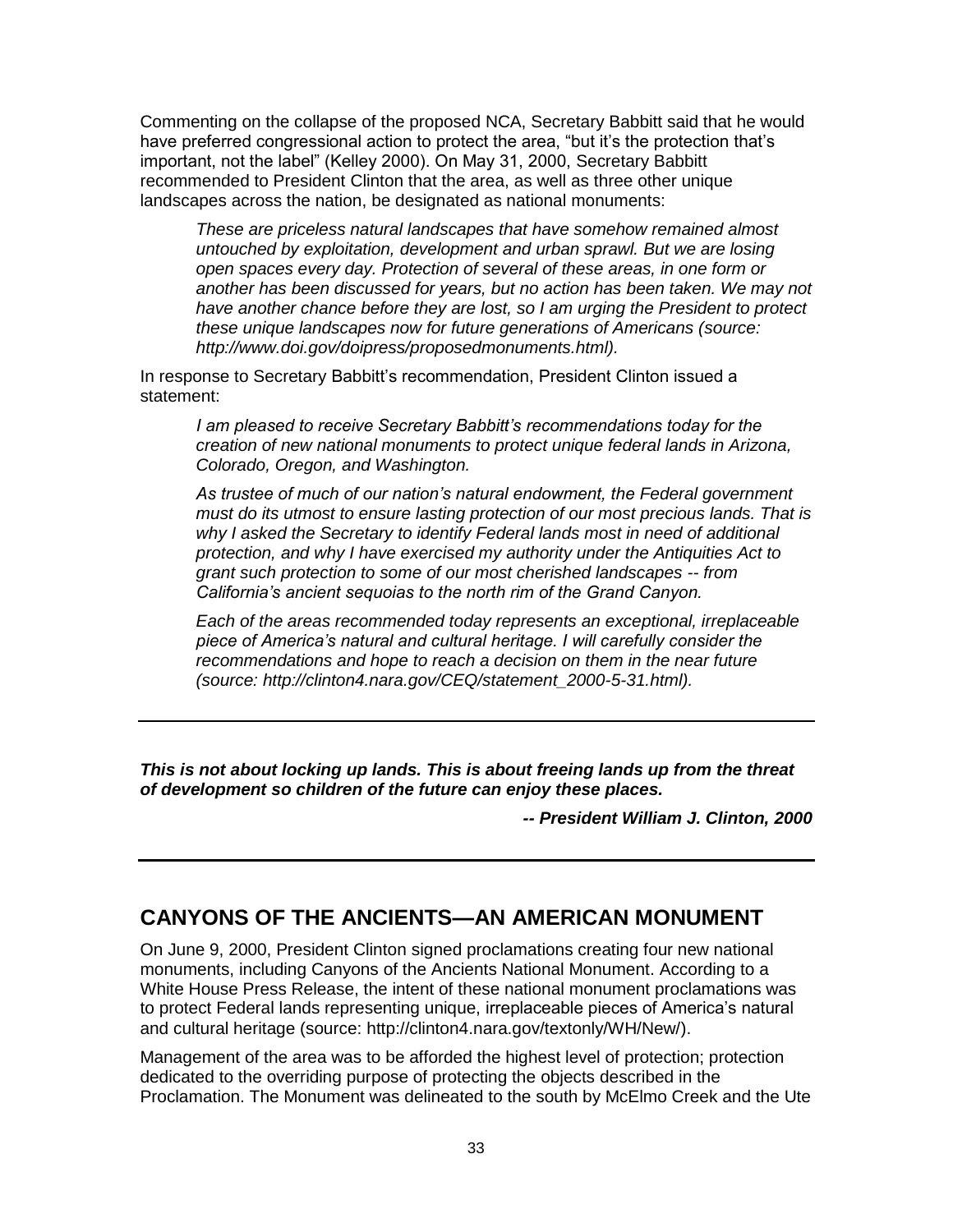Commenting on the collapse of the proposed NCA, Secretary Babbitt said that he would have preferred congressional action to protect the area, "but it's the protection that's important, not the label" (Kelley 2000). On May 31, 2000, Secretary Babbitt recommended to President Clinton that the area, as well as three other unique landscapes across the nation, be designated as national monuments:

> *These are priceless natural landscapes that have somehow remained almost untouched by exploitation, development and urban sprawl. But we are losing open spaces every day. Protection of several of these areas, in one form or another has been discussed for years, but no action has been taken. We may not have another chance before they are lost, so I am urging the President to protect these unique landscapes now for future generations of Americans (source: http://www.doi.gov/doipress/proposedmonuments.html).*

In response to Secretary Babbitt's recommendation, President Clinton issued a statement:

> *I am pleased to receive Secretary Babbitt's recommendations today for the creation of new national monuments to protect unique federal lands in Arizona, Colorado, Oregon, and Washington.*
>
> *As trustee of much of our nation's natural endowment, the Federal government must do its utmost to ensure lasting protection of our most precious lands. That is why I asked the Secretary to identify Federal lands most in need of additional protection, and why I have exercised my authority under the Antiquities Act to grant such protection to some of our most cherished landscapes -- from California's ancient sequoias to the north rim of the Grand Canyon.*
>
> *Each of the areas recommended today represents an exceptional, irreplaceable piece of America's natural and cultural heritage. I will carefully consider the recommendations and hope to reach a decision on them in the near future (source: http://clinton4.nara.gov/CEQ/statement_2000-5-31.html).*

---

***This is not about locking up lands. This is about freeing lands up from the threat of development so children of the future can enjoy these places.***

***-- President William J. Clinton, 2000***

---

## CANYONS OF THE ANCIENTS—AN AMERICAN MONUMENT

On June 9, 2000, President Clinton signed proclamations creating four new national monuments, including Canyons of the Ancients National Monument. According to a White House Press Release, the intent of these national monument proclamations was to protect Federal lands representing unique, irreplaceable pieces of America's natural and cultural heritage (source: http://clinton4.nara.gov/textonly/WH/New/).

Management of the area was to be afforded the highest level of protection; protection dedicated to the overriding purpose of protecting the objects described in the Proclamation. The Monument was delineated to the south by McElmo Creek and the Ute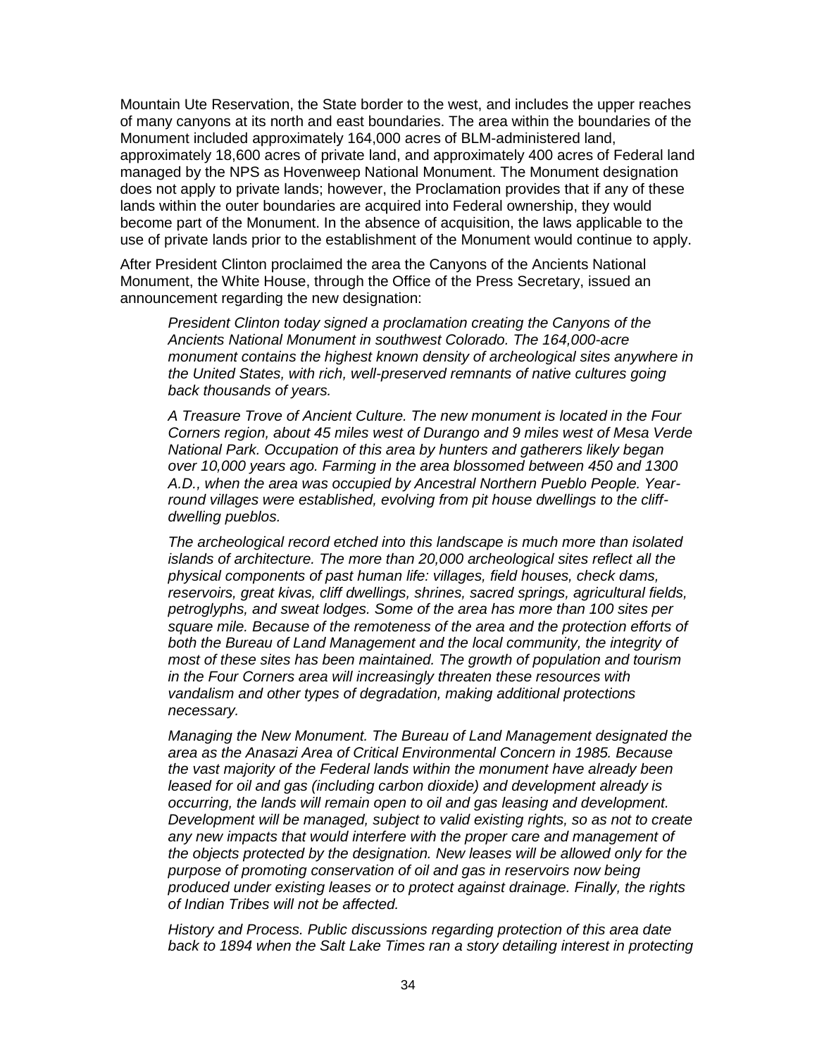Mountain Ute Reservation, the State border to the west, and includes the upper reaches of many canyons at its north and east boundaries. The area within the boundaries of the Monument included approximately 164,000 acres of BLM-administered land, approximately 18,600 acres of private land, and approximately 400 acres of Federal land managed by the NPS as Hovenweep National Monument. The Monument designation does not apply to private lands; however, the Proclamation provides that if any of these lands within the outer boundaries are acquired into Federal ownership, they would become part of the Monument. In the absence of acquisition, the laws applicable to the use of private lands prior to the establishment of the Monument would continue to apply.

After President Clinton proclaimed the area the Canyons of the Ancients National Monument, the White House, through the Office of the Press Secretary, issued an announcement regarding the new designation:

> *President Clinton today signed a proclamation creating the Canyons of the Ancients National Monument in southwest Colorado. The 164,000-acre monument contains the highest known density of archeological sites anywhere in the United States, with rich, well-preserved remnants of native cultures going back thousands of years.*
>
> *A Treasure Trove of Ancient Culture. The new monument is located in the Four Corners region, about 45 miles west of Durango and 9 miles west of Mesa Verde National Park. Occupation of this area by hunters and gatherers likely began over 10,000 years ago. Farming in the area blossomed between 450 and 1300 A.D., when the area was occupied by Ancestral Northern Pueblo People. Year-round villages were established, evolving from pit house dwellings to the cliff-dwelling pueblos.*
>
> *The archeological record etched into this landscape is much more than isolated islands of architecture. The more than 20,000 archeological sites reflect all the physical components of past human life: villages, field houses, check dams, reservoirs, great kivas, cliff dwellings, shrines, sacred springs, agricultural fields, petroglyphs, and sweat lodges. Some of the area has more than 100 sites per square mile. Because of the remoteness of the area and the protection efforts of both the Bureau of Land Management and the local community, the integrity of most of these sites has been maintained. The growth of population and tourism in the Four Corners area will increasingly threaten these resources with vandalism and other types of degradation, making additional protections necessary.*
>
> *Managing the New Monument. The Bureau of Land Management designated the area as the Anasazi Area of Critical Environmental Concern in 1985. Because the vast majority of the Federal lands within the monument have already been leased for oil and gas (including carbon dioxide) and development already is occurring, the lands will remain open to oil and gas leasing and development. Development will be managed, subject to valid existing rights, so as not to create any new impacts that would interfere with the proper care and management of the objects protected by the designation. New leases will be allowed only for the purpose of promoting conservation of oil and gas in reservoirs now being produced under existing leases or to protect against drainage. Finally, the rights of Indian Tribes will not be affected.*
>
> *History and Process. Public discussions regarding protection of this area date back to 1894 when the Salt Lake Times ran a story detailing interest in protecting*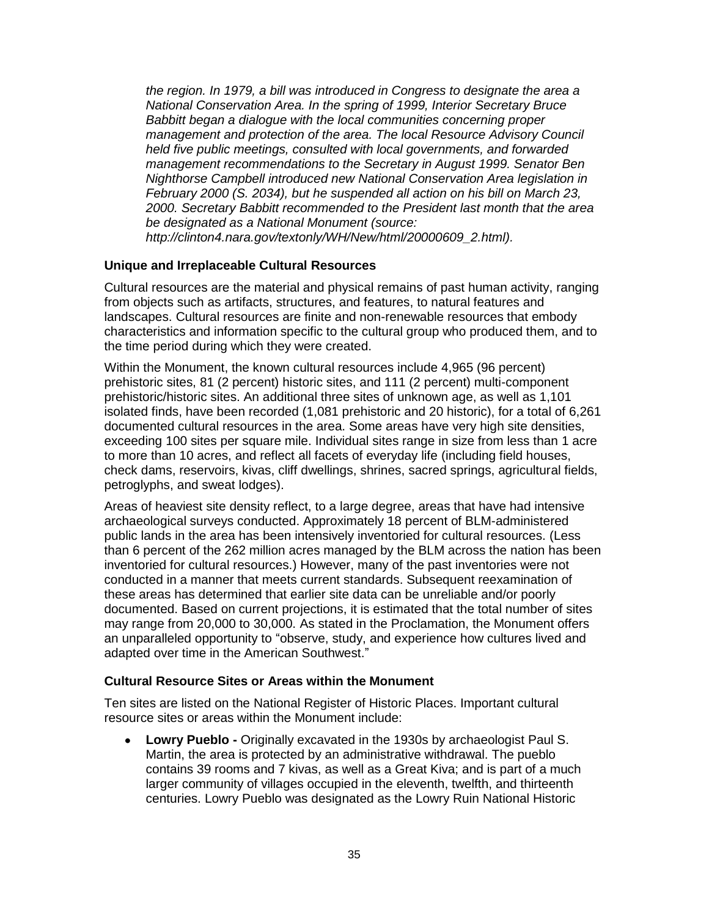*the region. In 1979, a bill was introduced in Congress to designate the area a National Conservation Area. In the spring of 1999, Interior Secretary Bruce Babbitt began a dialogue with the local communities concerning proper management and protection of the area. The local Resource Advisory Council held five public meetings, consulted with local governments, and forwarded management recommendations to the Secretary in August 1999. Senator Ben Nighthorse Campbell introduced new National Conservation Area legislation in February 2000 (S. 2034), but he suspended all action on his bill on March 23, 2000. Secretary Babbitt recommended to the President last month that the area be designated as a National Monument (source: http://clinton4.nara.gov/textonly/WH/New/html/20000609_2.html).*

### Unique and Irreplaceable Cultural Resources

Cultural resources are the material and physical remains of past human activity, ranging from objects such as artifacts, structures, and features, to natural features and landscapes. Cultural resources are finite and non-renewable resources that embody characteristics and information specific to the cultural group who produced them, and to the time period during which they were created.

Within the Monument, the known cultural resources include 4,965 (96 percent) prehistoric sites, 81 (2 percent) historic sites, and 111 (2 percent) multi-component prehistoric/historic sites. An additional three sites of unknown age, as well as 1,101 isolated finds, have been recorded (1,081 prehistoric and 20 historic), for a total of 6,261 documented cultural resources in the area. Some areas have very high site densities, exceeding 100 sites per square mile. Individual sites range in size from less than 1 acre to more than 10 acres, and reflect all facets of everyday life (including field houses, check dams, reservoirs, kivas, cliff dwellings, shrines, sacred springs, agricultural fields, petroglyphs, and sweat lodges).

Areas of heaviest site density reflect, to a large degree, areas that have had intensive archaeological surveys conducted. Approximately 18 percent of BLM-administered public lands in the area has been intensively inventoried for cultural resources. (Less than 6 percent of the 262 million acres managed by the BLM across the nation has been inventoried for cultural resources.) However, many of the past inventories were not conducted in a manner that meets current standards. Subsequent reexamination of these areas has determined that earlier site data can be unreliable and/or poorly documented. Based on current projections, it is estimated that the total number of sites may range from 20,000 to 30,000. As stated in the Proclamation, the Monument offers an unparalleled opportunity to "observe, study, and experience how cultures lived and adapted over time in the American Southwest."

### Cultural Resource Sites or Areas within the Monument

Ten sites are listed on the National Register of Historic Places. Important cultural resource sites or areas within the Monument include:

- **Lowry Pueblo -** Originally excavated in the 1930s by archaeologist Paul S. Martin, the area is protected by an administrative withdrawal. The pueblo contains 39 rooms and 7 kivas, as well as a Great Kiva; and is part of a much larger community of villages occupied in the eleventh, twelfth, and thirteenth centuries. Lowry Pueblo was designated as the Lowry Ruin National Historic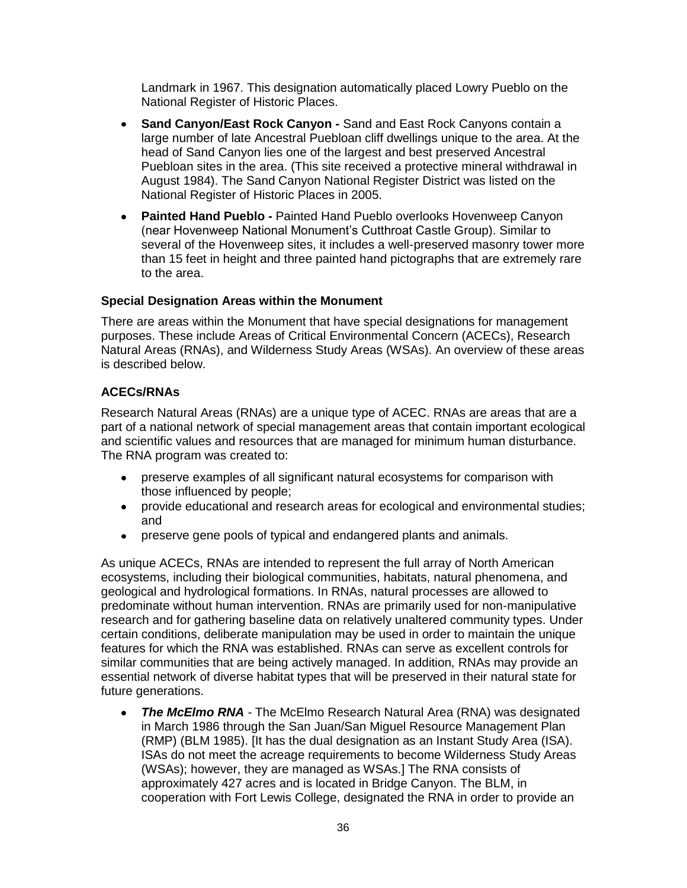Landmark in 1967. This designation automatically placed Lowry Pueblo on the National Register of Historic Places.

- **Sand Canyon/East Rock Canyon -** Sand and East Rock Canyons contain a large number of late Ancestral Puebloan cliff dwellings unique to the area. At the head of Sand Canyon lies one of the largest and best preserved Ancestral Puebloan sites in the area. (This site received a protective mineral withdrawal in August 1984). The Sand Canyon National Register District was listed on the National Register of Historic Places in 2005.
- **Painted Hand Pueblo -** Painted Hand Pueblo overlooks Hovenweep Canyon (near Hovenweep National Monument's Cutthroat Castle Group). Similar to several of the Hovenweep sites, it includes a well-preserved masonry tower more than 15 feet in height and three painted hand pictographs that are extremely rare to the area.

### Special Designation Areas within the Monument

There are areas within the Monument that have special designations for management purposes. These include Areas of Critical Environmental Concern (ACECs), Research Natural Areas (RNAs), and Wilderness Study Areas (WSAs). An overview of these areas is described below.

### ACECs/RNAs

Research Natural Areas (RNAs) are a unique type of ACEC. RNAs are areas that are a part of a national network of special management areas that contain important ecological and scientific values and resources that are managed for minimum human disturbance. The RNA program was created to:

- preserve examples of all significant natural ecosystems for comparison with those influenced by people;
- provide educational and research areas for ecological and environmental studies; and
- preserve gene pools of typical and endangered plants and animals.

As unique ACECs, RNAs are intended to represent the full array of North American ecosystems, including their biological communities, habitats, natural phenomena, and geological and hydrological formations. In RNAs, natural processes are allowed to predominate without human intervention. RNAs are primarily used for non-manipulative research and for gathering baseline data on relatively unaltered community types. Under certain conditions, deliberate manipulation may be used in order to maintain the unique features for which the RNA was established. RNAs can serve as excellent controls for similar communities that are being actively managed. In addition, RNAs may provide an essential network of diverse habitat types that will be preserved in their natural state for future generations.

- ***The McElmo RNA*** - The McElmo Research Natural Area (RNA) was designated in March 1986 through the San Juan/San Miguel Resource Management Plan (RMP) (BLM 1985). [It has the dual designation as an Instant Study Area (ISA). ISAs do not meet the acreage requirements to become Wilderness Study Areas (WSAs); however, they are managed as WSAs.] The RNA consists of approximately 427 acres and is located in Bridge Canyon. The BLM, in cooperation with Fort Lewis College, designated the RNA in order to provide an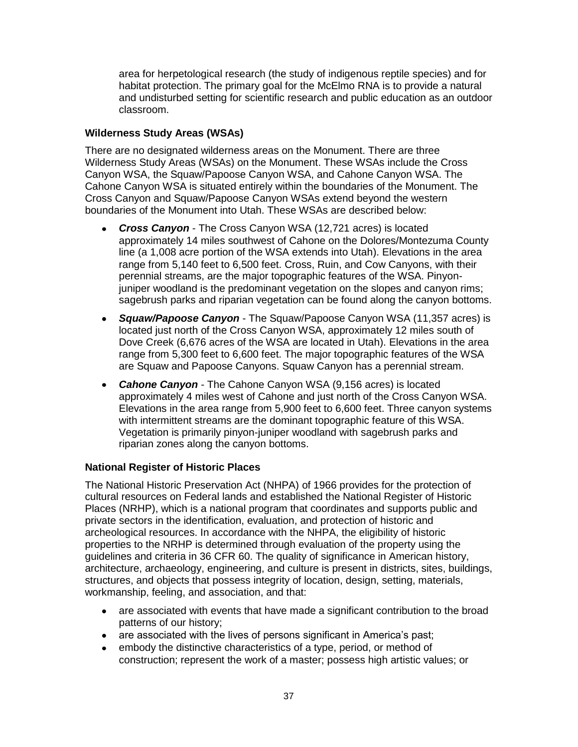area for herpetological research (the study of indigenous reptile species) and for habitat protection. The primary goal for the McElmo RNA is to provide a natural and undisturbed setting for scientific research and public education as an outdoor classroom.

### Wilderness Study Areas (WSAs)

There are no designated wilderness areas on the Monument. There are three Wilderness Study Areas (WSAs) on the Monument. These WSAs include the Cross Canyon WSA, the Squaw/Papoose Canyon WSA, and Cahone Canyon WSA. The Cahone Canyon WSA is situated entirely within the boundaries of the Monument. The Cross Canyon and Squaw/Papoose Canyon WSAs extend beyond the western boundaries of the Monument into Utah. These WSAs are described below:

- ***Cross Canyon*** - The Cross Canyon WSA (12,721 acres) is located approximately 14 miles southwest of Cahone on the Dolores/Montezuma County line (a 1,008 acre portion of the WSA extends into Utah). Elevations in the area range from 5,140 feet to 6,500 feet. Cross, Ruin, and Cow Canyons, with their perennial streams, are the major topographic features of the WSA. Pinyon-juniper woodland is the predominant vegetation on the slopes and canyon rims; sagebrush parks and riparian vegetation can be found along the canyon bottoms.
- ***Squaw/Papoose Canyon*** - The Squaw/Papoose Canyon WSA (11,357 acres) is located just north of the Cross Canyon WSA, approximately 12 miles south of Dove Creek (6,676 acres of the WSA are located in Utah). Elevations in the area range from 5,300 feet to 6,600 feet. The major topographic features of the WSA are Squaw and Papoose Canyons. Squaw Canyon has a perennial stream.
- ***Cahone Canyon*** - The Cahone Canyon WSA (9,156 acres) is located approximately 4 miles west of Cahone and just north of the Cross Canyon WSA. Elevations in the area range from 5,900 feet to 6,600 feet. Three canyon systems with intermittent streams are the dominant topographic feature of this WSA. Vegetation is primarily pinyon-juniper woodland with sagebrush parks and riparian zones along the canyon bottoms.

### National Register of Historic Places

The National Historic Preservation Act (NHPA) of 1966 provides for the protection of cultural resources on Federal lands and established the National Register of Historic Places (NRHP), which is a national program that coordinates and supports public and private sectors in the identification, evaluation, and protection of historic and archeological resources. In accordance with the NHPA, the eligibility of historic properties to the NRHP is determined through evaluation of the property using the guidelines and criteria in 36 CFR 60. The quality of significance in American history, architecture, archaeology, engineering, and culture is present in districts, sites, buildings, structures, and objects that possess integrity of location, design, setting, materials, workmanship, feeling, and association, and that:

- are associated with events that have made a significant contribution to the broad patterns of our history;
- are associated with the lives of persons significant in America's past;
- embody the distinctive characteristics of a type, period, or method of construction; represent the work of a master; possess high artistic values; or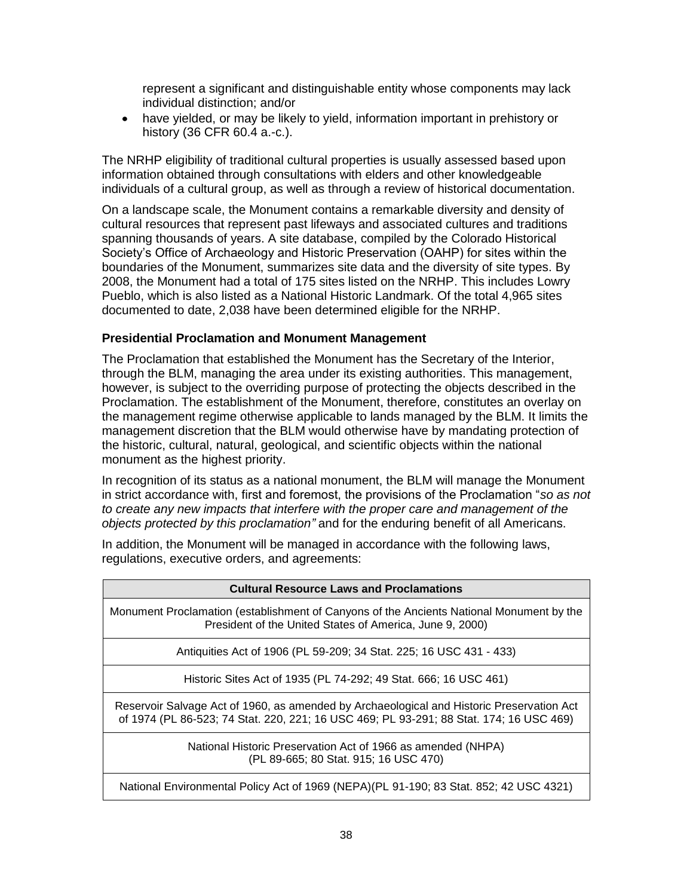represent a significant and distinguishable entity whose components may lack individual distinction; and/or

- have yielded, or may be likely to yield, information important in prehistory or history (36 CFR 60.4 a.-c.).

The NRHP eligibility of traditional cultural properties is usually assessed based upon information obtained through consultations with elders and other knowledgeable individuals of a cultural group, as well as through a review of historical documentation.

On a landscape scale, the Monument contains a remarkable diversity and density of cultural resources that represent past lifeways and associated cultures and traditions spanning thousands of years. A site database, compiled by the Colorado Historical Society's Office of Archaeology and Historic Preservation (OAHP) for sites within the boundaries of the Monument, summarizes site data and the diversity of site types. By 2008, the Monument had a total of 175 sites listed on the NRHP. This includes Lowry Pueblo, which is also listed as a National Historic Landmark. Of the total 4,965 sites documented to date, 2,038 have been determined eligible for the NRHP.

**Presidential Proclamation and Monument Management**

The Proclamation that established the Monument has the Secretary of the Interior, through the BLM, managing the area under its existing authorities. This management, however, is subject to the overriding purpose of protecting the objects described in the Proclamation. The establishment of the Monument, therefore, constitutes an overlay on the management regime otherwise applicable to lands managed by the BLM. It limits the management discretion that the BLM would otherwise have by mandating protection of the historic, cultural, natural, geological, and scientific objects within the national monument as the highest priority.

In recognition of its status as a national monument, the BLM will manage the Monument in strict accordance with, first and foremost, the provisions of the Proclamation "*so as not to create any new impacts that interfere with the proper care and management of the objects protected by this proclamation"* and for the enduring benefit of all Americans.

In addition, the Monument will be managed in accordance with the following laws, regulations, executive orders, and agreements:

| Cultural Resource Laws and Proclamations |
|---|
| Monument Proclamation (establishment of Canyons of the Ancients National Monument by the President of the United States of America, June 9, 2000) |
| Antiquities Act of 1906 (PL 59-209; 34 Stat. 225; 16 USC 431 - 433) |
| Historic Sites Act of 1935 (PL 74-292; 49 Stat. 666; 16 USC 461) |
| Reservoir Salvage Act of 1960, as amended by Archaeological and Historic Preservation Act of 1974 (PL 86-523; 74 Stat. 220, 221; 16 USC 469; PL 93-291; 88 Stat. 174; 16 USC 469) |
| National Historic Preservation Act of 1966 as amended (NHPA) (PL 89-665; 80 Stat. 915; 16 USC 470) |
| National Environmental Policy Act of 1969 (NEPA)(PL 91-190; 83 Stat. 852; 42 USC 4321) |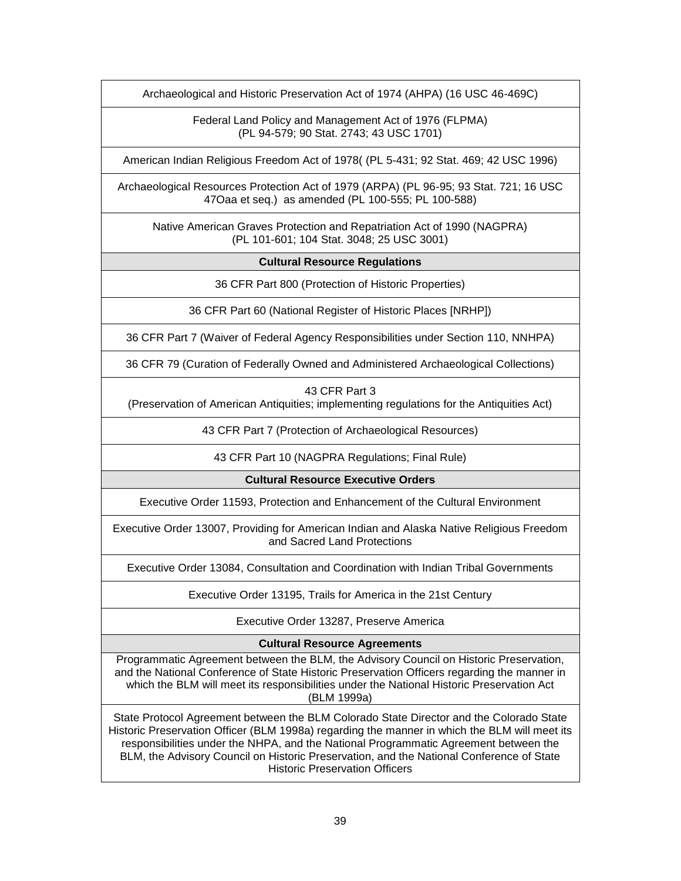| Archaeological and Historic Preservation Act of 1974 (AHPA) (16 USC 46-469C) |
|---|
| Federal Land Policy and Management Act of 1976 (FLPMA) (PL 94-579; 90 Stat. 2743; 43 USC 1701) |
| American Indian Religious Freedom Act of 1978( (PL 5-431; 92 Stat. 469; 42 USC 1996) |
| Archaeological Resources Protection Act of 1979 (ARPA) (PL 96-95; 93 Stat. 721; 16 USC 47Oaa et seq.) as amended (PL 100-555; PL 100-588) |
| Native American Graves Protection and Repatriation Act of 1990 (NAGPRA) (PL 101-601; 104 Stat. 3048; 25 USC 3001) |
| **Cultural Resource Regulations** |
| 36 CFR Part 800 (Protection of Historic Properties) |
| 36 CFR Part 60 (National Register of Historic Places [NRHP]) |
| 36 CFR Part 7 (Waiver of Federal Agency Responsibilities under Section 110, NNHPA) |
| 36 CFR 79 (Curation of Federally Owned and Administered Archaeological Collections) |
| 43 CFR Part 3 (Preservation of American Antiquities; implementing regulations for the Antiquities Act) |
| 43 CFR Part 7 (Protection of Archaeological Resources) |
| 43 CFR Part 10 (NAGPRA Regulations; Final Rule) |
| **Cultural Resource Executive Orders** |
| Executive Order 11593, Protection and Enhancement of the Cultural Environment |
| Executive Order 13007, Providing for American Indian and Alaska Native Religious Freedom and Sacred Land Protections |
| Executive Order 13084, Consultation and Coordination with Indian Tribal Governments |
| Executive Order 13195, Trails for America in the 21st Century |
| Executive Order 13287, Preserve America |
| **Cultural Resource Agreements** |
| Programmatic Agreement between the BLM, the Advisory Council on Historic Preservation, and the National Conference of State Historic Preservation Officers regarding the manner in which the BLM will meet its responsibilities under the National Historic Preservation Act (BLM 1999a) |
| State Protocol Agreement between the BLM Colorado State Director and the Colorado State Historic Preservation Officer (BLM 1998a) regarding the manner in which the BLM will meet its responsibilities under the NHPA, and the National Programmatic Agreement between the BLM, the Advisory Council on Historic Preservation, and the National Conference of State Historic Preservation Officers |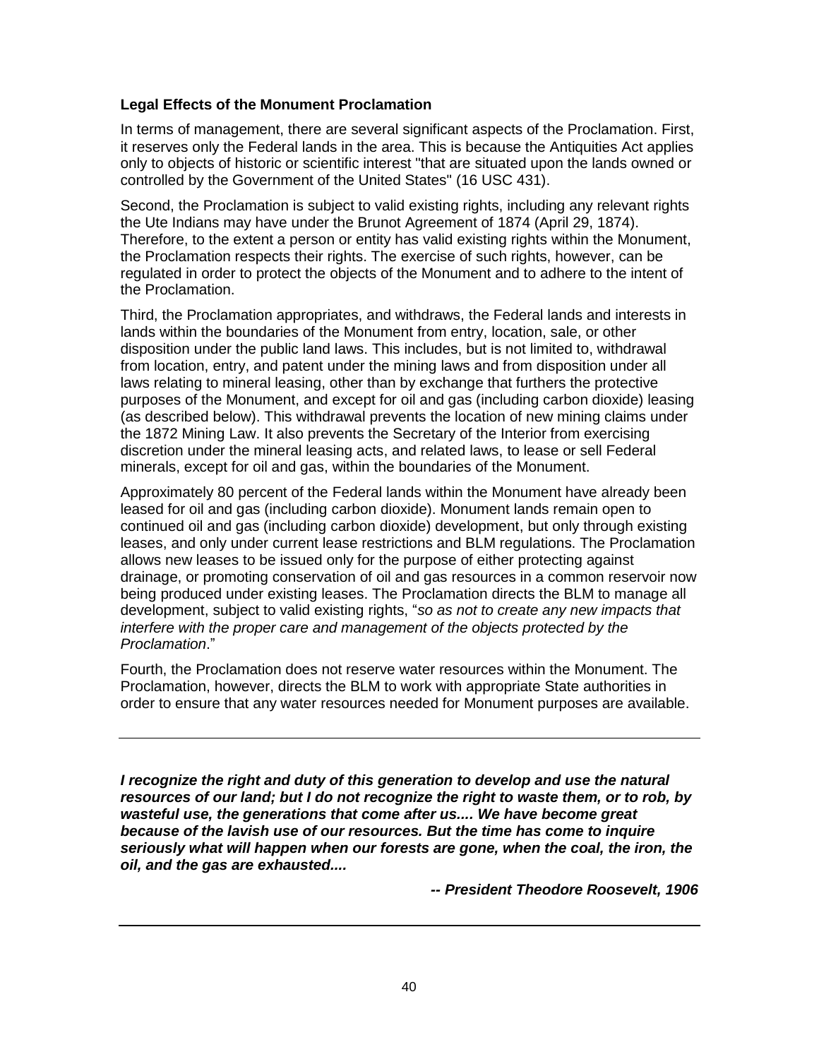### Legal Effects of the Monument Proclamation

In terms of management, there are several significant aspects of the Proclamation. First, it reserves only the Federal lands in the area. This is because the Antiquities Act applies only to objects of historic or scientific interest "that are situated upon the lands owned or controlled by the Government of the United States" (16 USC 431).

Second, the Proclamation is subject to valid existing rights, including any relevant rights the Ute Indians may have under the Brunot Agreement of 1874 (April 29, 1874). Therefore, to the extent a person or entity has valid existing rights within the Monument, the Proclamation respects their rights. The exercise of such rights, however, can be regulated in order to protect the objects of the Monument and to adhere to the intent of the Proclamation.

Third, the Proclamation appropriates, and withdraws, the Federal lands and interests in lands within the boundaries of the Monument from entry, location, sale, or other disposition under the public land laws. This includes, but is not limited to, withdrawal from location, entry, and patent under the mining laws and from disposition under all laws relating to mineral leasing, other than by exchange that furthers the protective purposes of the Monument, and except for oil and gas (including carbon dioxide) leasing (as described below). This withdrawal prevents the location of new mining claims under the 1872 Mining Law. It also prevents the Secretary of the Interior from exercising discretion under the mineral leasing acts, and related laws, to lease or sell Federal minerals, except for oil and gas, within the boundaries of the Monument.

Approximately 80 percent of the Federal lands within the Monument have already been leased for oil and gas (including carbon dioxide). Monument lands remain open to continued oil and gas (including carbon dioxide) development, but only through existing leases, and only under current lease restrictions and BLM regulations. The Proclamation allows new leases to be issued only for the purpose of either protecting against drainage, or promoting conservation of oil and gas resources in a common reservoir now being produced under existing leases. The Proclamation directs the BLM to manage all development, subject to valid existing rights, "*so as not to create any new impacts that interfere with the proper care and management of the objects protected by the Proclamation*."

Fourth, the Proclamation does not reserve water resources within the Monument. The Proclamation, however, directs the BLM to work with appropriate State authorities in order to ensure that any water resources needed for Monument purposes are available.

---

***I recognize the right and duty of this generation to develop and use the natural resources of our land; but I do not recognize the right to waste them, or to rob, by wasteful use, the generations that come after us.... We have become great because of the lavish use of our resources. But the time has come to inquire seriously what will happen when our forests are gone, when the coal, the iron, the oil, and the gas are exhausted....***

***-- President Theodore Roosevelt, 1906***

---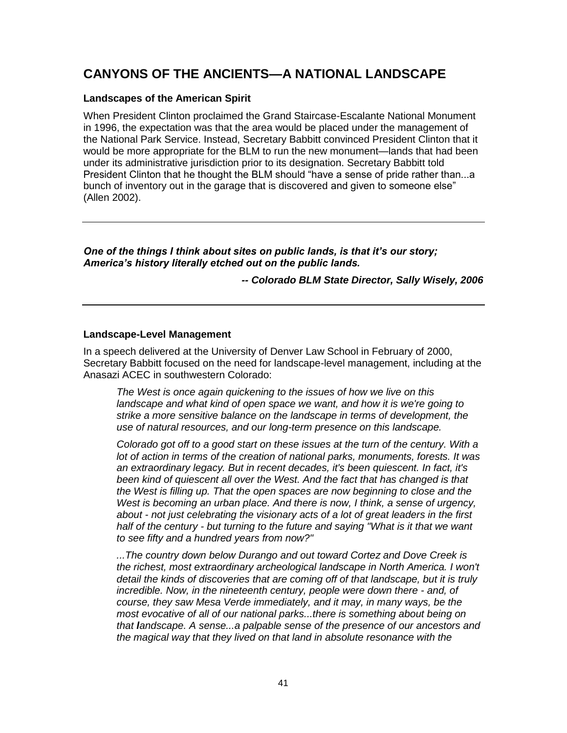# CANYONS OF THE ANCIENTS—A NATIONAL LANDSCAPE

### Landscapes of the American Spirit

When President Clinton proclaimed the Grand Staircase-Escalante National Monument in 1996, the expectation was that the area would be placed under the management of the National Park Service. Instead, Secretary Babbitt convinced President Clinton that it would be more appropriate for the BLM to run the new monument—lands that had been under its administrative jurisdiction prior to its designation. Secretary Babbitt told President Clinton that he thought the BLM should "have a sense of pride rather than...a bunch of inventory out in the garage that is discovered and given to someone else" (Allen 2002).

---

***One of the things I think about sites on public lands, is that it's our story; America's history literally etched out on the public lands.***

***-- Colorado BLM State Director, Sally Wisely, 2006***

---

### Landscape-Level Management

In a speech delivered at the University of Denver Law School in February of 2000, Secretary Babbitt focused on the need for landscape-level management, including at the Anasazi ACEC in southwestern Colorado:

> *The West is once again quickening to the issues of how we live on this landscape and what kind of open space we want, and how it is we're going to strike a more sensitive balance on the landscape in terms of development, the use of natural resources, and our long-term presence on this landscape.*
>
> *Colorado got off to a good start on these issues at the turn of the century. With a lot of action in terms of the creation of national parks, monuments, forests. It was an extraordinary legacy. But in recent decades, it's been quiescent. In fact, it's been kind of quiescent all over the West. And the fact that has changed is that the West is filling up. That the open spaces are now beginning to close and the West is becoming an urban place. And there is now, I think, a sense of urgency, about - not just celebrating the visionary acts of a lot of great leaders in the first half of the century - but turning to the future and saying "What is it that we want to see fifty and a hundred years from now?"*
>
> *...The country down below Durango and out toward Cortez and Dove Creek is the richest, most extraordinary archeological landscape in North America. I won't detail the kinds of discoveries that are coming off of that landscape, but it is truly incredible. Now, in the nineteenth century, people were down there - and, of course, they saw Mesa Verde immediately, and it may, in many ways, be the most evocative of all of our national parks...there is something about being on that landscape. A sense...a palpable sense of the presence of our ancestors and the magical way that they lived on that land in absolute resonance with the*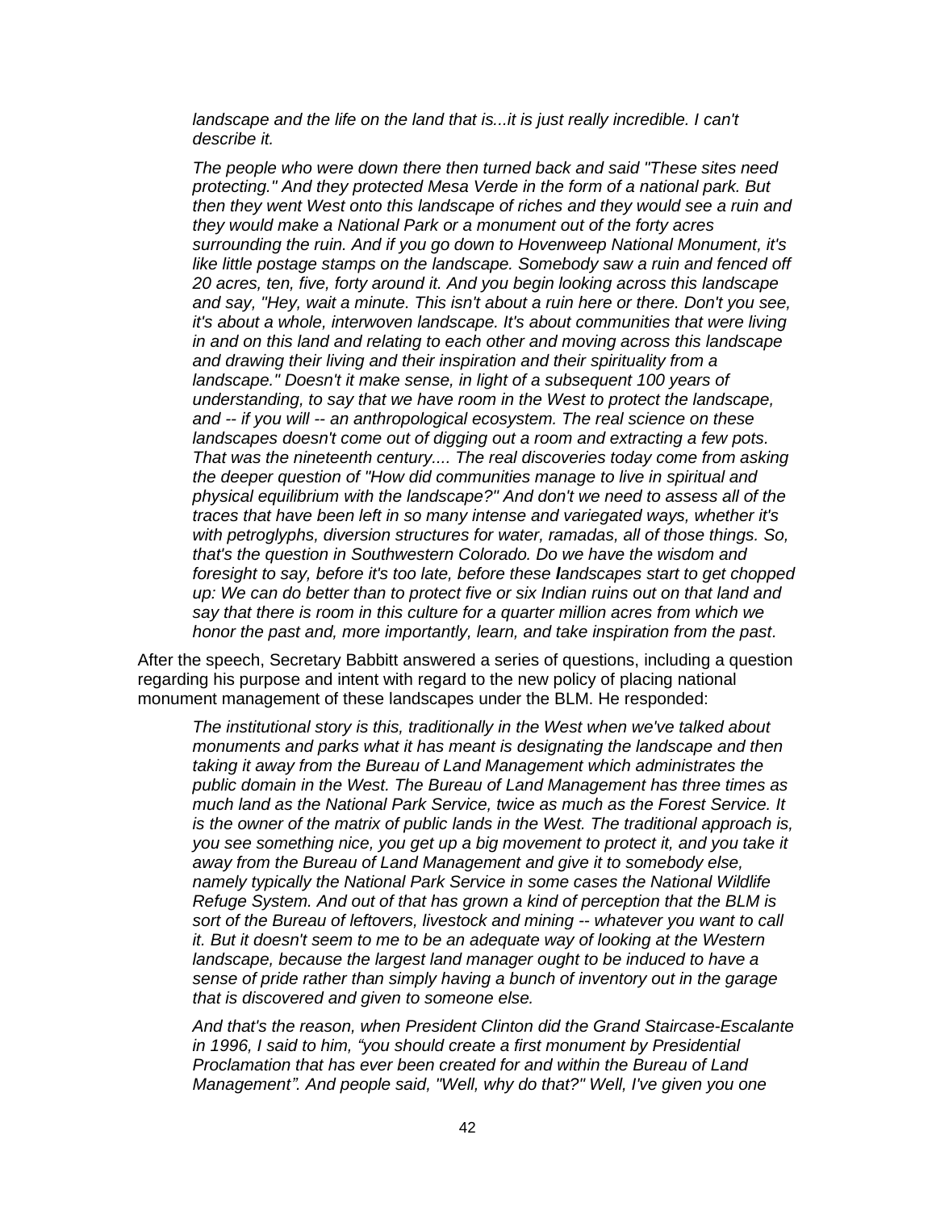*landscape and the life on the land that is...it is just really incredible. I can't describe it.*

*The people who were down there then turned back and said "These sites need protecting." And they protected Mesa Verde in the form of a national park. But then they went West onto this landscape of riches and they would see a ruin and they would make a National Park or a monument out of the forty acres surrounding the ruin. And if you go down to Hovenweep National Monument, it's like little postage stamps on the landscape. Somebody saw a ruin and fenced off 20 acres, ten, five, forty around it. And you begin looking across this landscape and say, "Hey, wait a minute. This isn't about a ruin here or there. Don't you see, it's about a whole, interwoven landscape. It's about communities that were living in and on this land and relating to each other and moving across this landscape and drawing their living and their inspiration and their spirituality from a landscape." Doesn't it make sense, in light of a subsequent 100 years of understanding, to say that we have room in the West to protect the landscape, and -- if you will -- an anthropological ecosystem. The real science on these landscapes doesn't come out of digging out a room and extracting a few pots. That was the nineteenth century.... The real discoveries today come from asking the deeper question of "How did communities manage to live in spiritual and physical equilibrium with the landscape?" And don't we need to assess all of the traces that have been left in so many intense and variegated ways, whether it's with petroglyphs, diversion structures for water, ramadas, all of those things. So, that's the question in Southwestern Colorado. Do we have the wisdom and foresight to say, before it's too late, before these **l**andscapes start to get chopped up: We can do better than to protect five or six Indian ruins out on that land and say that there is room in this culture for a quarter million acres from which we honor the past and, more importantly, learn, and take inspiration from the past.*

After the speech, Secretary Babbitt answered a series of questions, including a question regarding his purpose and intent with regard to the new policy of placing national monument management of these landscapes under the BLM. He responded:

*The institutional story is this, traditionally in the West when we've talked about monuments and parks what it has meant is designating the landscape and then taking it away from the Bureau of Land Management which administrates the public domain in the West. The Bureau of Land Management has three times as much land as the National Park Service, twice as much as the Forest Service. It is the owner of the matrix of public lands in the West. The traditional approach is, you see something nice, you get up a big movement to protect it, and you take it away from the Bureau of Land Management and give it to somebody else, namely typically the National Park Service in some cases the National Wildlife Refuge System. And out of that has grown a kind of perception that the BLM is sort of the Bureau of leftovers, livestock and mining -- whatever you want to call it. But it doesn't seem to me to be an adequate way of looking at the Western landscape, because the largest land manager ought to be induced to have a sense of pride rather than simply having a bunch of inventory out in the garage that is discovered and given to someone else.*

*And that's the reason, when President Clinton did the Grand Staircase-Escalante in 1996, I said to him, "you should create a first monument by Presidential Proclamation that has ever been created for and within the Bureau of Land Management". And people said, "Well, why do that?" Well, I've given you one*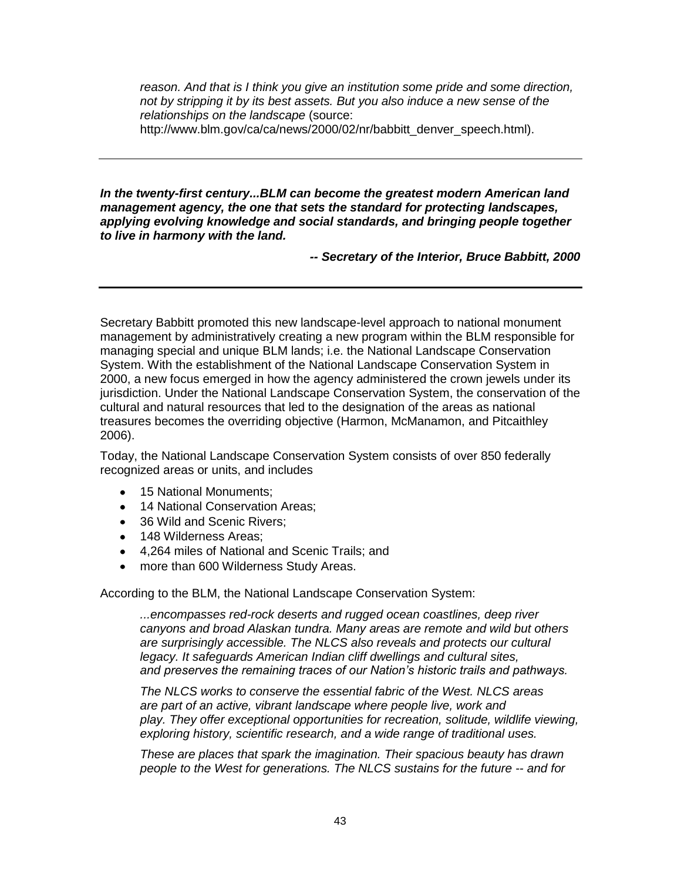*reason. And that is I think you give an institution some pride and some direction, not by stripping it by its best assets. But you also induce a new sense of the relationships on the landscape* (source: http://www.blm.gov/ca/ca/news/2000/02/nr/babbitt_denver_speech.html).

---

***In the twenty-first century...BLM can become the greatest modern American land management agency, the one that sets the standard for protecting landscapes, applying evolving knowledge and social standards, and bringing people together to live in harmony with the land.***

***-- Secretary of the Interior, Bruce Babbitt, 2000***

---

Secretary Babbitt promoted this new landscape-level approach to national monument management by administratively creating a new program within the BLM responsible for managing special and unique BLM lands; i.e. the National Landscape Conservation System. With the establishment of the National Landscape Conservation System in 2000, a new focus emerged in how the agency administered the crown jewels under its jurisdiction. Under the National Landscape Conservation System, the conservation of the cultural and natural resources that led to the designation of the areas as national treasures becomes the overriding objective (Harmon, McManamon, and Pitcaithley 2006).

Today, the National Landscape Conservation System consists of over 850 federally recognized areas or units, and includes

- 15 National Monuments;
- 14 National Conservation Areas;
- 36 Wild and Scenic Rivers;
- 148 Wilderness Areas;
- 4,264 miles of National and Scenic Trails; and
- more than 600 Wilderness Study Areas.

According to the BLM, the National Landscape Conservation System:

> *...encompasses red-rock deserts and rugged ocean coastlines, deep river canyons and broad Alaskan tundra. Many areas are remote and wild but others are surprisingly accessible. The NLCS also reveals and protects our cultural legacy. It safeguards American Indian cliff dwellings and cultural sites, and preserves the remaining traces of our Nation's historic trails and pathways.*
>
> *The NLCS works to conserve the essential fabric of the West. NLCS areas are part of an active, vibrant landscape where people live, work and play. They offer exceptional opportunities for recreation, solitude, wildlife viewing, exploring history, scientific research, and a wide range of traditional uses.*
>
> *These are places that spark the imagination. Their spacious beauty has drawn people to the West for generations. The NLCS sustains for the future -- and for*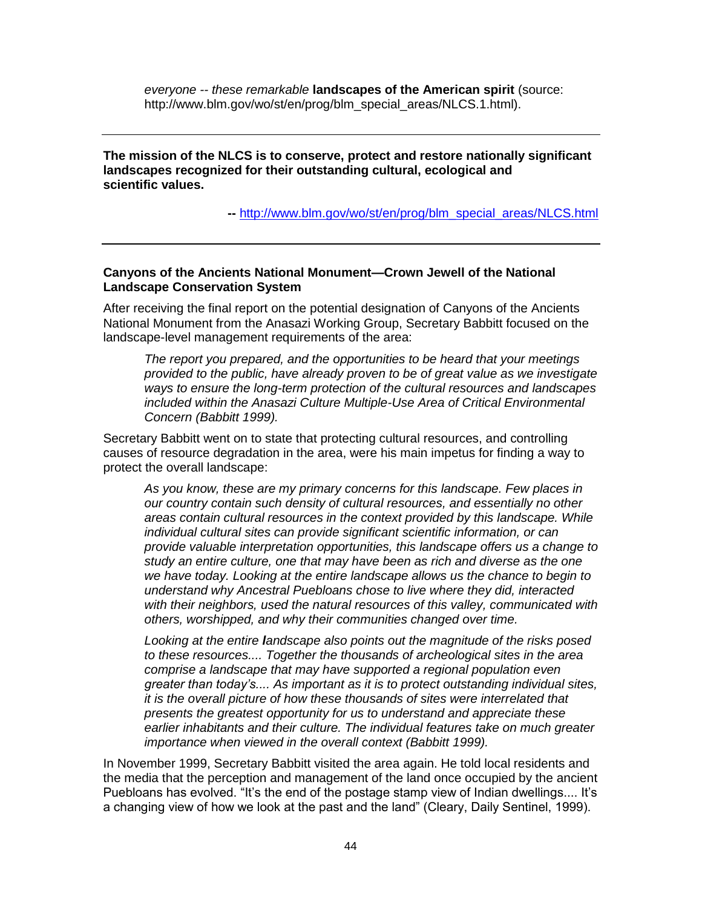*everyone -- these remarkable* **landscapes of the American spirit** (source: http://www.blm.gov/wo/st/en/prog/blm_special_areas/NLCS.1.html).

---

**The mission of the NLCS is to conserve, protect and restore nationally significant landscapes recognized for their outstanding cultural, ecological and scientific values.**

**--** http://www.blm.gov/wo/st/en/prog/blm_special_areas/NLCS.html

---

**Canyons of the Ancients National Monument—Crown Jewell of the National Landscape Conservation System**

After receiving the final report on the potential designation of Canyons of the Ancients National Monument from the Anasazi Working Group, Secretary Babbitt focused on the landscape-level management requirements of the area:

> *The report you prepared, and the opportunities to be heard that your meetings provided to the public, have already proven to be of great value as we investigate ways to ensure the long-term protection of the cultural resources and landscapes included within the Anasazi Culture Multiple-Use Area of Critical Environmental Concern (Babbitt 1999).*

Secretary Babbitt went on to state that protecting cultural resources, and controlling causes of resource degradation in the area, were his main impetus for finding a way to protect the overall landscape:

> *As you know, these are my primary concerns for this landscape. Few places in our country contain such density of cultural resources, and essentially no other areas contain cultural resources in the context provided by this landscape. While individual cultural sites can provide significant scientific information, or can provide valuable interpretation opportunities, this landscape offers us a change to study an entire culture, one that may have been as rich and diverse as the one we have today. Looking at the entire landscape allows us the chance to begin to understand why Ancestral Puebloans chose to live where they did, interacted with their neighbors, used the natural resources of this valley, communicated with others, worshipped, and why their communities changed over time.*
>
> *Looking at the entire **l**andscape also points out the magnitude of the risks posed to these resources.... Together the thousands of archeological sites in the area comprise a landscape that may have supported a regional population even greater than today's.... As important as it is to protect outstanding individual sites, it is the overall picture of how these thousands of sites were interrelated that presents the greatest opportunity for us to understand and appreciate these earlier inhabitants and their culture. The individual features take on much greater importance when viewed in the overall context (Babbitt 1999).*

In November 1999, Secretary Babbitt visited the area again. He told local residents and the media that the perception and management of the land once occupied by the ancient Puebloans has evolved. "It's the end of the postage stamp view of Indian dwellings.... It's a changing view of how we look at the past and the land" (Cleary, Daily Sentinel, 1999).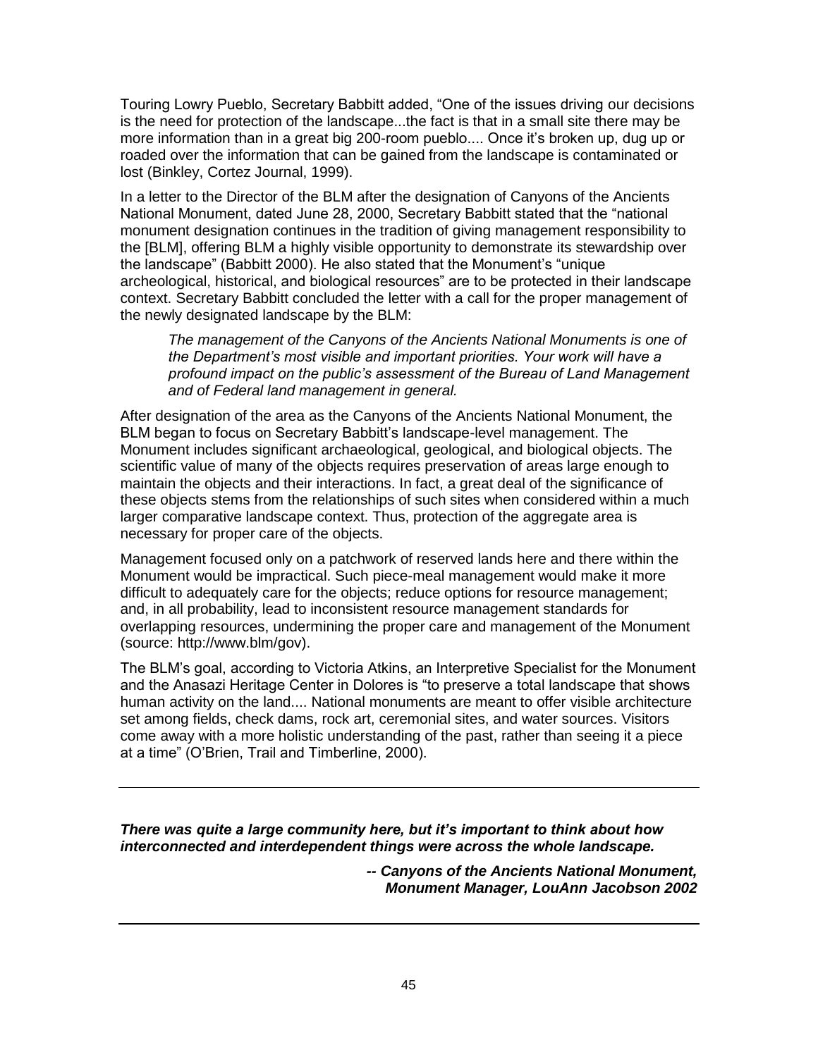Touring Lowry Pueblo, Secretary Babbitt added, "One of the issues driving our decisions is the need for protection of the landscape...the fact is that in a small site there may be more information than in a great big 200-room pueblo.... Once it's broken up, dug up or roaded over the information that can be gained from the landscape is contaminated or lost (Binkley, Cortez Journal, 1999).

In a letter to the Director of the BLM after the designation of Canyons of the Ancients National Monument, dated June 28, 2000, Secretary Babbitt stated that the "national monument designation continues in the tradition of giving management responsibility to the [BLM], offering BLM a highly visible opportunity to demonstrate its stewardship over the landscape" (Babbitt 2000). He also stated that the Monument's "unique archeological, historical, and biological resources" are to be protected in their landscape context. Secretary Babbitt concluded the letter with a call for the proper management of the newly designated landscape by the BLM:

> *The management of the Canyons of the Ancients National Monuments is one of the Department's most visible and important priorities. Your work will have a profound impact on the public's assessment of the Bureau of Land Management and of Federal land management in general.*

After designation of the area as the Canyons of the Ancients National Monument, the BLM began to focus on Secretary Babbitt's landscape-level management. The Monument includes significant archaeological, geological, and biological objects. The scientific value of many of the objects requires preservation of areas large enough to maintain the objects and their interactions. In fact, a great deal of the significance of these objects stems from the relationships of such sites when considered within a much larger comparative landscape context. Thus, protection of the aggregate area is necessary for proper care of the objects.

Management focused only on a patchwork of reserved lands here and there within the Monument would be impractical. Such piece-meal management would make it more difficult to adequately care for the objects; reduce options for resource management; and, in all probability, lead to inconsistent resource management standards for overlapping resources, undermining the proper care and management of the Monument (source: http://www.blm/gov).

The BLM's goal, according to Victoria Atkins, an Interpretive Specialist for the Monument and the Anasazi Heritage Center in Dolores is "to preserve a total landscape that shows human activity on the land.... National monuments are meant to offer visible architecture set among fields, check dams, rock art, ceremonial sites, and water sources. Visitors come away with a more holistic understanding of the past, rather than seeing it a piece at a time" (O'Brien, Trail and Timberline, 2000).

---

***There was quite a large community here, but it's important to think about how interconnected and interdependent things were across the whole landscape.***

***-- Canyons of the Ancients National Monument, Monument Manager, LouAnn Jacobson 2002***

---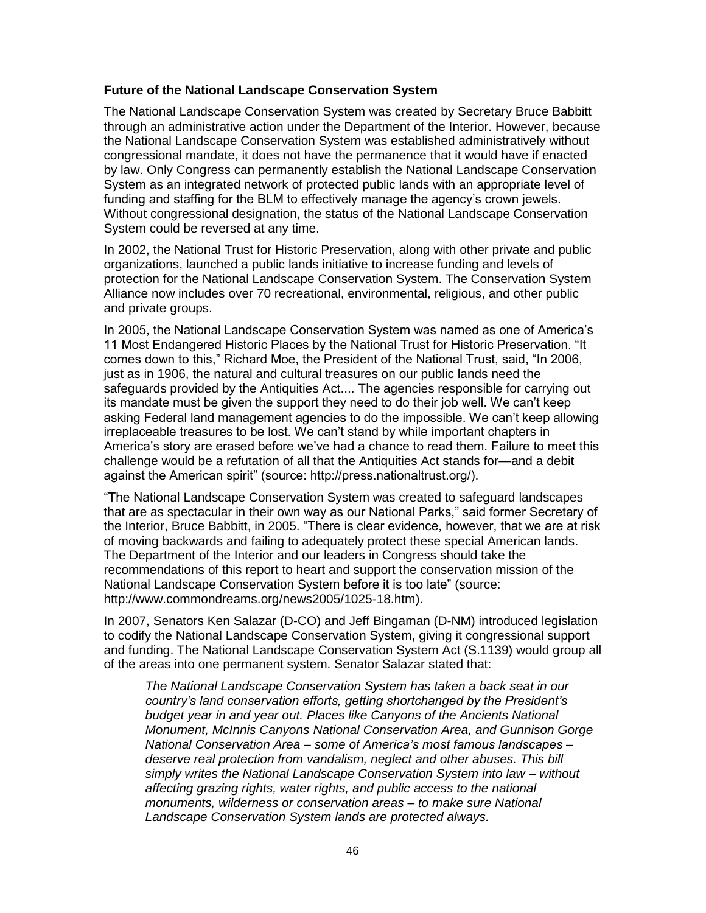**Future of the National Landscape Conservation System**

The National Landscape Conservation System was created by Secretary Bruce Babbitt through an administrative action under the Department of the Interior. However, because the National Landscape Conservation System was established administratively without congressional mandate, it does not have the permanence that it would have if enacted by law. Only Congress can permanently establish the National Landscape Conservation System as an integrated network of protected public lands with an appropriate level of funding and staffing for the BLM to effectively manage the agency's crown jewels. Without congressional designation, the status of the National Landscape Conservation System could be reversed at any time.

In 2002, the National Trust for Historic Preservation, along with other private and public organizations, launched a public lands initiative to increase funding and levels of protection for the National Landscape Conservation System. The Conservation System Alliance now includes over 70 recreational, environmental, religious, and other public and private groups.

In 2005, the National Landscape Conservation System was named as one of America's 11 Most Endangered Historic Places by the National Trust for Historic Preservation. "It comes down to this," Richard Moe, the President of the National Trust, said, "In 2006, just as in 1906, the natural and cultural treasures on our public lands need the safeguards provided by the Antiquities Act.... The agencies responsible for carrying out its mandate must be given the support they need to do their job well. We can't keep asking Federal land management agencies to do the impossible. We can't keep allowing irreplaceable treasures to be lost. We can't stand by while important chapters in America's story are erased before we've had a chance to read them. Failure to meet this challenge would be a refutation of all that the Antiquities Act stands for—and a debit against the American spirit" (source: http://press.nationaltrust.org/).

"The National Landscape Conservation System was created to safeguard landscapes that are as spectacular in their own way as our National Parks," said former Secretary of the Interior, Bruce Babbitt, in 2005. "There is clear evidence, however, that we are at risk of moving backwards and failing to adequately protect these special American lands. The Department of the Interior and our leaders in Congress should take the recommendations of this report to heart and support the conservation mission of the National Landscape Conservation System before it is too late" (source: http://www.commondreams.org/news2005/1025-18.htm).

In 2007, Senators Ken Salazar (D-CO) and Jeff Bingaman (D-NM) introduced legislation to codify the National Landscape Conservation System, giving it congressional support and funding. The National Landscape Conservation System Act (S.1139) would group all of the areas into one permanent system. Senator Salazar stated that:

> *The National Landscape Conservation System has taken a back seat in our country's land conservation efforts, getting shortchanged by the President's budget year in and year out. Places like Canyons of the Ancients National Monument, McInnis Canyons National Conservation Area, and Gunnison Gorge National Conservation Area – some of America's most famous landscapes – deserve real protection from vandalism, neglect and other abuses. This bill simply writes the National Landscape Conservation System into law – without affecting grazing rights, water rights, and public access to the national monuments, wilderness or conservation areas – to make sure National Landscape Conservation System lands are protected always.*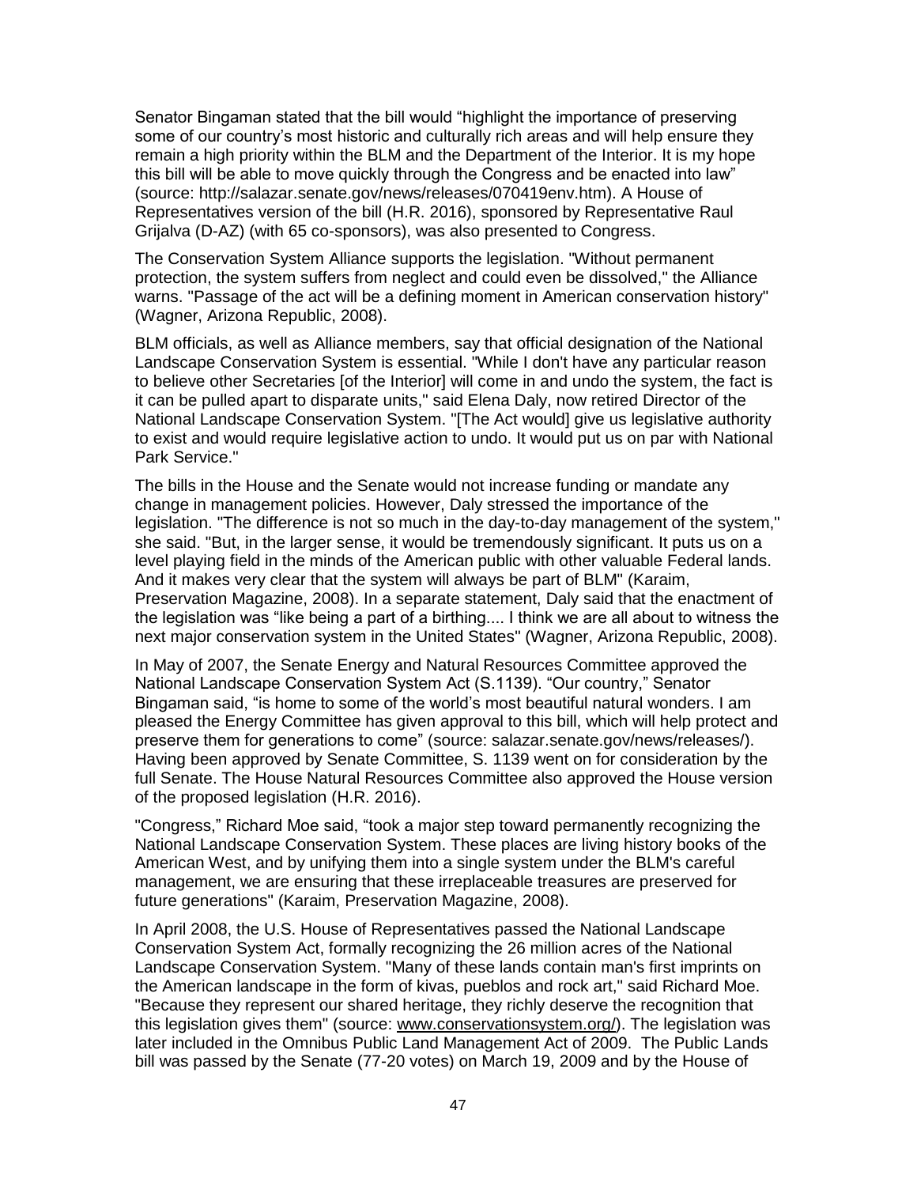Senator Bingaman stated that the bill would "highlight the importance of preserving some of our country's most historic and culturally rich areas and will help ensure they remain a high priority within the BLM and the Department of the Interior. It is my hope this bill will be able to move quickly through the Congress and be enacted into law" (source: http://salazar.senate.gov/news/releases/070419env.htm). A House of Representatives version of the bill (H.R. 2016), sponsored by Representative Raul Grijalva (D-AZ) (with 65 co-sponsors), was also presented to Congress.

The Conservation System Alliance supports the legislation. "Without permanent protection, the system suffers from neglect and could even be dissolved," the Alliance warns. "Passage of the act will be a defining moment in American conservation history" (Wagner, Arizona Republic, 2008).

BLM officials, as well as Alliance members, say that official designation of the National Landscape Conservation System is essential. "While I don't have any particular reason to believe other Secretaries [of the Interior] will come in and undo the system, the fact is it can be pulled apart to disparate units," said Elena Daly, now retired Director of the National Landscape Conservation System. "[The Act would] give us legislative authority to exist and would require legislative action to undo. It would put us on par with National Park Service."

The bills in the House and the Senate would not increase funding or mandate any change in management policies. However, Daly stressed the importance of the legislation. "The difference is not so much in the day-to-day management of the system," she said. "But, in the larger sense, it would be tremendously significant. It puts us on a level playing field in the minds of the American public with other valuable Federal lands. And it makes very clear that the system will always be part of BLM" (Karaim, Preservation Magazine, 2008). In a separate statement, Daly said that the enactment of the legislation was "like being a part of a birthing.... I think we are all about to witness the next major conservation system in the United States" (Wagner, Arizona Republic, 2008).

In May of 2007, the Senate Energy and Natural Resources Committee approved the National Landscape Conservation System Act (S.1139). "Our country," Senator Bingaman said, "is home to some of the world's most beautiful natural wonders. I am pleased the Energy Committee has given approval to this bill, which will help protect and preserve them for generations to come" (source: salazar.senate.gov/news/releases/). Having been approved by Senate Committee, S. 1139 went on for consideration by the full Senate. The House Natural Resources Committee also approved the House version of the proposed legislation (H.R. 2016).

"Congress," Richard Moe said, "took a major step toward permanently recognizing the National Landscape Conservation System. These places are living history books of the American West, and by unifying them into a single system under the BLM's careful management, we are ensuring that these irreplaceable treasures are preserved for future generations" (Karaim, Preservation Magazine, 2008).

In April 2008, the U.S. House of Representatives passed the National Landscape Conservation System Act, formally recognizing the 26 million acres of the National Landscape Conservation System. "Many of these lands contain man's first imprints on the American landscape in the form of kivas, pueblos and rock art," said Richard Moe. "Because they represent our shared heritage, they richly deserve the recognition that this legislation gives them" (source: www.conservationsystem.org/). The legislation was later included in the Omnibus Public Land Management Act of 2009. The Public Lands bill was passed by the Senate (77-20 votes) on March 19, 2009 and by the House of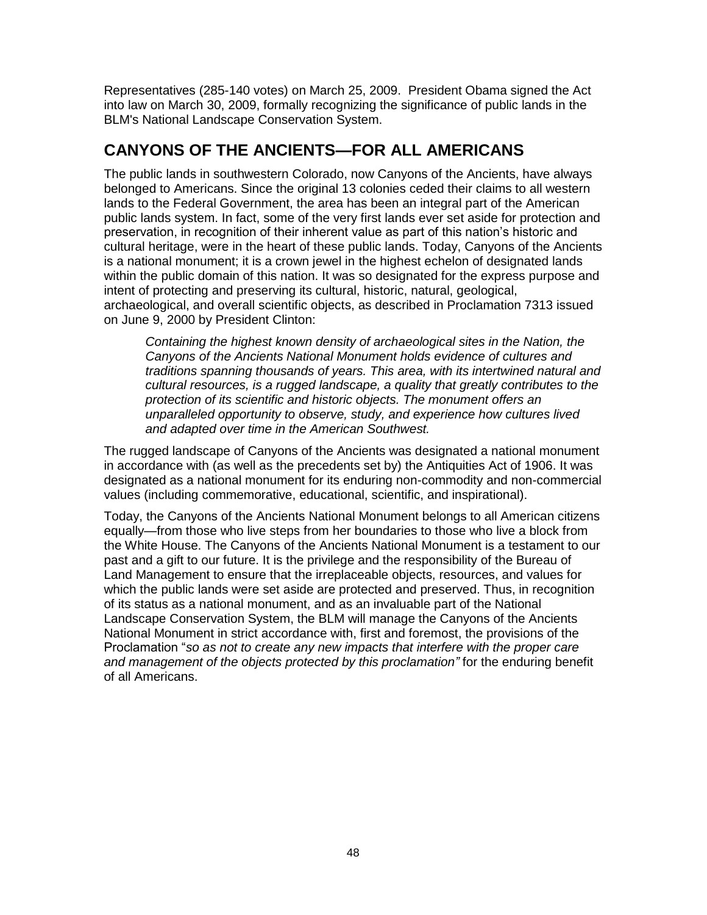Representatives (285-140 votes) on March 25, 2009. President Obama signed the Act into law on March 30, 2009, formally recognizing the significance of public lands in the BLM's National Landscape Conservation System.

## CANYONS OF THE ANCIENTS—FOR ALL AMERICANS

The public lands in southwestern Colorado, now Canyons of the Ancients, have always belonged to Americans. Since the original 13 colonies ceded their claims to all western lands to the Federal Government, the area has been an integral part of the American public lands system. In fact, some of the very first lands ever set aside for protection and preservation, in recognition of their inherent value as part of this nation's historic and cultural heritage, were in the heart of these public lands. Today, Canyons of the Ancients is a national monument; it is a crown jewel in the highest echelon of designated lands within the public domain of this nation. It was so designated for the express purpose and intent of protecting and preserving its cultural, historic, natural, geological, archaeological, and overall scientific objects, as described in Proclamation 7313 issued on June 9, 2000 by President Clinton:

> *Containing the highest known density of archaeological sites in the Nation, the Canyons of the Ancients National Monument holds evidence of cultures and traditions spanning thousands of years. This area, with its intertwined natural and cultural resources, is a rugged landscape, a quality that greatly contributes to the protection of its scientific and historic objects. The monument offers an unparalleled opportunity to observe, study, and experience how cultures lived and adapted over time in the American Southwest.*

The rugged landscape of Canyons of the Ancients was designated a national monument in accordance with (as well as the precedents set by) the Antiquities Act of 1906. It was designated as a national monument for its enduring non-commodity and non-commercial values (including commemorative, educational, scientific, and inspirational).

Today, the Canyons of the Ancients National Monument belongs to all American citizens equally—from those who live steps from her boundaries to those who live a block from the White House. The Canyons of the Ancients National Monument is a testament to our past and a gift to our future. It is the privilege and the responsibility of the Bureau of Land Management to ensure that the irreplaceable objects, resources, and values for which the public lands were set aside are protected and preserved. Thus, in recognition of its status as a national monument, and as an invaluable part of the National Landscape Conservation System, the BLM will manage the Canyons of the Ancients National Monument in strict accordance with, first and foremost, the provisions of the Proclamation "*so as not to create any new impacts that interfere with the proper care and management of the objects protected by this proclamation"* for the enduring benefit of all Americans.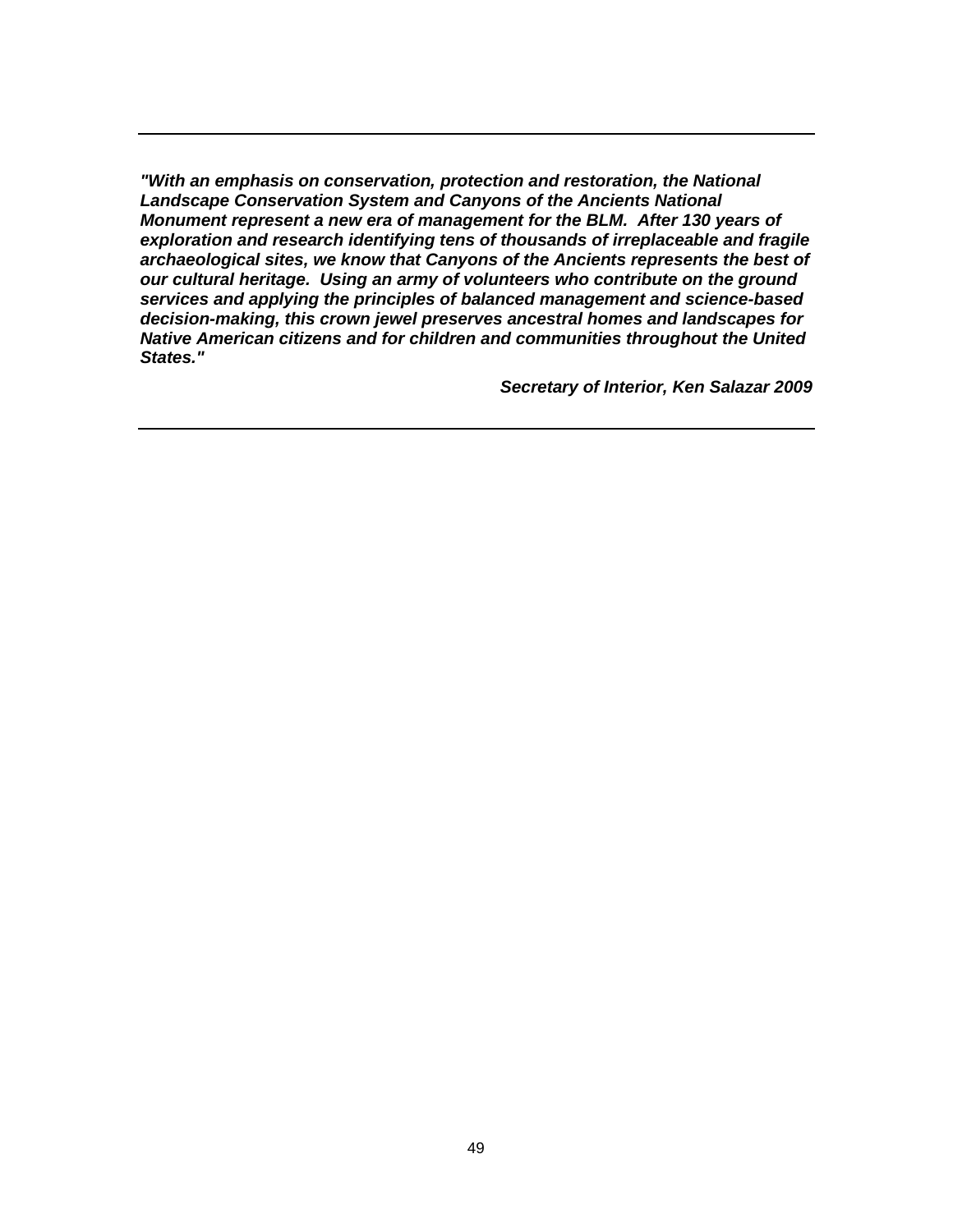---

***"With an emphasis on conservation, protection and restoration, the National Landscape Conservation System and Canyons of the Ancients National Monument represent a new era of management for the BLM. After 130 years of exploration and research identifying tens of thousands of irreplaceable and fragile archaeological sites, we know that Canyons of the Ancients represents the best of our cultural heritage. Using an army of volunteers who contribute on the ground services and applying the principles of balanced management and science-based decision-making, this crown jewel preserves ancestral homes and landscapes for Native American citizens and for children and communities throughout the United States."***

***Secretary of Interior, Ken Salazar 2009***

---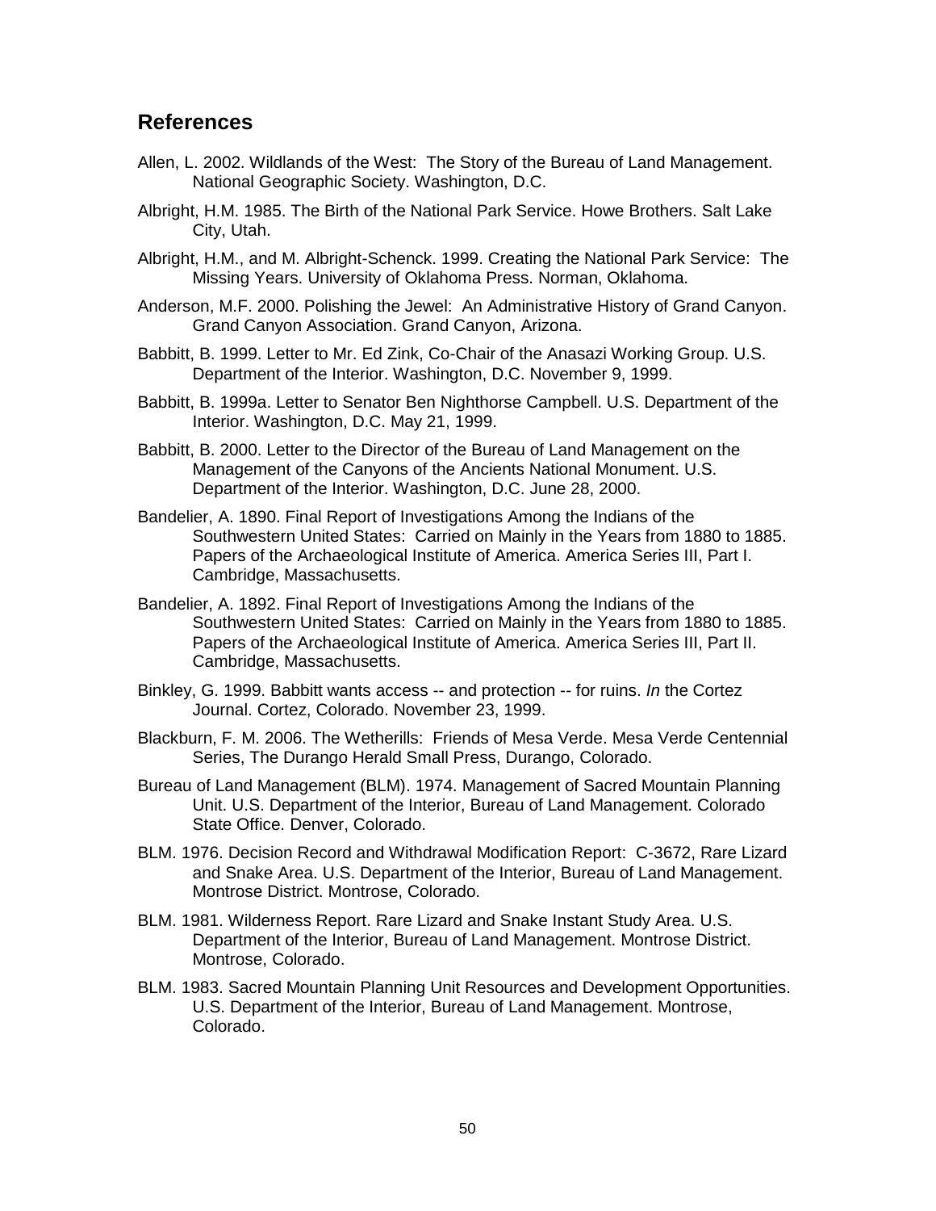## References

Allen, L. 2002. Wildlands of the West: The Story of the Bureau of Land Management. National Geographic Society. Washington, D.C.

Albright, H.M. 1985. The Birth of the National Park Service. Howe Brothers. Salt Lake City, Utah.

Albright, H.M., and M. Albright-Schenck. 1999. Creating the National Park Service: The Missing Years. University of Oklahoma Press. Norman, Oklahoma.

Anderson, M.F. 2000. Polishing the Jewel: An Administrative History of Grand Canyon. Grand Canyon Association. Grand Canyon, Arizona.

Babbitt, B. 1999. Letter to Mr. Ed Zink, Co-Chair of the Anasazi Working Group. U.S. Department of the Interior. Washington, D.C. November 9, 1999.

Babbitt, B. 1999a. Letter to Senator Ben Nighthorse Campbell. U.S. Department of the Interior. Washington, D.C. May 21, 1999.

Babbitt, B. 2000. Letter to the Director of the Bureau of Land Management on the Management of the Canyons of the Ancients National Monument. U.S. Department of the Interior. Washington, D.C. June 28, 2000.

Bandelier, A. 1890. Final Report of Investigations Among the Indians of the Southwestern United States: Carried on Mainly in the Years from 1880 to 1885. Papers of the Archaeological Institute of America. America Series III, Part I. Cambridge, Massachusetts.

Bandelier, A. 1892. Final Report of Investigations Among the Indians of the Southwestern United States: Carried on Mainly in the Years from 1880 to 1885. Papers of the Archaeological Institute of America. America Series III, Part II. Cambridge, Massachusetts.

Binkley, G. 1999. Babbitt wants access -- and protection -- for ruins. *In* the Cortez Journal. Cortez, Colorado. November 23, 1999.

Blackburn, F. M. 2006. The Wetherills: Friends of Mesa Verde. Mesa Verde Centennial Series, The Durango Herald Small Press, Durango, Colorado.

Bureau of Land Management (BLM). 1974. Management of Sacred Mountain Planning Unit. U.S. Department of the Interior, Bureau of Land Management. Colorado State Office. Denver, Colorado.

BLM. 1976. Decision Record and Withdrawal Modification Report: C-3672, Rare Lizard and Snake Area. U.S. Department of the Interior, Bureau of Land Management. Montrose District. Montrose, Colorado.

BLM. 1981. Wilderness Report. Rare Lizard and Snake Instant Study Area. U.S. Department of the Interior, Bureau of Land Management. Montrose District. Montrose, Colorado.

BLM. 1983. Sacred Mountain Planning Unit Resources and Development Opportunities. U.S. Department of the Interior, Bureau of Land Management. Montrose, Colorado.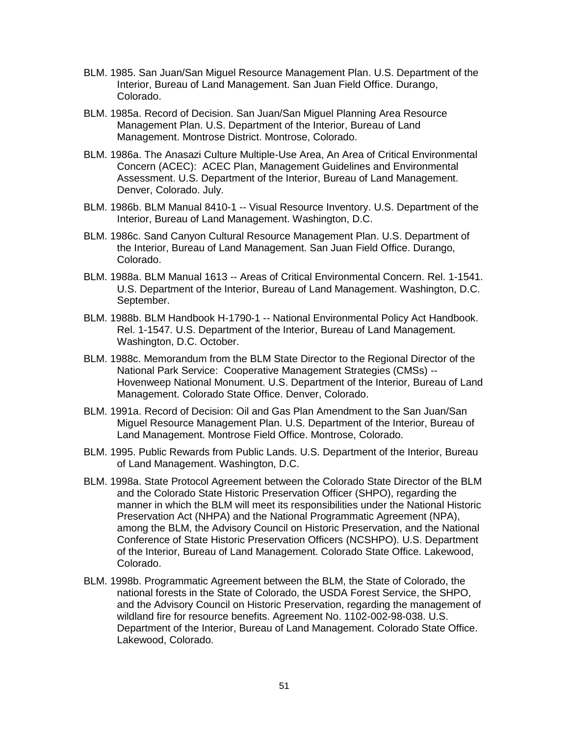BLM. 1985. San Juan/San Miguel Resource Management Plan. U.S. Department of the Interior, Bureau of Land Management. San Juan Field Office. Durango, Colorado.

BLM. 1985a. Record of Decision. San Juan/San Miguel Planning Area Resource Management Plan. U.S. Department of the Interior, Bureau of Land Management. Montrose District. Montrose, Colorado.

BLM. 1986a. The Anasazi Culture Multiple-Use Area, An Area of Critical Environmental Concern (ACEC): ACEC Plan, Management Guidelines and Environmental Assessment. U.S. Department of the Interior, Bureau of Land Management. Denver, Colorado. July.

BLM. 1986b. BLM Manual 8410-1 -- Visual Resource Inventory. U.S. Department of the Interior, Bureau of Land Management. Washington, D.C.

BLM. 1986c. Sand Canyon Cultural Resource Management Plan. U.S. Department of the Interior, Bureau of Land Management. San Juan Field Office. Durango, Colorado.

BLM. 1988a. BLM Manual 1613 -- Areas of Critical Environmental Concern. Rel. 1-1541. U.S. Department of the Interior, Bureau of Land Management. Washington, D.C. September.

BLM. 1988b. BLM Handbook H-1790-1 -- National Environmental Policy Act Handbook. Rel. 1-1547. U.S. Department of the Interior, Bureau of Land Management. Washington, D.C. October.

BLM. 1988c. Memorandum from the BLM State Director to the Regional Director of the National Park Service: Cooperative Management Strategies (CMSs) -- Hovenweep National Monument. U.S. Department of the Interior, Bureau of Land Management. Colorado State Office. Denver, Colorado.

BLM. 1991a. Record of Decision: Oil and Gas Plan Amendment to the San Juan/San Miguel Resource Management Plan. U.S. Department of the Interior, Bureau of Land Management. Montrose Field Office. Montrose, Colorado.

BLM. 1995. Public Rewards from Public Lands. U.S. Department of the Interior, Bureau of Land Management. Washington, D.C.

BLM. 1998a. State Protocol Agreement between the Colorado State Director of the BLM and the Colorado State Historic Preservation Officer (SHPO), regarding the manner in which the BLM will meet its responsibilities under the National Historic Preservation Act (NHPA) and the National Programmatic Agreement (NPA), among the BLM, the Advisory Council on Historic Preservation, and the National Conference of State Historic Preservation Officers (NCSHPO). U.S. Department of the Interior, Bureau of Land Management. Colorado State Office. Lakewood, Colorado.

BLM. 1998b. Programmatic Agreement between the BLM, the State of Colorado, the national forests in the State of Colorado, the USDA Forest Service, the SHPO, and the Advisory Council on Historic Preservation, regarding the management of wildland fire for resource benefits. Agreement No. 1102-002-98-038. U.S. Department of the Interior, Bureau of Land Management. Colorado State Office. Lakewood, Colorado.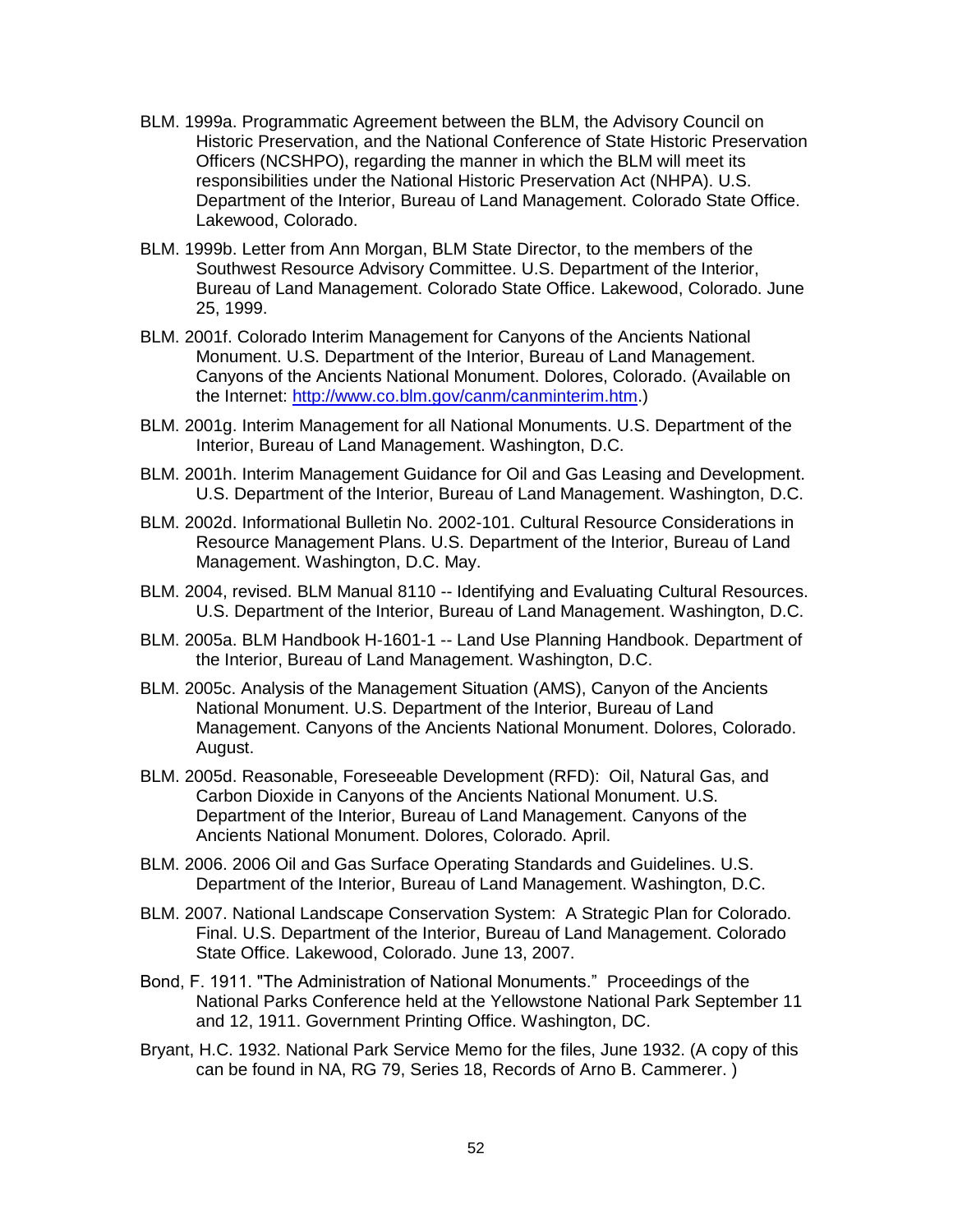BLM. 1999a. Programmatic Agreement between the BLM, the Advisory Council on Historic Preservation, and the National Conference of State Historic Preservation Officers (NCSHPO), regarding the manner in which the BLM will meet its responsibilities under the National Historic Preservation Act (NHPA). U.S. Department of the Interior, Bureau of Land Management. Colorado State Office. Lakewood, Colorado.

BLM. 1999b. Letter from Ann Morgan, BLM State Director, to the members of the Southwest Resource Advisory Committee. U.S. Department of the Interior, Bureau of Land Management. Colorado State Office. Lakewood, Colorado. June 25, 1999.

BLM. 2001f. Colorado Interim Management for Canyons of the Ancients National Monument. U.S. Department of the Interior, Bureau of Land Management. Canyons of the Ancients National Monument. Dolores, Colorado. (Available on the Internet: http://www.co.blm.gov/canm/canminterim.htm.)

BLM. 2001g. Interim Management for all National Monuments. U.S. Department of the Interior, Bureau of Land Management. Washington, D.C.

BLM. 2001h. Interim Management Guidance for Oil and Gas Leasing and Development. U.S. Department of the Interior, Bureau of Land Management. Washington, D.C.

BLM. 2002d. Informational Bulletin No. 2002-101. Cultural Resource Considerations in Resource Management Plans. U.S. Department of the Interior, Bureau of Land Management. Washington, D.C. May.

BLM. 2004, revised. BLM Manual 8110 -- Identifying and Evaluating Cultural Resources. U.S. Department of the Interior, Bureau of Land Management. Washington, D.C.

BLM. 2005a. BLM Handbook H-1601-1 -- Land Use Planning Handbook. Department of the Interior, Bureau of Land Management. Washington, D.C.

BLM. 2005c. Analysis of the Management Situation (AMS), Canyon of the Ancients National Monument. U.S. Department of the Interior, Bureau of Land Management. Canyons of the Ancients National Monument. Dolores, Colorado. August.

BLM. 2005d. Reasonable, Foreseeable Development (RFD): Oil, Natural Gas, and Carbon Dioxide in Canyons of the Ancients National Monument. U.S. Department of the Interior, Bureau of Land Management. Canyons of the Ancients National Monument. Dolores, Colorado. April.

BLM. 2006. 2006 Oil and Gas Surface Operating Standards and Guidelines. U.S. Department of the Interior, Bureau of Land Management. Washington, D.C.

BLM. 2007. National Landscape Conservation System: A Strategic Plan for Colorado. Final. U.S. Department of the Interior, Bureau of Land Management. Colorado State Office. Lakewood, Colorado. June 13, 2007.

Bond, F. 1911. "The Administration of National Monuments." Proceedings of the National Parks Conference held at the Yellowstone National Park September 11 and 12, 1911. Government Printing Office. Washington, DC.

Bryant, H.C. 1932. National Park Service Memo for the files, June 1932. (A copy of this can be found in NA, RG 79, Series 18, Records of Arno B. Cammerer. )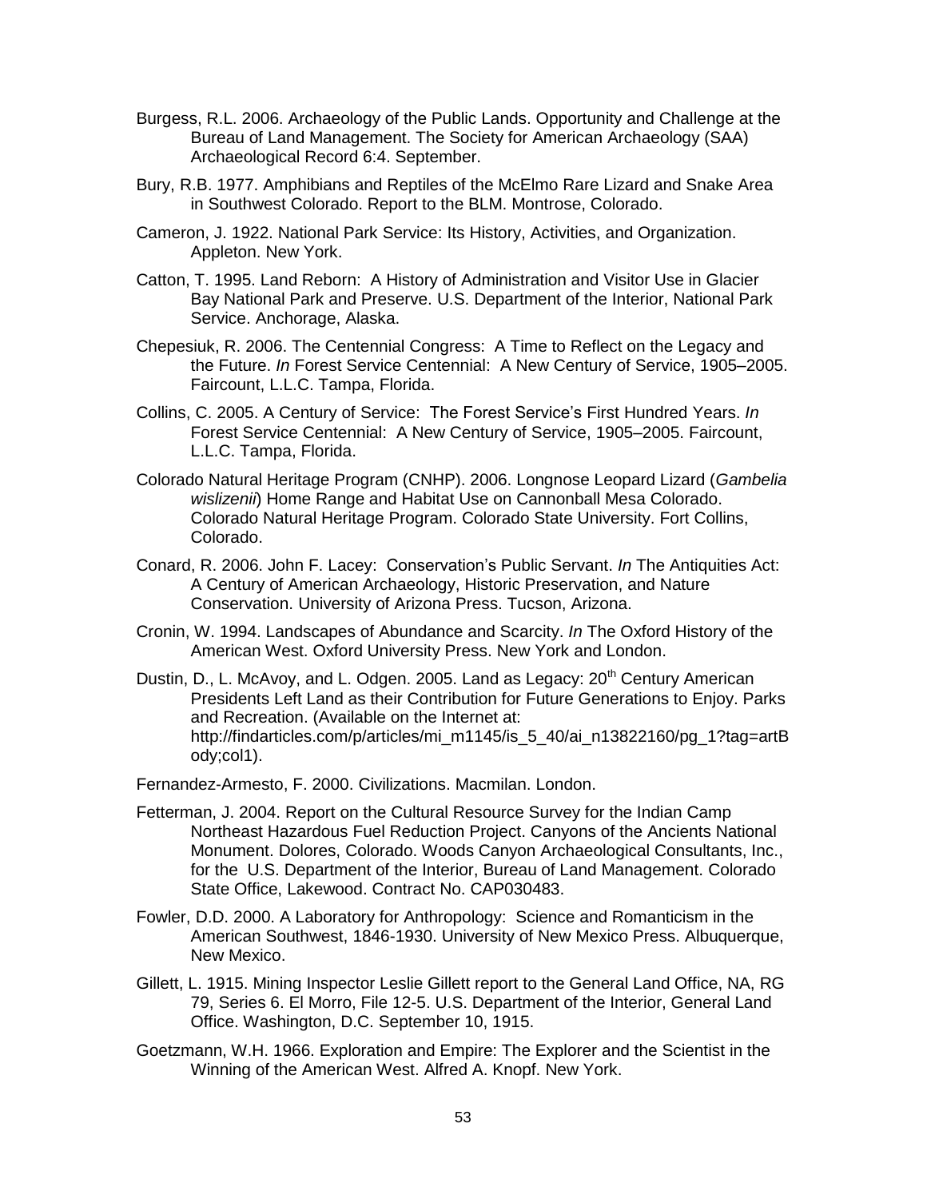Burgess, R.L. 2006. Archaeology of the Public Lands. Opportunity and Challenge at the Bureau of Land Management. The Society for American Archaeology (SAA) Archaeological Record 6:4. September.

Bury, R.B. 1977. Amphibians and Reptiles of the McElmo Rare Lizard and Snake Area in Southwest Colorado. Report to the BLM. Montrose, Colorado.

Cameron, J. 1922. National Park Service: Its History, Activities, and Organization. Appleton. New York.

Catton, T. 1995. Land Reborn: A History of Administration and Visitor Use in Glacier Bay National Park and Preserve. U.S. Department of the Interior, National Park Service. Anchorage, Alaska.

Chepesiuk, R. 2006. The Centennial Congress: A Time to Reflect on the Legacy and the Future. *In* Forest Service Centennial: A New Century of Service, 1905–2005. Faircount, L.L.C. Tampa, Florida.

Collins, C. 2005. A Century of Service: The Forest Service's First Hundred Years. *In* Forest Service Centennial: A New Century of Service, 1905–2005. Faircount, L.L.C. Tampa, Florida.

Colorado Natural Heritage Program (CNHP). 2006. Longnose Leopard Lizard (*Gambelia wislizenii*) Home Range and Habitat Use on Cannonball Mesa Colorado. Colorado Natural Heritage Program. Colorado State University. Fort Collins, Colorado.

Conard, R. 2006. John F. Lacey: Conservation's Public Servant. *In* The Antiquities Act: A Century of American Archaeology, Historic Preservation, and Nature Conservation. University of Arizona Press. Tucson, Arizona.

Cronin, W. 1994. Landscapes of Abundance and Scarcity. *In* The Oxford History of the American West. Oxford University Press. New York and London.

Dustin, D., L. McAvoy, and L. Odgen. 2005. Land as Legacy: 20th Century American Presidents Left Land as their Contribution for Future Generations to Enjoy. Parks and Recreation. (Available on the Internet at: http://findarticles.com/p/articles/mi_m1145/is_5_40/ai_n13822160/pg_1?tag=artBody;col1).

Fernandez-Armesto, F. 2000. Civilizations. Macmilan. London.

Fetterman, J. 2004. Report on the Cultural Resource Survey for the Indian Camp Northeast Hazardous Fuel Reduction Project. Canyons of the Ancients National Monument. Dolores, Colorado. Woods Canyon Archaeological Consultants, Inc., for the U.S. Department of the Interior, Bureau of Land Management. Colorado State Office, Lakewood. Contract No. CAP030483.

Fowler, D.D. 2000. A Laboratory for Anthropology: Science and Romanticism in the American Southwest, 1846-1930. University of New Mexico Press. Albuquerque, New Mexico.

Gillett, L. 1915. Mining Inspector Leslie Gillett report to the General Land Office, NA, RG 79, Series 6. El Morro, File 12-5. U.S. Department of the Interior, General Land Office. Washington, D.C. September 10, 1915.

Goetzmann, W.H. 1966. Exploration and Empire: The Explorer and the Scientist in the Winning of the American West. Alfred A. Knopf. New York.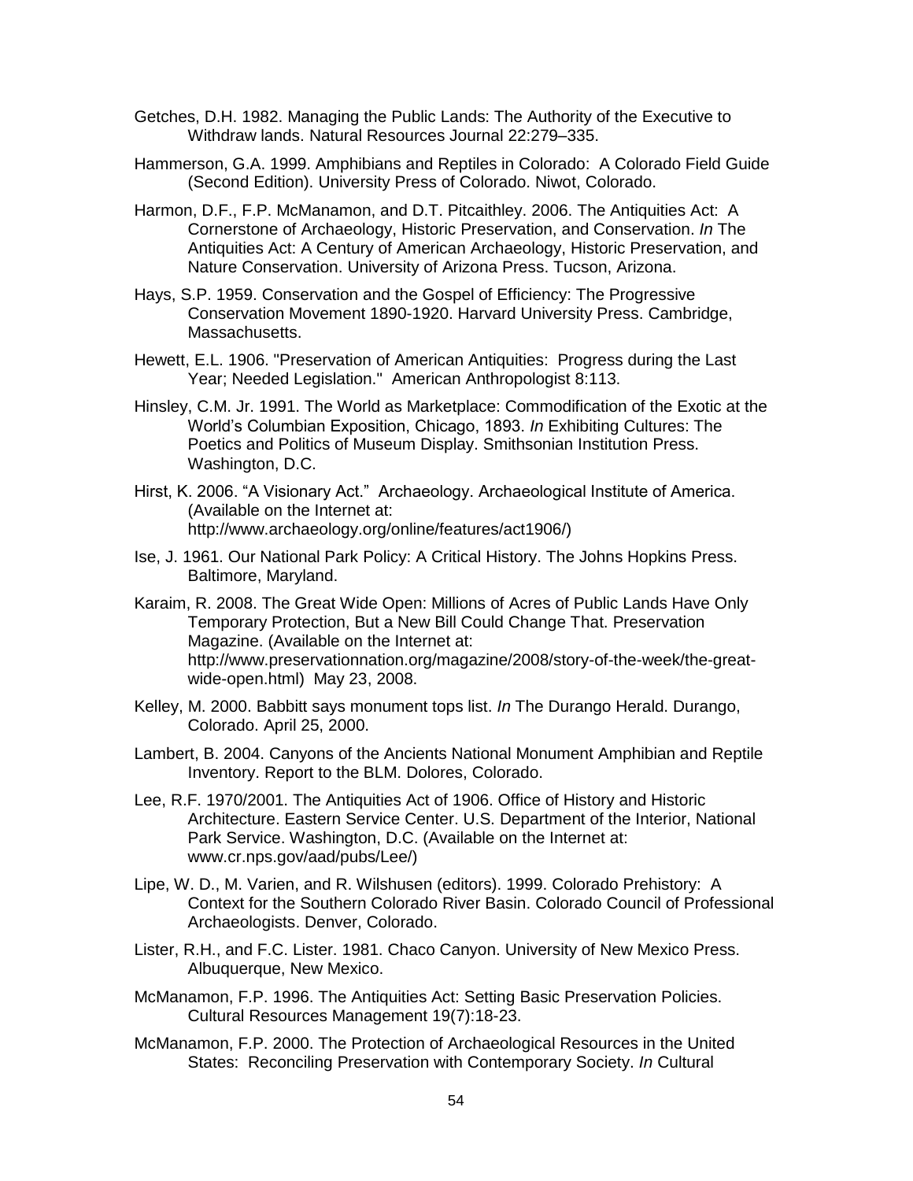Getches, D.H. 1982. Managing the Public Lands: The Authority of the Executive to Withdraw lands. Natural Resources Journal 22:279–335.

Hammerson, G.A. 1999. Amphibians and Reptiles in Colorado: A Colorado Field Guide (Second Edition). University Press of Colorado. Niwot, Colorado.

Harmon, D.F., F.P. McManamon, and D.T. Pitcaithley. 2006. The Antiquities Act: A Cornerstone of Archaeology, Historic Preservation, and Conservation. *In* The Antiquities Act: A Century of American Archaeology, Historic Preservation, and Nature Conservation. University of Arizona Press. Tucson, Arizona.

Hays, S.P. 1959. Conservation and the Gospel of Efficiency: The Progressive Conservation Movement 1890-1920. Harvard University Press. Cambridge, Massachusetts.

Hewett, E.L. 1906. "Preservation of American Antiquities: Progress during the Last Year; Needed Legislation." American Anthropologist 8:113.

Hinsley, C.M. Jr. 1991. The World as Marketplace: Commodification of the Exotic at the World's Columbian Exposition, Chicago, 1893. *In* Exhibiting Cultures: The Poetics and Politics of Museum Display. Smithsonian Institution Press. Washington, D.C.

Hirst, K. 2006. "A Visionary Act." Archaeology. Archaeological Institute of America. (Available on the Internet at: http://www.archaeology.org/online/features/act1906/)

Ise, J. 1961. Our National Park Policy: A Critical History. The Johns Hopkins Press. Baltimore, Maryland.

Karaim, R. 2008. The Great Wide Open: Millions of Acres of Public Lands Have Only Temporary Protection, But a New Bill Could Change That. Preservation Magazine. (Available on the Internet at: http://www.preservationnation.org/magazine/2008/story-of-the-week/the-great-wide-open.html) May 23, 2008.

Kelley, M. 2000. Babbitt says monument tops list. *In* The Durango Herald. Durango, Colorado. April 25, 2000.

Lambert, B. 2004. Canyons of the Ancients National Monument Amphibian and Reptile Inventory. Report to the BLM. Dolores, Colorado.

Lee, R.F. 1970/2001. The Antiquities Act of 1906. Office of History and Historic Architecture. Eastern Service Center. U.S. Department of the Interior, National Park Service. Washington, D.C. (Available on the Internet at: www.cr.nps.gov/aad/pubs/Lee/)

Lipe, W. D., M. Varien, and R. Wilshusen (editors). 1999. Colorado Prehistory: A Context for the Southern Colorado River Basin. Colorado Council of Professional Archaeologists. Denver, Colorado.

Lister, R.H., and F.C. Lister. 1981. Chaco Canyon. University of New Mexico Press. Albuquerque, New Mexico.

McManamon, F.P. 1996. The Antiquities Act: Setting Basic Preservation Policies. Cultural Resources Management 19(7):18-23.

McManamon, F.P. 2000. The Protection of Archaeological Resources in the United States: Reconciling Preservation with Contemporary Society. *In* Cultural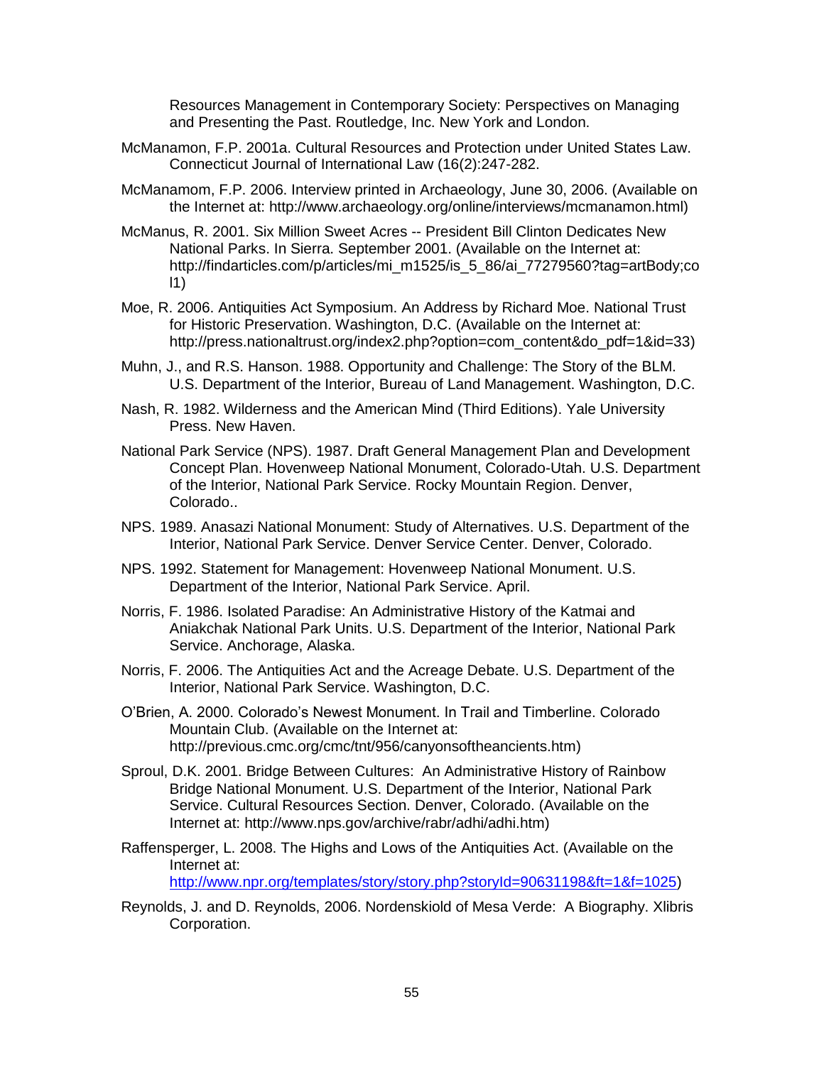Resources Management in Contemporary Society: Perspectives on Managing and Presenting the Past. Routledge, Inc. New York and London.

McManamon, F.P. 2001a. Cultural Resources and Protection under United States Law. Connecticut Journal of International Law (16(2):247-282.

McManamom, F.P. 2006. Interview printed in Archaeology, June 30, 2006. (Available on the Internet at: http://www.archaeology.org/online/interviews/mcmanamon.html)

McManus, R. 2001. Six Million Sweet Acres -- President Bill Clinton Dedicates New National Parks. In Sierra. September 2001. (Available on the Internet at: http://findarticles.com/p/articles/mi_m1525/is_5_86/ai_77279560?tag=artBody;col1)

Moe, R. 2006. Antiquities Act Symposium. An Address by Richard Moe. National Trust for Historic Preservation. Washington, D.C. (Available on the Internet at: http://press.nationaltrust.org/index2.php?option=com_content&do_pdf=1&id=33)

Muhn, J., and R.S. Hanson. 1988. Opportunity and Challenge: The Story of the BLM. U.S. Department of the Interior, Bureau of Land Management. Washington, D.C.

Nash, R. 1982. Wilderness and the American Mind (Third Editions). Yale University Press. New Haven.

National Park Service (NPS). 1987. Draft General Management Plan and Development Concept Plan. Hovenweep National Monument, Colorado-Utah. U.S. Department of the Interior, National Park Service. Rocky Mountain Region. Denver, Colorado..

NPS. 1989. Anasazi National Monument: Study of Alternatives. U.S. Department of the Interior, National Park Service. Denver Service Center. Denver, Colorado.

NPS. 1992. Statement for Management: Hovenweep National Monument. U.S. Department of the Interior, National Park Service. April.

Norris, F. 1986. Isolated Paradise: An Administrative History of the Katmai and Aniakchak National Park Units. U.S. Department of the Interior, National Park Service. Anchorage, Alaska.

Norris, F. 2006. The Antiquities Act and the Acreage Debate. U.S. Department of the Interior, National Park Service. Washington, D.C.

O'Brien, A. 2000. Colorado's Newest Monument. In Trail and Timberline. Colorado Mountain Club. (Available on the Internet at: http://previous.cmc.org/cmc/tnt/956/canyonsoftheancients.htm)

Sproul, D.K. 2001. Bridge Between Cultures: An Administrative History of Rainbow Bridge National Monument. U.S. Department of the Interior, National Park Service. Cultural Resources Section. Denver, Colorado. (Available on the Internet at: http://www.nps.gov/archive/rabr/adhi/adhi.htm)

Raffensperger, L. 2008. The Highs and Lows of the Antiquities Act. (Available on the Internet at: http://www.npr.org/templates/story/story.php?storyId=90631198&ft=1&f=1025)

Reynolds, J. and D. Reynolds, 2006. Nordenskiold of Mesa Verde: A Biography. Xlibris Corporation.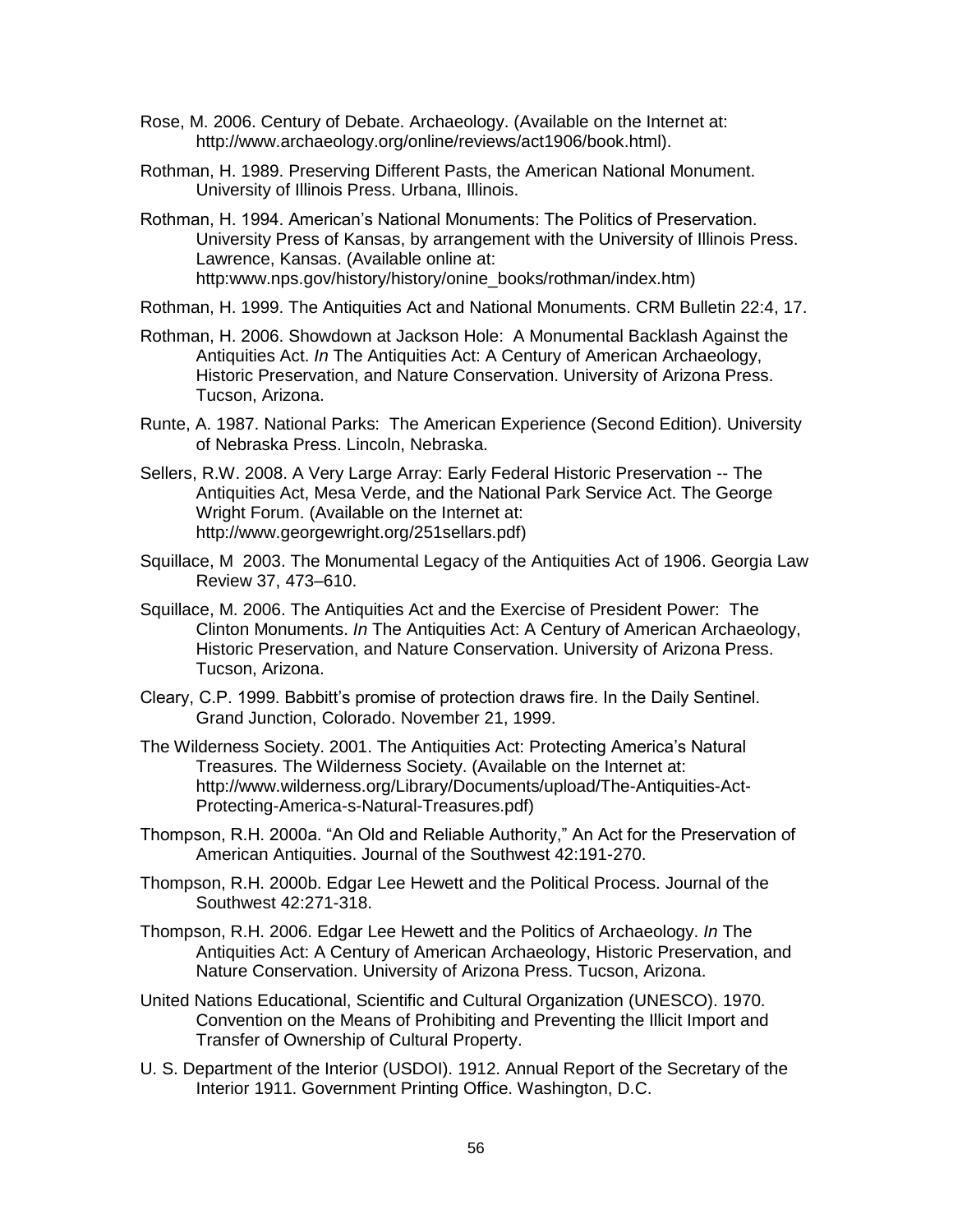Rose, M. 2006. Century of Debate. Archaeology. (Available on the Internet at: http://www.archaeology.org/online/reviews/act1906/book.html).

Rothman, H. 1989. Preserving Different Pasts, the American National Monument. University of Illinois Press. Urbana, Illinois.

Rothman, H. 1994. American's National Monuments: The Politics of Preservation. University Press of Kansas, by arrangement with the University of Illinois Press. Lawrence, Kansas. (Available online at: http:www.nps.gov/history/history/onine_books/rothman/index.htm)

Rothman, H. 1999. The Antiquities Act and National Monuments. CRM Bulletin 22:4, 17.

Rothman, H. 2006. Showdown at Jackson Hole: A Monumental Backlash Against the Antiquities Act. *In* The Antiquities Act: A Century of American Archaeology, Historic Preservation, and Nature Conservation. University of Arizona Press. Tucson, Arizona.

Runte, A. 1987. National Parks: The American Experience (Second Edition). University of Nebraska Press. Lincoln, Nebraska.

Sellers, R.W. 2008. A Very Large Array: Early Federal Historic Preservation -- The Antiquities Act, Mesa Verde, and the National Park Service Act. The George Wright Forum. (Available on the Internet at: http://www.georgewright.org/251sellars.pdf)

Squillace, M 2003. The Monumental Legacy of the Antiquities Act of 1906. Georgia Law Review 37, 473–610.

Squillace, M. 2006. The Antiquities Act and the Exercise of President Power: The Clinton Monuments. *In* The Antiquities Act: A Century of American Archaeology, Historic Preservation, and Nature Conservation. University of Arizona Press. Tucson, Arizona.

Cleary, C.P. 1999. Babbitt's promise of protection draws fire. In the Daily Sentinel. Grand Junction, Colorado. November 21, 1999.

The Wilderness Society. 2001. The Antiquities Act: Protecting America's Natural Treasures. The Wilderness Society. (Available on the Internet at: http://www.wilderness.org/Library/Documents/upload/The-Antiquities-Act-Protecting-America-s-Natural-Treasures.pdf)

Thompson, R.H. 2000a. "An Old and Reliable Authority," An Act for the Preservation of American Antiquities. Journal of the Southwest 42:191-270.

Thompson, R.H. 2000b. Edgar Lee Hewett and the Political Process. Journal of the Southwest 42:271-318.

Thompson, R.H. 2006. Edgar Lee Hewett and the Politics of Archaeology. *In* The Antiquities Act: A Century of American Archaeology, Historic Preservation, and Nature Conservation. University of Arizona Press. Tucson, Arizona.

United Nations Educational, Scientific and Cultural Organization (UNESCO). 1970. Convention on the Means of Prohibiting and Preventing the Illicit Import and Transfer of Ownership of Cultural Property.

U. S. Department of the Interior (USDOI). 1912. Annual Report of the Secretary of the Interior 1911. Government Printing Office. Washington, D.C.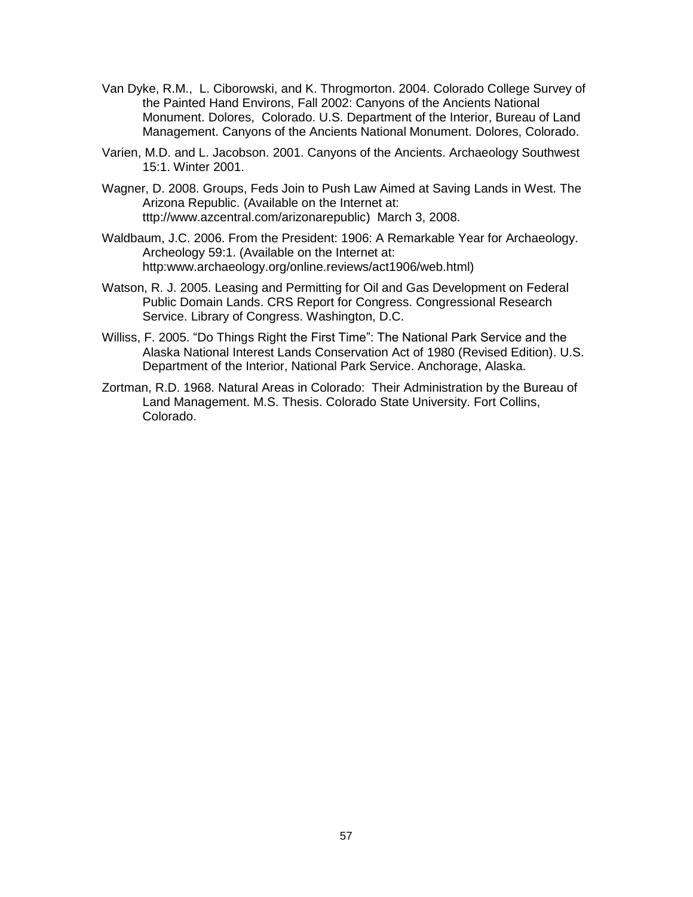Van Dyke, R.M., L. Ciborowski, and K. Throgmorton. 2004. Colorado College Survey of the Painted Hand Environs, Fall 2002: Canyons of the Ancients National Monument. Dolores, Colorado. U.S. Department of the Interior, Bureau of Land Management. Canyons of the Ancients National Monument. Dolores, Colorado.

Varien, M.D. and L. Jacobson. 2001. Canyons of the Ancients. Archaeology Southwest 15:1. Winter 2001.

Wagner, D. 2008. Groups, Feds Join to Push Law Aimed at Saving Lands in West. The Arizona Republic. (Available on the Internet at: tttp://www.azcentral.com/arizonarepublic) March 3, 2008.

Waldbaum, J.C. 2006. From the President: 1906: A Remarkable Year for Archaeology. Archeology 59:1. (Available on the Internet at: http:www.archaeology.org/online.reviews/act1906/web.html)

Watson, R. J. 2005. Leasing and Permitting for Oil and Gas Development on Federal Public Domain Lands. CRS Report for Congress. Congressional Research Service. Library of Congress. Washington, D.C.

Williss, F. 2005. "Do Things Right the First Time": The National Park Service and the Alaska National Interest Lands Conservation Act of 1980 (Revised Edition). U.S. Department of the Interior, National Park Service. Anchorage, Alaska.

Zortman, R.D. 1968. Natural Areas in Colorado: Their Administration by the Bureau of Land Management. M.S. Thesis. Colorado State University. Fort Collins, Colorado.